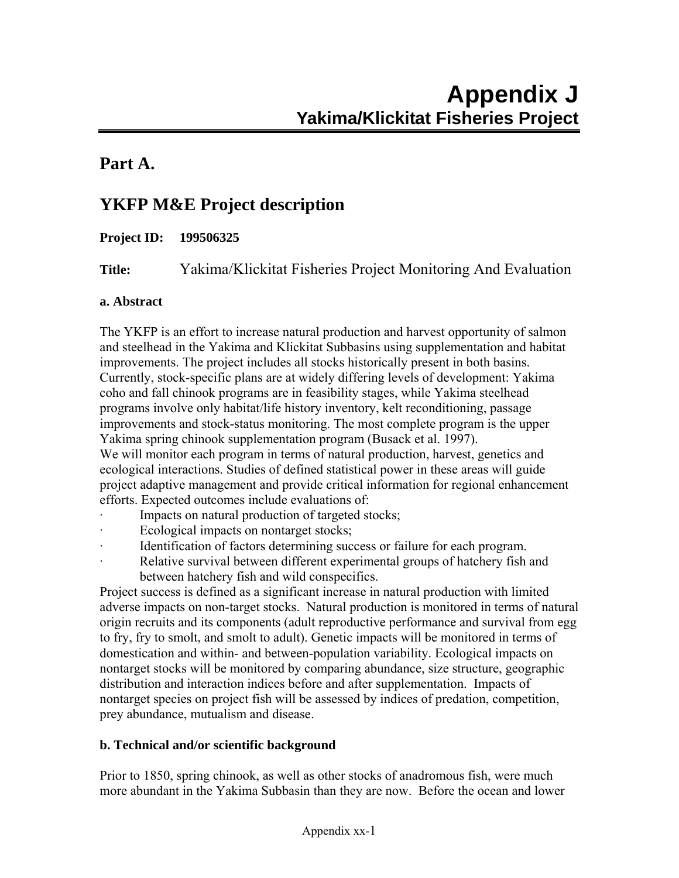# Appendix J
## Yakima/Klickitat Fisheries Project

## Part A.

## YKFP M&E Project description

**Project ID: 199506325**

**Title:** Yakima/Klickitat Fisheries Project Monitoring And Evaluation

### a. Abstract

The YKFP is an effort to increase natural production and harvest opportunity of salmon and steelhead in the Yakima and Klickitat Subbasins using supplementation and habitat improvements. The project includes all stocks historically present in both basins. Currently, stock-specific plans are at widely differing levels of development: Yakima coho and fall chinook programs are in feasibility stages, while Yakima steelhead programs involve only habitat/life history inventory, kelt reconditioning, passage improvements and stock-status monitoring. The most complete program is the upper Yakima spring chinook supplementation program (Busack et al. 1997).
We will monitor each program in terms of natural production, harvest, genetics and ecological interactions. Studies of defined statistical power in these areas will guide project adaptive management and provide critical information for regional enhancement efforts. Expected outcomes include evaluations of:

- Impacts on natural production of targeted stocks;
- Ecological impacts on nontarget stocks;
- Identification of factors determining success or failure for each program.
- Relative survival between different experimental groups of hatchery fish and between hatchery fish and wild conspecifics.

Project success is defined as a significant increase in natural production with limited adverse impacts on non-target stocks. Natural production is monitored in terms of natural origin recruits and its components (adult reproductive performance and survival from egg to fry, fry to smolt, and smolt to adult). Genetic impacts will be monitored in terms of domestication and within- and between-population variability. Ecological impacts on nontarget stocks will be monitored by comparing abundance, size structure, geographic distribution and interaction indices before and after supplementation. Impacts of nontarget species on project fish will be assessed by indices of predation, competition, prey abundance, mutualism and disease.

### b. Technical and/or scientific background

Prior to 1850, spring chinook, as well as other stocks of anadromous fish, were much more abundant in the Yakima Subbasin than they are now. Before the ocean and lower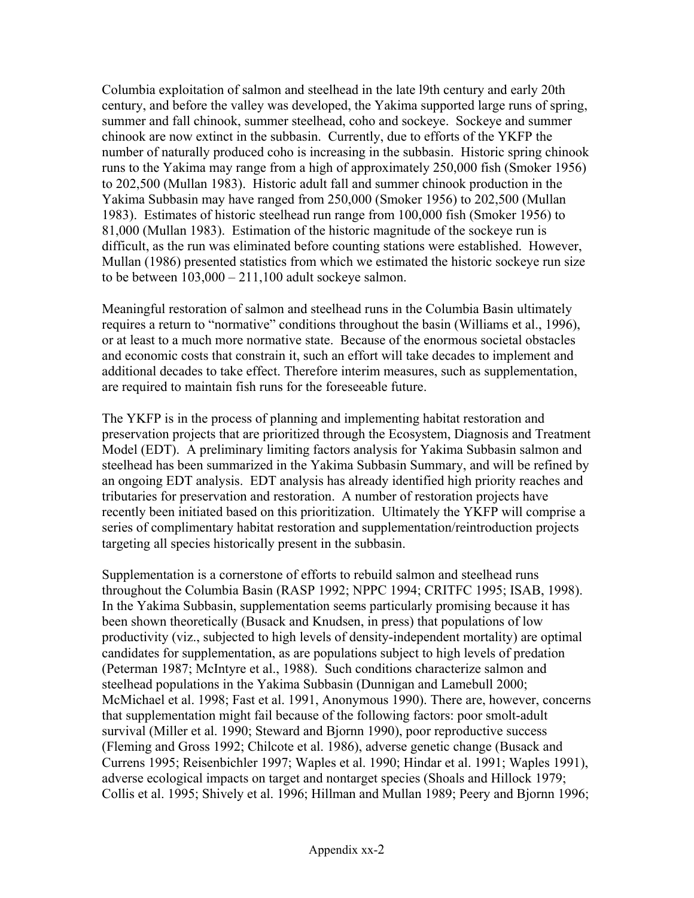Columbia exploitation of salmon and steelhead in the late l9th century and early 20th century, and before the valley was developed, the Yakima supported large runs of spring, summer and fall chinook, summer steelhead, coho and sockeye. Sockeye and summer chinook are now extinct in the subbasin. Currently, due to efforts of the YKFP the number of naturally produced coho is increasing in the subbasin. Historic spring chinook runs to the Yakima may range from a high of approximately 250,000 fish (Smoker 1956) to 202,500 (Mullan 1983). Historic adult fall and summer chinook production in the Yakima Subbasin may have ranged from 250,000 (Smoker 1956) to 202,500 (Mullan 1983). Estimates of historic steelhead run range from 100,000 fish (Smoker 1956) to 81,000 (Mullan 1983). Estimation of the historic magnitude of the sockeye run is difficult, as the run was eliminated before counting stations were established. However, Mullan (1986) presented statistics from which we estimated the historic sockeye run size to be between 103,000 – 211,100 adult sockeye salmon.

Meaningful restoration of salmon and steelhead runs in the Columbia Basin ultimately requires a return to "normative" conditions throughout the basin (Williams et al., 1996), or at least to a much more normative state. Because of the enormous societal obstacles and economic costs that constrain it, such an effort will take decades to implement and additional decades to take effect. Therefore interim measures, such as supplementation, are required to maintain fish runs for the foreseeable future.

The YKFP is in the process of planning and implementing habitat restoration and preservation projects that are prioritized through the Ecosystem, Diagnosis and Treatment Model (EDT). A preliminary limiting factors analysis for Yakima Subbasin salmon and steelhead has been summarized in the Yakima Subbasin Summary, and will be refined by an ongoing EDT analysis. EDT analysis has already identified high priority reaches and tributaries for preservation and restoration. A number of restoration projects have recently been initiated based on this prioritization. Ultimately the YKFP will comprise a series of complimentary habitat restoration and supplementation/reintroduction projects targeting all species historically present in the subbasin.

Supplementation is a cornerstone of efforts to rebuild salmon and steelhead runs throughout the Columbia Basin (RASP 1992; NPPC 1994; CRITFC 1995; ISAB, 1998). In the Yakima Subbasin, supplementation seems particularly promising because it has been shown theoretically (Busack and Knudsen, in press) that populations of low productivity (viz., subjected to high levels of density-independent mortality) are optimal candidates for supplementation, as are populations subject to high levels of predation (Peterman 1987; McIntyre et al., 1988). Such conditions characterize salmon and steelhead populations in the Yakima Subbasin (Dunnigan and Lamebull 2000; McMichael et al. 1998; Fast et al. 1991, Anonymous 1990). There are, however, concerns that supplementation might fail because of the following factors: poor smolt-adult survival (Miller et al. 1990; Steward and Bjornn 1990), poor reproductive success (Fleming and Gross 1992; Chilcote et al. 1986), adverse genetic change (Busack and Currens 1995; Reisenbichler 1997; Waples et al. 1990; Hindar et al. 1991; Waples 1991), adverse ecological impacts on target and nontarget species (Shoals and Hillock 1979; Collis et al. 1995; Shively et al. 1996; Hillman and Mullan 1989; Peery and Bjornn 1996;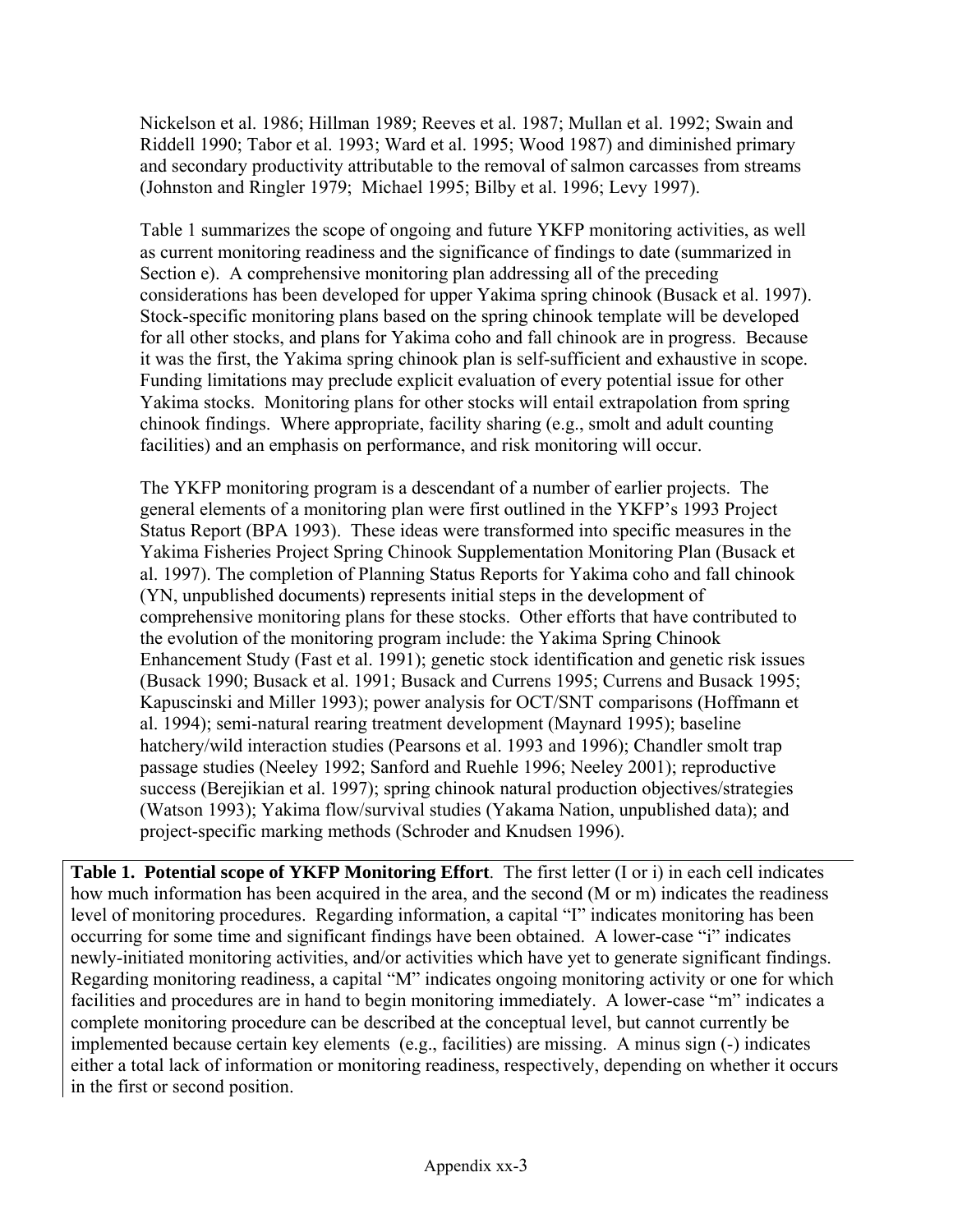Nickelson et al. 1986; Hillman 1989; Reeves et al. 1987; Mullan et al. 1992; Swain and Riddell 1990; Tabor et al. 1993; Ward et al. 1995; Wood 1987) and diminished primary and secondary productivity attributable to the removal of salmon carcasses from streams (Johnston and Ringler 1979; Michael 1995; Bilby et al. 1996; Levy 1997).

Table 1 summarizes the scope of ongoing and future YKFP monitoring activities, as well as current monitoring readiness and the significance of findings to date (summarized in Section e). A comprehensive monitoring plan addressing all of the preceding considerations has been developed for upper Yakima spring chinook (Busack et al. 1997). Stock-specific monitoring plans based on the spring chinook template will be developed for all other stocks, and plans for Yakima coho and fall chinook are in progress. Because it was the first, the Yakima spring chinook plan is self-sufficient and exhaustive in scope. Funding limitations may preclude explicit evaluation of every potential issue for other Yakima stocks. Monitoring plans for other stocks will entail extrapolation from spring chinook findings. Where appropriate, facility sharing (e.g., smolt and adult counting facilities) and an emphasis on performance, and risk monitoring will occur.

The YKFP monitoring program is a descendant of a number of earlier projects. The general elements of a monitoring plan were first outlined in the YKFP's 1993 Project Status Report (BPA 1993). These ideas were transformed into specific measures in the Yakima Fisheries Project Spring Chinook Supplementation Monitoring Plan (Busack et al. 1997). The completion of Planning Status Reports for Yakima coho and fall chinook (YN, unpublished documents) represents initial steps in the development of comprehensive monitoring plans for these stocks. Other efforts that have contributed to the evolution of the monitoring program include: the Yakima Spring Chinook Enhancement Study (Fast et al. 1991); genetic stock identification and genetic risk issues (Busack 1990; Busack et al. 1991; Busack and Currens 1995; Currens and Busack 1995; Kapuscinski and Miller 1993); power analysis for OCT/SNT comparisons (Hoffmann et al. 1994); semi-natural rearing treatment development (Maynard 1995); baseline hatchery/wild interaction studies (Pearsons et al. 1993 and 1996); Chandler smolt trap passage studies (Neeley 1992; Sanford and Ruehle 1996; Neeley 2001); reproductive success (Berejikian et al. 1997); spring chinook natural production objectives/strategies (Watson 1993); Yakima flow/survival studies (Yakama Nation, unpublished data); and project-specific marking methods (Schroder and Knudsen 1996).

**Table 1. Potential scope of YKFP Monitoring Effort**. The first letter (I or i) in each cell indicates how much information has been acquired in the area, and the second (M or m) indicates the readiness level of monitoring procedures. Regarding information, a capital "I" indicates monitoring has been occurring for some time and significant findings have been obtained. A lower-case "i" indicates newly-initiated monitoring activities, and/or activities which have yet to generate significant findings. Regarding monitoring readiness, a capital "M" indicates ongoing monitoring activity or one for which facilities and procedures are in hand to begin monitoring immediately. A lower-case "m" indicates a complete monitoring procedure can be described at the conceptual level, but cannot currently be implemented because certain key elements (e.g., facilities) are missing. A minus sign (-) indicates either a total lack of information or monitoring readiness, respectively, depending on whether it occurs in the first or second position.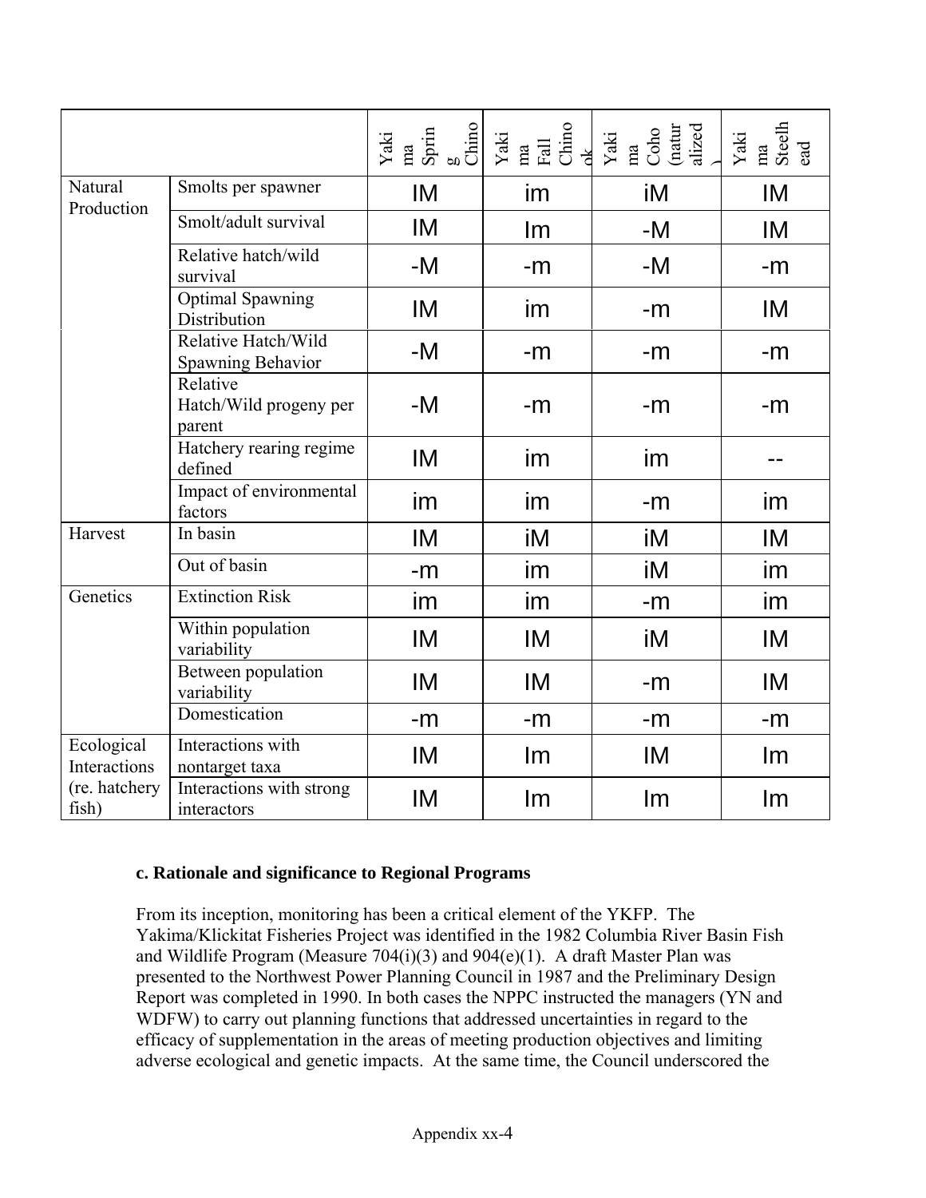| | | Yakima Spring Chinook | Yakima Fall Chinook | Yakima Coho (naturalized) | Yakima Steelhead |
|---|---|---|---|---|---|
| Natural Production | Smolts per spawner | IM | im | iM | IM |
| | Smolt/adult survival | IM | Im | -M | IM |
| | Relative hatch/wild survival | -M | -m | -M | -m |
| | Optimal Spawning Distribution | IM | im | -m | IM |
| | Relative Hatch/Wild Spawning Behavior | -M | -m | -m | -m |
| | Relative Hatch/Wild progeny per parent | -M | -m | -m | -m |
| | Hatchery rearing regime defined | IM | im | im | -- |
| | Impact of environmental factors | im | im | -m | im |
| Harvest | In basin | IM | iM | iM | IM |
| | Out of basin | -m | im | iM | im |
| Genetics | Extinction Risk | im | im | -m | im |
| | Within population variability | IM | IM | iM | IM |
| | Between population variability | IM | IM | -m | IM |
| | Domestication | -m | -m | -m | -m |
| Ecological Interactions (re. hatchery fish) | Interactions with nontarget taxa | IM | Im | IM | Im |
| | Interactions with strong interactors | IM | Im | Im | Im |

### c. Rationale and significance to Regional Programs

From its inception, monitoring has been a critical element of the YKFP. The Yakima/Klickitat Fisheries Project was identified in the 1982 Columbia River Basin Fish and Wildlife Program (Measure 704(i)(3) and 904(e)(1). A draft Master Plan was presented to the Northwest Power Planning Council in 1987 and the Preliminary Design Report was completed in 1990. In both cases the NPPC instructed the managers (YN and WDFW) to carry out planning functions that addressed uncertainties in regard to the efficacy of supplementation in the areas of meeting production objectives and limiting adverse ecological and genetic impacts. At the same time, the Council underscored the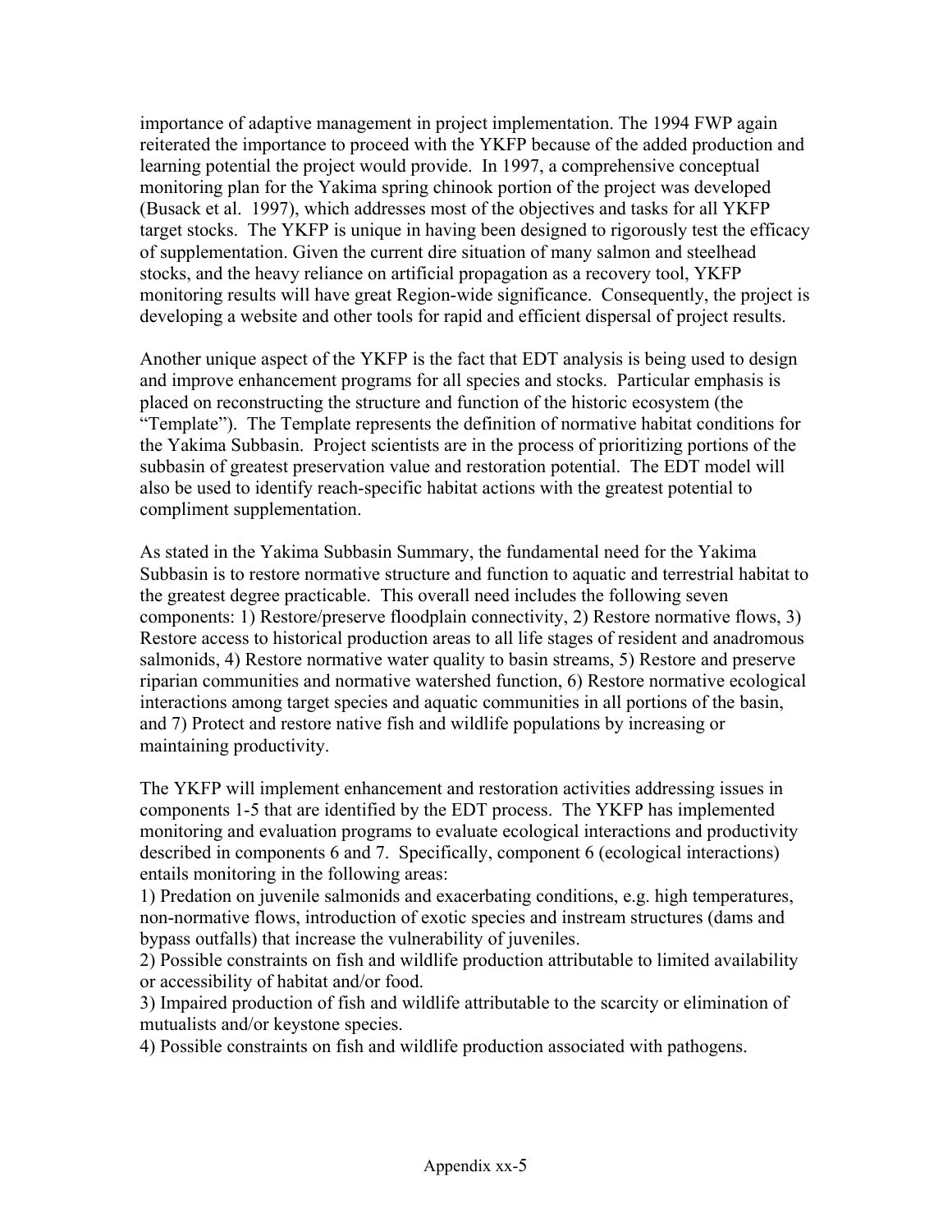importance of adaptive management in project implementation. The 1994 FWP again reiterated the importance to proceed with the YKFP because of the added production and learning potential the project would provide. In 1997, a comprehensive conceptual monitoring plan for the Yakima spring chinook portion of the project was developed (Busack et al. 1997), which addresses most of the objectives and tasks for all YKFP target stocks. The YKFP is unique in having been designed to rigorously test the efficacy of supplementation. Given the current dire situation of many salmon and steelhead stocks, and the heavy reliance on artificial propagation as a recovery tool, YKFP monitoring results will have great Region-wide significance. Consequently, the project is developing a website and other tools for rapid and efficient dispersal of project results.

Another unique aspect of the YKFP is the fact that EDT analysis is being used to design and improve enhancement programs for all species and stocks. Particular emphasis is placed on reconstructing the structure and function of the historic ecosystem (the "Template"). The Template represents the definition of normative habitat conditions for the Yakima Subbasin. Project scientists are in the process of prioritizing portions of the subbasin of greatest preservation value and restoration potential. The EDT model will also be used to identify reach-specific habitat actions with the greatest potential to compliment supplementation.

As stated in the Yakima Subbasin Summary, the fundamental need for the Yakima Subbasin is to restore normative structure and function to aquatic and terrestrial habitat to the greatest degree practicable. This overall need includes the following seven components: 1) Restore/preserve floodplain connectivity, 2) Restore normative flows, 3) Restore access to historical production areas to all life stages of resident and anadromous salmonids, 4) Restore normative water quality to basin streams, 5) Restore and preserve riparian communities and normative watershed function, 6) Restore normative ecological interactions among target species and aquatic communities in all portions of the basin, and 7) Protect and restore native fish and wildlife populations by increasing or maintaining productivity.

The YKFP will implement enhancement and restoration activities addressing issues in components 1-5 that are identified by the EDT process. The YKFP has implemented monitoring and evaluation programs to evaluate ecological interactions and productivity described in components 6 and 7. Specifically, component 6 (ecological interactions) entails monitoring in the following areas:

1) Predation on juvenile salmonids and exacerbating conditions, e.g. high temperatures, non-normative flows, introduction of exotic species and instream structures (dams and bypass outfalls) that increase the vulnerability of juveniles.
2) Possible constraints on fish and wildlife production attributable to limited availability or accessibility of habitat and/or food.
3) Impaired production of fish and wildlife attributable to the scarcity or elimination of mutualists and/or keystone species.
4) Possible constraints on fish and wildlife production associated with pathogens.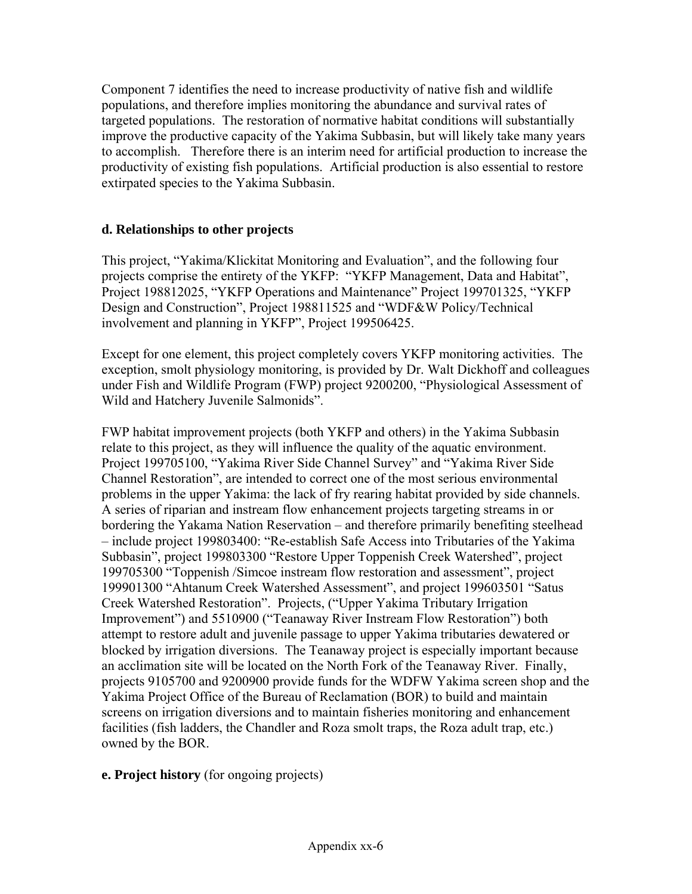Component 7 identifies the need to increase productivity of native fish and wildlife populations, and therefore implies monitoring the abundance and survival rates of targeted populations. The restoration of normative habitat conditions will substantially improve the productive capacity of the Yakima Subbasin, but will likely take many years to accomplish. Therefore there is an interim need for artificial production to increase the productivity of existing fish populations. Artificial production is also essential to restore extirpated species to the Yakima Subbasin.

### d. Relationships to other projects

This project, "Yakima/Klickitat Monitoring and Evaluation", and the following four projects comprise the entirety of the YKFP: "YKFP Management, Data and Habitat", Project 198812025, "YKFP Operations and Maintenance" Project 199701325, "YKFP Design and Construction", Project 198811525 and "WDF&W Policy/Technical involvement and planning in YKFP", Project 199506425.

Except for one element, this project completely covers YKFP monitoring activities. The exception, smolt physiology monitoring, is provided by Dr. Walt Dickhoff and colleagues under Fish and Wildlife Program (FWP) project 9200200, "Physiological Assessment of Wild and Hatchery Juvenile Salmonids".

FWP habitat improvement projects (both YKFP and others) in the Yakima Subbasin relate to this project, as they will influence the quality of the aquatic environment. Project 199705100, "Yakima River Side Channel Survey" and "Yakima River Side Channel Restoration", are intended to correct one of the most serious environmental problems in the upper Yakima: the lack of fry rearing habitat provided by side channels. A series of riparian and instream flow enhancement projects targeting streams in or bordering the Yakama Nation Reservation – and therefore primarily benefiting steelhead – include project 199803400: "Re-establish Safe Access into Tributaries of the Yakima Subbasin", project 199803300 "Restore Upper Toppenish Creek Watershed", project 199705300 "Toppenish /Simcoe instream flow restoration and assessment", project 199901300 "Ahtanum Creek Watershed Assessment", and project 199603501 "Satus Creek Watershed Restoration". Projects, ("Upper Yakima Tributary Irrigation Improvement") and 5510900 ("Teanaway River Instream Flow Restoration") both attempt to restore adult and juvenile passage to upper Yakima tributaries dewatered or blocked by irrigation diversions. The Teanaway project is especially important because an acclimation site will be located on the North Fork of the Teanaway River. Finally, projects 9105700 and 9200900 provide funds for the WDFW Yakima screen shop and the Yakima Project Office of the Bureau of Reclamation (BOR) to build and maintain screens on irrigation diversions and to maintain fisheries monitoring and enhancement facilities (fish ladders, the Chandler and Roza smolt traps, the Roza adult trap, etc.) owned by the BOR.

### e. Project history (for ongoing projects)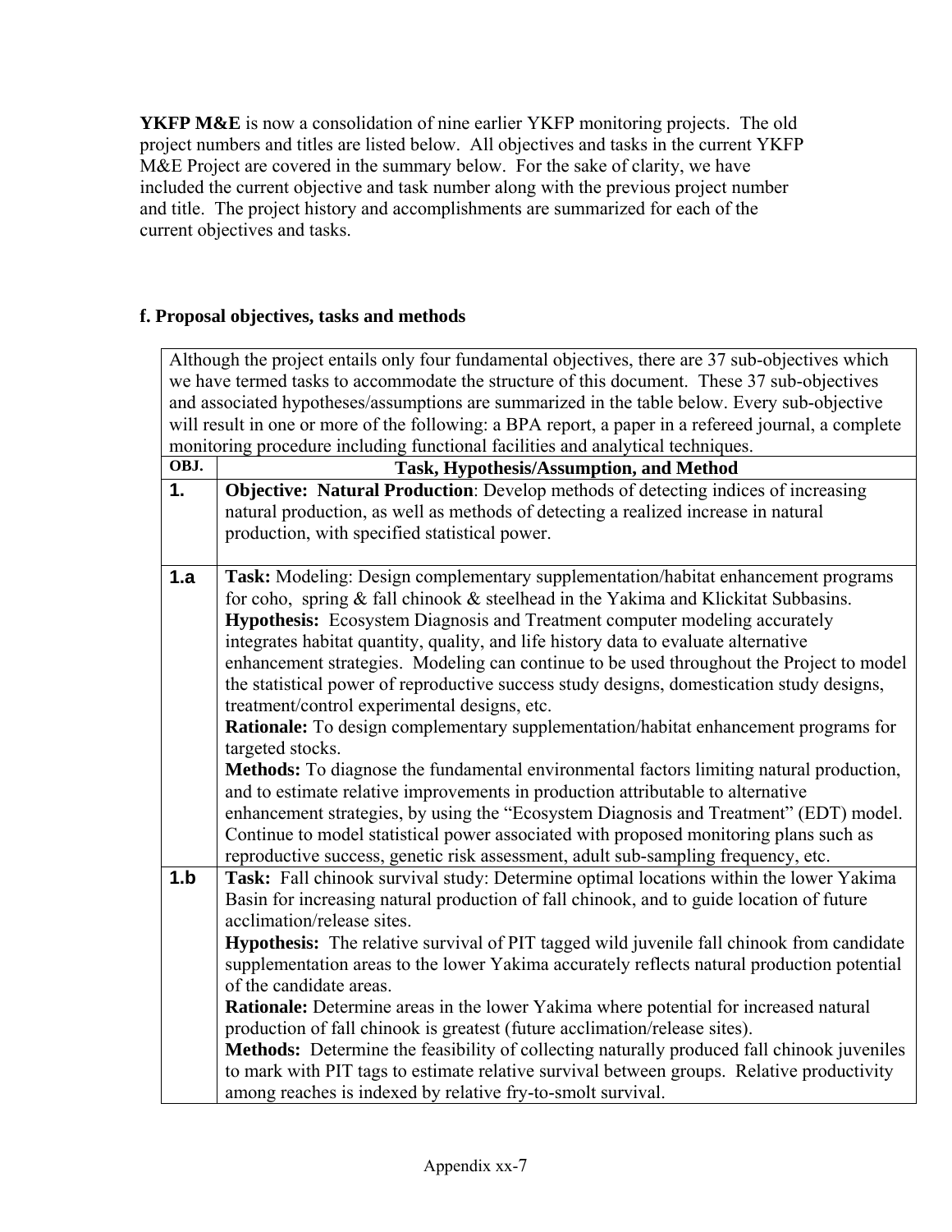**YKFP M&E** is now a consolidation of nine earlier YKFP monitoring projects. The old project numbers and titles are listed below. All objectives and tasks in the current YKFP M&E Project are covered in the summary below. For the sake of clarity, we have included the current objective and task number along with the previous project number and title. The project history and accomplishments are summarized for each of the current objectives and tasks.

### f. Proposal objectives, tasks and methods

Although the project entails only four fundamental objectives, there are 37 sub-objectives which we have termed tasks to accommodate the structure of this document. These 37 sub-objectives and associated hypotheses/assumptions are summarized in the table below. Every sub-objective will result in one or more of the following: a BPA report, a paper in a refereed journal, a complete monitoring procedure including functional facilities and analytical techniques.

| OBJ. | Task, Hypothesis/Assumption, and Method |
|---|---|
| **1.** | **Objective: Natural Production**: Develop methods of detecting indices of increasing natural production, as well as methods of detecting a realized increase in natural production, with specified statistical power. |
| **1.a** | **Task:** Modeling: Design complementary supplementation/habitat enhancement programs for coho, spring & fall chinook & steelhead in the Yakima and Klickitat Subbasins. **Hypothesis:** Ecosystem Diagnosis and Treatment computer modeling accurately integrates habitat quantity, quality, and life history data to evaluate alternative enhancement strategies. Modeling can continue to be used throughout the Project to model the statistical power of reproductive success study designs, domestication study designs, treatment/control experimental designs, etc. **Rationale:** To design complementary supplementation/habitat enhancement programs for targeted stocks. **Methods:** To diagnose the fundamental environmental factors limiting natural production, and to estimate relative improvements in production attributable to alternative enhancement strategies, by using the "Ecosystem Diagnosis and Treatment" (EDT) model. Continue to model statistical power associated with proposed monitoring plans such as reproductive success, genetic risk assessment, adult sub-sampling frequency, etc. |
| **1.b** | **Task:** Fall chinook survival study: Determine optimal locations within the lower Yakima Basin for increasing natural production of fall chinook, and to guide location of future acclimation/release sites. **Hypothesis:** The relative survival of PIT tagged wild juvenile fall chinook from candidate supplementation areas to the lower Yakima accurately reflects natural production potential of the candidate areas. **Rationale:** Determine areas in the lower Yakima where potential for increased natural production of fall chinook is greatest (future acclimation/release sites). **Methods:** Determine the feasibility of collecting naturally produced fall chinook juveniles to mark with PIT tags to estimate relative survival between groups. Relative productivity among reaches is indexed by relative fry-to-smolt survival. |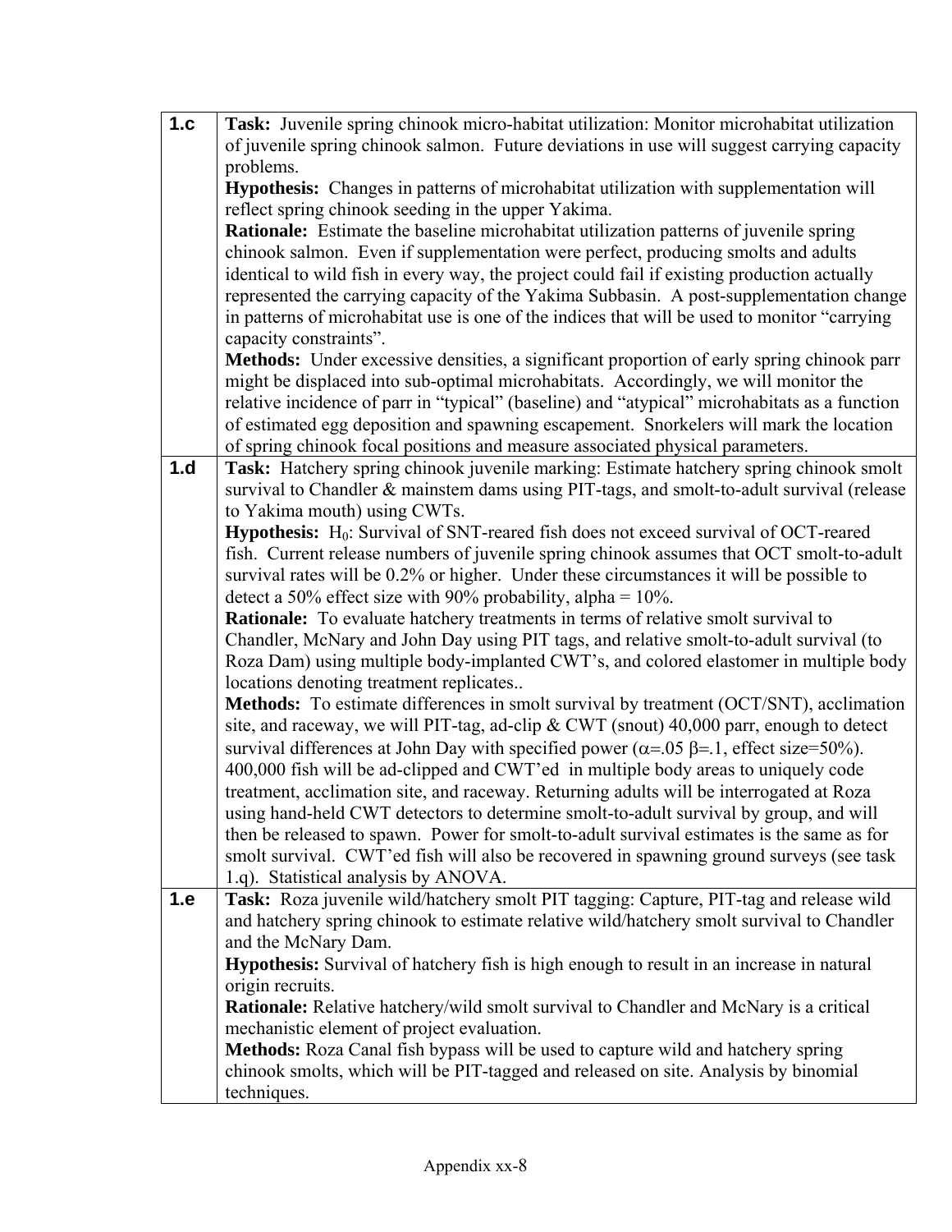| | |
|---|---|
| **1.c** | **Task:** Juvenile spring chinook micro-habitat utilization: Monitor microhabitat utilization of juvenile spring chinook salmon. Future deviations in use will suggest carrying capacity problems.<br>**Hypothesis:** Changes in patterns of microhabitat utilization with supplementation will reflect spring chinook seeding in the upper Yakima.<br>**Rationale:** Estimate the baseline microhabitat utilization patterns of juvenile spring chinook salmon. Even if supplementation were perfect, producing smolts and adults identical to wild fish in every way, the project could fail if existing production actually represented the carrying capacity of the Yakima Subbasin. A post-supplementation change in patterns of microhabitat use is one of the indices that will be used to monitor "carrying capacity constraints".<br>**Methods:** Under excessive densities, a significant proportion of early spring chinook parr might be displaced into sub-optimal microhabitats. Accordingly, we will monitor the relative incidence of parr in "typical" (baseline) and "atypical" microhabitats as a function of estimated egg deposition and spawning escapement. Snorkelers will mark the location of spring chinook focal positions and measure associated physical parameters. |
| **1.d** | **Task:** Hatchery spring chinook juvenile marking: Estimate hatchery spring chinook smolt survival to Chandler & mainstem dams using PIT-tags, and smolt-to-adult survival (release to Yakima mouth) using CWTs.<br>**Hypothesis:** $H_0$: Survival of SNT-reared fish does not exceed survival of OCT-reared fish. Current release numbers of juvenile spring chinook assumes that OCT smolt-to-adult survival rates will be 0.2% or higher. Under these circumstances it will be possible to detect a 50% effect size with 90% probability, alpha = 10%.<br>**Rationale:** To evaluate hatchery treatments in terms of relative smolt survival to Chandler, McNary and John Day using PIT tags, and relative smolt-to-adult survival (to Roza Dam) using multiple body-implanted CWT's, and colored elastomer in multiple body locations denoting treatment replicates..<br>**Methods:** To estimate differences in smolt survival by treatment (OCT/SNT), acclimation site, and raceway, we will PIT-tag, ad-clip & CWT (snout) 40,000 parr, enough to detect survival differences at John Day with specified power ($\alpha$=.05 $\beta$=.1, effect size=50%). 400,000 fish will be ad-clipped and CWT'ed in multiple body areas to uniquely code treatment, acclimation site, and raceway. Returning adults will be interrogated at Roza using hand-held CWT detectors to determine smolt-to-adult survival by group, and will then be released to spawn. Power for smolt-to-adult survival estimates is the same as for smolt survival. CWT'ed fish will also be recovered in spawning ground surveys (see task 1.q). Statistical analysis by ANOVA. |
| **1.e** | **Task:** Roza juvenile wild/hatchery smolt PIT tagging: Capture, PIT-tag and release wild and hatchery spring chinook to estimate relative wild/hatchery smolt survival to Chandler and the McNary Dam.<br>**Hypothesis:** Survival of hatchery fish is high enough to result in an increase in natural origin recruits.<br>**Rationale:** Relative hatchery/wild smolt survival to Chandler and McNary is a critical mechanistic element of project evaluation.<br>**Methods:** Roza Canal fish bypass will be used to capture wild and hatchery spring chinook smolts, which will be PIT-tagged and released on site. Analysis by binomial techniques. |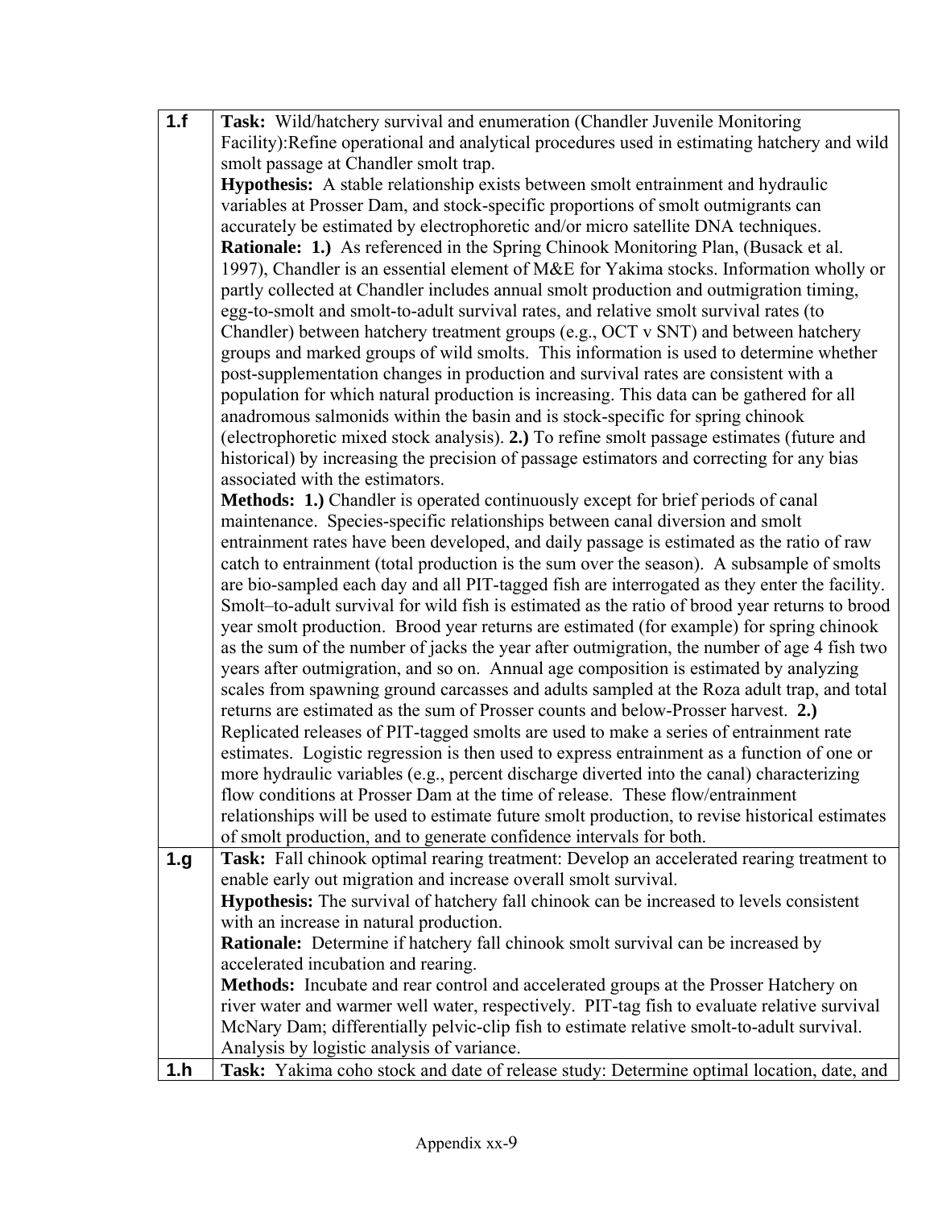| | |
|---|---|
| **1.f** | **Task:** Wild/hatchery survival and enumeration (Chandler Juvenile Monitoring Facility):Refine operational and analytical procedures used in estimating hatchery and wild smolt passage at Chandler smolt trap.<br>**Hypothesis:** A stable relationship exists between smolt entrainment and hydraulic variables at Prosser Dam, and stock-specific proportions of smolt outmigrants can accurately be estimated by electrophoretic and/or micro satellite DNA techniques.<br>**Rationale: 1.)** As referenced in the Spring Chinook Monitoring Plan, (Busack et al. 1997), Chandler is an essential element of M&E for Yakima stocks. Information wholly or partly collected at Chandler includes annual smolt production and outmigration timing, egg-to-smolt and smolt-to-adult survival rates, and relative smolt survival rates (to Chandler) between hatchery treatment groups (e.g., OCT v SNT) and between hatchery groups and marked groups of wild smolts. This information is used to determine whether post-supplementation changes in production and survival rates are consistent with a population for which natural production is increasing. This data can be gathered for all anadromous salmonids within the basin and is stock-specific for spring chinook (electrophoretic mixed stock analysis). **2.)** To refine smolt passage estimates (future and historical) by increasing the precision of passage estimators and correcting for any bias associated with the estimators.<br>**Methods: 1.)** Chandler is operated continuously except for brief periods of canal maintenance. Species-specific relationships between canal diversion and smolt entrainment rates have been developed, and daily passage is estimated as the ratio of raw catch to entrainment (total production is the sum over the season). A subsample of smolts are bio-sampled each day and all PIT-tagged fish are interrogated as they enter the facility. Smolt–to-adult survival for wild fish is estimated as the ratio of brood year returns to brood year smolt production. Brood year returns are estimated (for example) for spring chinook as the sum of the number of jacks the year after outmigration, the number of age 4 fish two years after outmigration, and so on. Annual age composition is estimated by analyzing scales from spawning ground carcasses and adults sampled at the Roza adult trap, and total returns are estimated as the sum of Prosser counts and below-Prosser harvest. **2.)** Replicated releases of PIT-tagged smolts are used to make a series of entrainment rate estimates. Logistic regression is then used to express entrainment as a function of one or more hydraulic variables (e.g., percent discharge diverted into the canal) characterizing flow conditions at Prosser Dam at the time of release. These flow/entrainment relationships will be used to estimate future smolt production, to revise historical estimates of smolt production, and to generate confidence intervals for both. |
| **1.g** | **Task:** Fall chinook optimal rearing treatment: Develop an accelerated rearing treatment to enable early out migration and increase overall smolt survival.<br>**Hypothesis:** The survival of hatchery fall chinook can be increased to levels consistent with an increase in natural production.<br>**Rationale:** Determine if hatchery fall chinook smolt survival can be increased by accelerated incubation and rearing.<br>**Methods:** Incubate and rear control and accelerated groups at the Prosser Hatchery on river water and warmer well water, respectively. PIT-tag fish to evaluate relative survival McNary Dam; differentially pelvic-clip fish to estimate relative smolt-to-adult survival. Analysis by logistic analysis of variance. |
| **1.h** | **Task:** Yakima coho stock and date of release study: Determine optimal location, date, and |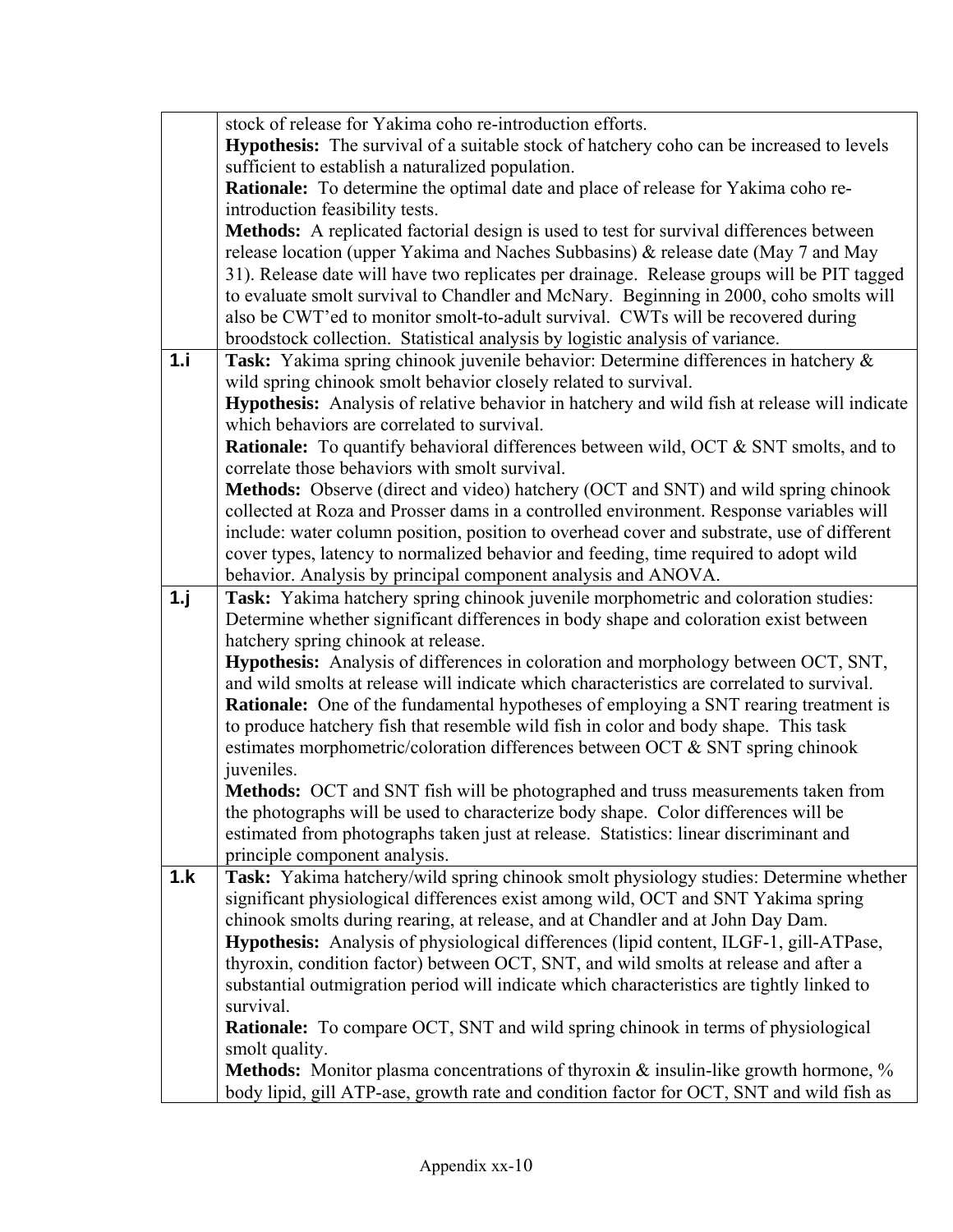| | |
|---|---|
| | stock of release for Yakima coho re-introduction efforts.<br>**Hypothesis:** The survival of a suitable stock of hatchery coho can be increased to levels sufficient to establish a naturalized population.<br>**Rationale:** To determine the optimal date and place of release for Yakima coho re-introduction feasibility tests.<br>**Methods:** A replicated factorial design is used to test for survival differences between release location (upper Yakima and Naches Subbasins) & release date (May 7 and May 31). Release date will have two replicates per drainage. Release groups will be PIT tagged to evaluate smolt survival to Chandler and McNary. Beginning in 2000, coho smolts will also be CWT'ed to monitor smolt-to-adult survival. CWTs will be recovered during broodstock collection. Statistical analysis by logistic analysis of variance. |
| **1.i** | **Task:** Yakima spring chinook juvenile behavior: Determine differences in hatchery & wild spring chinook smolt behavior closely related to survival.<br>**Hypothesis:** Analysis of relative behavior in hatchery and wild fish at release will indicate which behaviors are correlated to survival.<br>**Rationale:** To quantify behavioral differences between wild, OCT & SNT smolts, and to correlate those behaviors with smolt survival.<br>**Methods:** Observe (direct and video) hatchery (OCT and SNT) and wild spring chinook collected at Roza and Prosser dams in a controlled environment. Response variables will include: water column position, position to overhead cover and substrate, use of different cover types, latency to normalized behavior and feeding, time required to adopt wild behavior. Analysis by principal component analysis and ANOVA. |
| **1.j** | **Task:** Yakima hatchery spring chinook juvenile morphometric and coloration studies: Determine whether significant differences in body shape and coloration exist between hatchery spring chinook at release.<br>**Hypothesis:** Analysis of differences in coloration and morphology between OCT, SNT, and wild smolts at release will indicate which characteristics are correlated to survival.<br>**Rationale:** One of the fundamental hypotheses of employing a SNT rearing treatment is to produce hatchery fish that resemble wild fish in color and body shape. This task estimates morphometric/coloration differences between OCT & SNT spring chinook juveniles.<br>**Methods:** OCT and SNT fish will be photographed and truss measurements taken from the photographs will be used to characterize body shape. Color differences will be estimated from photographs taken just at release. Statistics: linear discriminant and principle component analysis. |
| **1.k** | **Task:** Yakima hatchery/wild spring chinook smolt physiology studies: Determine whether significant physiological differences exist among wild, OCT and SNT Yakima spring chinook smolts during rearing, at release, and at Chandler and at John Day Dam.<br>**Hypothesis:** Analysis of physiological differences (lipid content, ILGF-1, gill-ATPase, thyroxin, condition factor) between OCT, SNT, and wild smolts at release and after a substantial outmigration period will indicate which characteristics are tightly linked to survival.<br>**Rationale:** To compare OCT, SNT and wild spring chinook in terms of physiological smolt quality.<br>**Methods:** Monitor plasma concentrations of thyroxin & insulin-like growth hormone, % body lipid, gill ATP-ase, growth rate and condition factor for OCT, SNT and wild fish as |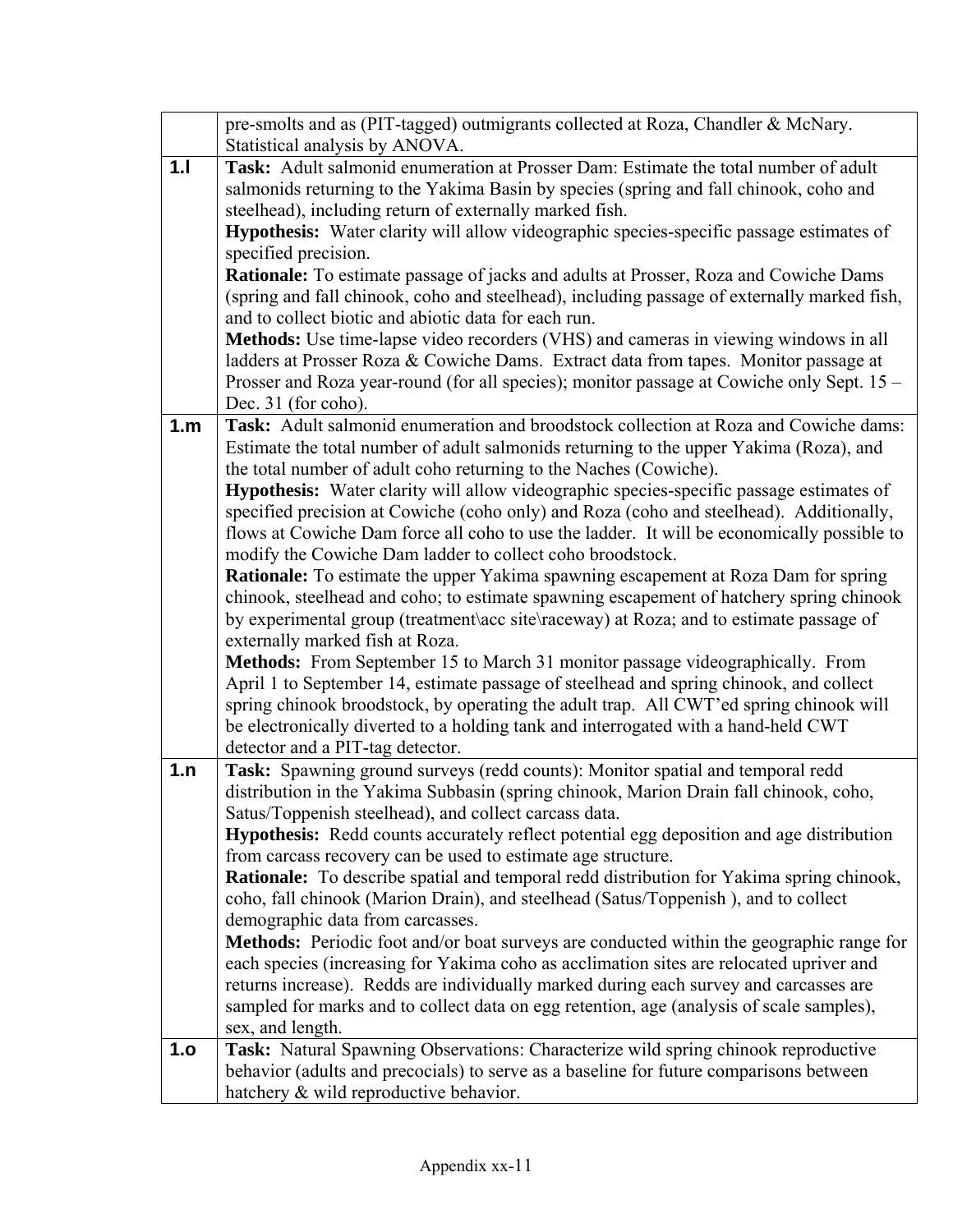| | |
|---|---|
| | pre-smolts and as (PIT-tagged) outmigrants collected at Roza, Chandler & McNary. Statistical analysis by ANOVA. |
| **1.l** | **Task:** Adult salmonid enumeration at Prosser Dam: Estimate the total number of adult salmonids returning to the Yakima Basin by species (spring and fall chinook, coho and steelhead), including return of externally marked fish.<br>**Hypothesis:** Water clarity will allow videographic species-specific passage estimates of specified precision.<br>**Rationale:** To estimate passage of jacks and adults at Prosser, Roza and Cowiche Dams (spring and fall chinook, coho and steelhead), including passage of externally marked fish, and to collect biotic and abiotic data for each run.<br>**Methods:** Use time-lapse video recorders (VHS) and cameras in viewing windows in all ladders at Prosser Roza & Cowiche Dams. Extract data from tapes. Monitor passage at Prosser and Roza year-round (for all species); monitor passage at Cowiche only Sept. 15 – Dec. 31 (for coho). |
| **1.m** | **Task:** Adult salmonid enumeration and broodstock collection at Roza and Cowiche dams: Estimate the total number of adult salmonids returning to the upper Yakima (Roza), and the total number of adult coho returning to the Naches (Cowiche).<br>**Hypothesis:** Water clarity will allow videographic species-specific passage estimates of specified precision at Cowiche (coho only) and Roza (coho and steelhead). Additionally, flows at Cowiche Dam force all coho to use the ladder. It will be economically possible to modify the Cowiche Dam ladder to collect coho broodstock.<br>**Rationale:** To estimate the upper Yakima spawning escapement at Roza Dam for spring chinook, steelhead and coho; to estimate spawning escapement of hatchery spring chinook by experimental group (treatment\acc site\raceway) at Roza; and to estimate passage of externally marked fish at Roza.<br>**Methods:** From September 15 to March 31 monitor passage videographically. From April 1 to September 14, estimate passage of steelhead and spring chinook, and collect spring chinook broodstock, by operating the adult trap. All CWT'ed spring chinook will be electronically diverted to a holding tank and interrogated with a hand-held CWT detector and a PIT-tag detector. |
| **1.n** | **Task:** Spawning ground surveys (redd counts): Monitor spatial and temporal redd distribution in the Yakima Subbasin (spring chinook, Marion Drain fall chinook, coho, Satus/Toppenish steelhead), and collect carcass data.<br>**Hypothesis:** Redd counts accurately reflect potential egg deposition and age distribution from carcass recovery can be used to estimate age structure.<br>**Rationale:** To describe spatial and temporal redd distribution for Yakima spring chinook, coho, fall chinook (Marion Drain), and steelhead (Satus/Toppenish ), and to collect demographic data from carcasses.<br>**Methods:** Periodic foot and/or boat surveys are conducted within the geographic range for each species (increasing for Yakima coho as acclimation sites are relocated upriver and returns increase). Redds are individually marked during each survey and carcasses are sampled for marks and to collect data on egg retention, age (analysis of scale samples), sex, and length. |
| **1.o** | **Task:** Natural Spawning Observations: Characterize wild spring chinook reproductive behavior (adults and precocials) to serve as a baseline for future comparisons between hatchery & wild reproductive behavior. |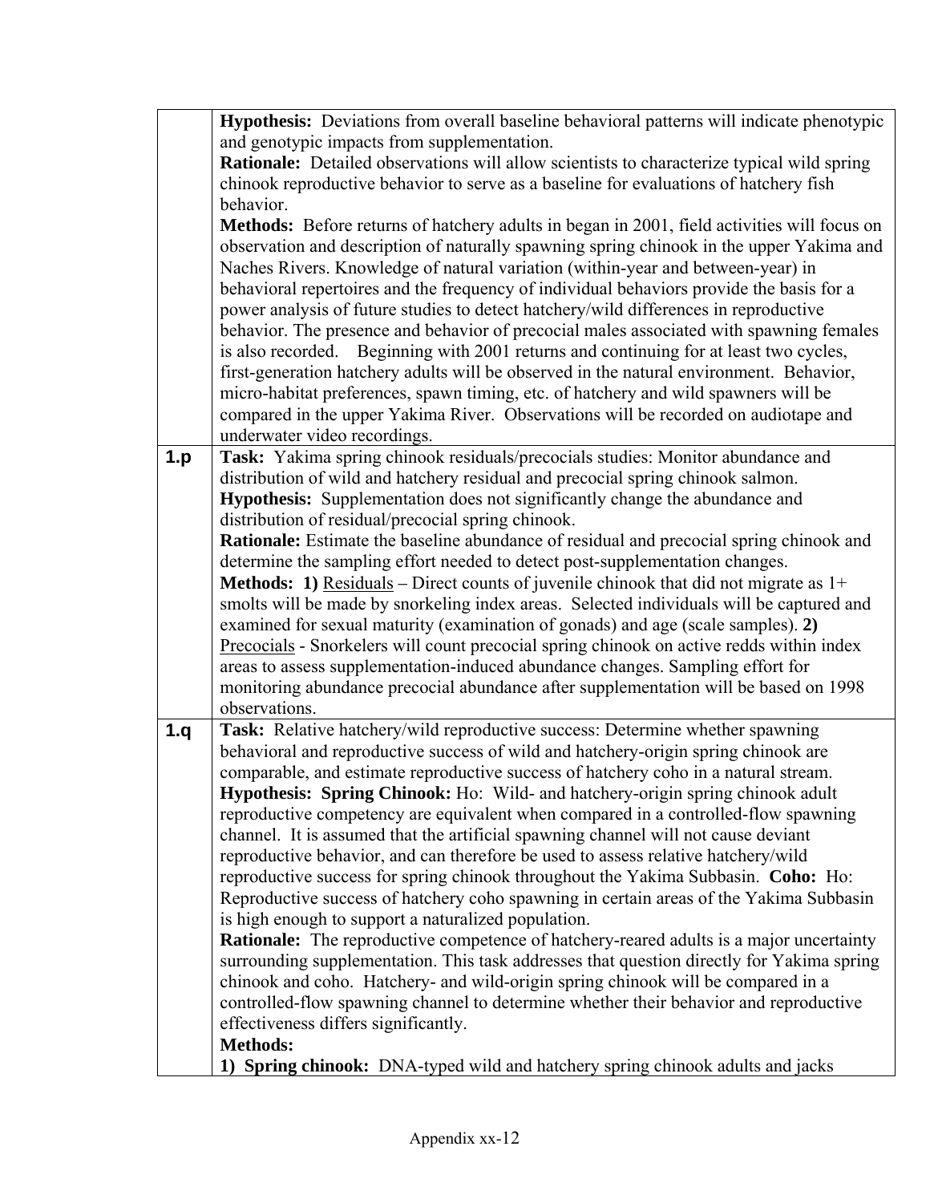| | |
|---|---|
| | **Hypothesis:** Deviations from overall baseline behavioral patterns will indicate phenotypic and genotypic impacts from supplementation.<br>**Rationale:** Detailed observations will allow scientists to characterize typical wild spring chinook reproductive behavior to serve as a baseline for evaluations of hatchery fish behavior.<br>**Methods:** Before returns of hatchery adults in began in 2001, field activities will focus on observation and description of naturally spawning spring chinook in the upper Yakima and Naches Rivers. Knowledge of natural variation (within-year and between-year) in behavioral repertoires and the frequency of individual behaviors provide the basis for a power analysis of future studies to detect hatchery/wild differences in reproductive behavior. The presence and behavior of precocial males associated with spawning females is also recorded. Beginning with 2001 returns and continuing for at least two cycles, first-generation hatchery adults will be observed in the natural environment. Behavior, micro-habitat preferences, spawn timing, etc. of hatchery and wild spawners will be compared in the upper Yakima River. Observations will be recorded on audiotape and underwater video recordings. |
| **1.p** | **Task:** Yakima spring chinook residuals/precocials studies: Monitor abundance and distribution of wild and hatchery residual and precocial spring chinook salmon.<br>**Hypothesis:** Supplementation does not significantly change the abundance and distribution of residual/precocial spring chinook.<br>**Rationale:** Estimate the baseline abundance of residual and precocial spring chinook and determine the sampling effort needed to detect post-supplementation changes.<br>**Methods: 1)** Residuals – Direct counts of juvenile chinook that did not migrate as 1+ smolts will be made by snorkeling index areas. Selected individuals will be captured and examined for sexual maturity (examination of gonads) and age (scale samples). **2)** Precocials - Snorkelers will count precocial spring chinook on active redds within index areas to assess supplementation-induced abundance changes. Sampling effort for monitoring abundance precocial abundance after supplementation will be based on 1998 observations. |
| **1.q** | **Task:** Relative hatchery/wild reproductive success: Determine whether spawning behavioral and reproductive success of wild and hatchery-origin spring chinook are comparable, and estimate reproductive success of hatchery coho in a natural stream.<br>**Hypothesis: Spring Chinook:** Ho: Wild- and hatchery-origin spring chinook adult reproductive competency are equivalent when compared in a controlled-flow spawning channel. It is assumed that the artificial spawning channel will not cause deviant reproductive behavior, and can therefore be used to assess relative hatchery/wild reproductive success for spring chinook throughout the Yakima Subbasin. **Coho:** Ho: Reproductive success of hatchery coho spawning in certain areas of the Yakima Subbasin is high enough to support a naturalized population.<br>**Rationale:** The reproductive competence of hatchery-reared adults is a major uncertainty surrounding supplementation. This task addresses that question directly for Yakima spring chinook and coho. Hatchery- and wild-origin spring chinook will be compared in a controlled-flow spawning channel to determine whether their behavior and reproductive effectiveness differs significantly.<br>**Methods:**<br>**1) Spring chinook:** DNA-typed wild and hatchery spring chinook adults and jacks |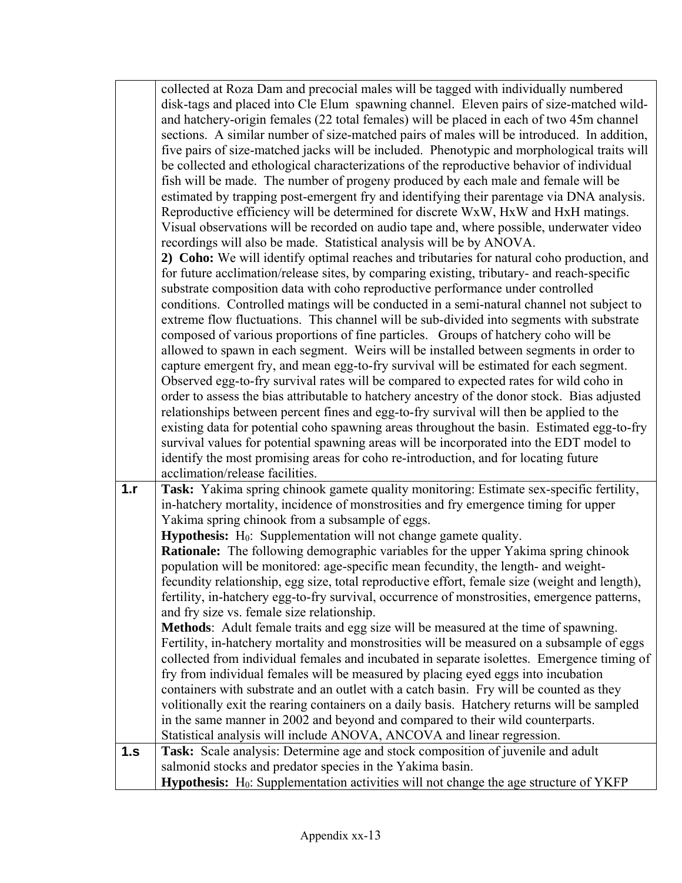| | |
|---|---|
| | collected at Roza Dam and precocial males will be tagged with individually numbered disk-tags and placed into Cle Elum spawning channel. Eleven pairs of size-matched wild- and hatchery-origin females (22 total females) will be placed in each of two 45m channel sections. A similar number of size-matched pairs of males will be introduced. In addition, five pairs of size-matched jacks will be included. Phenotypic and morphological traits will be collected and ethological characterizations of the reproductive behavior of individual fish will be made. The number of progeny produced by each male and female will be estimated by trapping post-emergent fry and identifying their parentage via DNA analysis. Reproductive efficiency will be determined for discrete WxW, HxW and HxH matings. Visual observations will be recorded on audio tape and, where possible, underwater video recordings will also be made. Statistical analysis will be by ANOVA. <br> **2) Coho:** We will identify optimal reaches and tributaries for natural coho production, and for future acclimation/release sites, by comparing existing, tributary- and reach-specific substrate composition data with coho reproductive performance under controlled conditions. Controlled matings will be conducted in a semi-natural channel not subject to extreme flow fluctuations. This channel will be sub-divided into segments with substrate composed of various proportions of fine particles. Groups of hatchery coho will be allowed to spawn in each segment. Weirs will be installed between segments in order to capture emergent fry, and mean egg-to-fry survival will be estimated for each segment. Observed egg-to-fry survival rates will be compared to expected rates for wild coho in order to assess the bias attributable to hatchery ancestry of the donor stock. Bias adjusted relationships between percent fines and egg-to-fry survival will then be applied to the existing data for potential coho spawning areas throughout the basin. Estimated egg-to-fry survival values for potential spawning areas will be incorporated into the EDT model to identify the most promising areas for coho re-introduction, and for locating future acclimation/release facilities. |
| **1.r** | **Task:** Yakima spring chinook gamete quality monitoring: Estimate sex-specific fertility, in-hatchery mortality, incidence of monstrosities and fry emergence timing for upper Yakima spring chinook from a subsample of eggs. <br> **Hypothesis:** $H_0$: Supplementation will not change gamete quality. <br> **Rationale:** The following demographic variables for the upper Yakima spring chinook population will be monitored: age-specific mean fecundity, the length- and weight-fecundity relationship, egg size, total reproductive effort, female size (weight and length), fertility, in-hatchery egg-to-fry survival, occurrence of monstrosities, emergence patterns, and fry size vs. female size relationship. <br> **Methods**: Adult female traits and egg size will be measured at the time of spawning. Fertility, in-hatchery mortality and monstrosities will be measured on a subsample of eggs collected from individual females and incubated in separate isolettes. Emergence timing of fry from individual females will be measured by placing eyed eggs into incubation containers with substrate and an outlet with a catch basin. Fry will be counted as they volitionally exit the rearing containers on a daily basis. Hatchery returns will be sampled in the same manner in 2002 and beyond and compared to their wild counterparts. Statistical analysis will include ANOVA, ANCOVA and linear regression. |
| **1.s** | **Task:** Scale analysis: Determine age and stock composition of juvenile and adult salmonid stocks and predator species in the Yakima basin. <br> **Hypothesis:** $H_0$: Supplementation activities will not change the age structure of YKFP |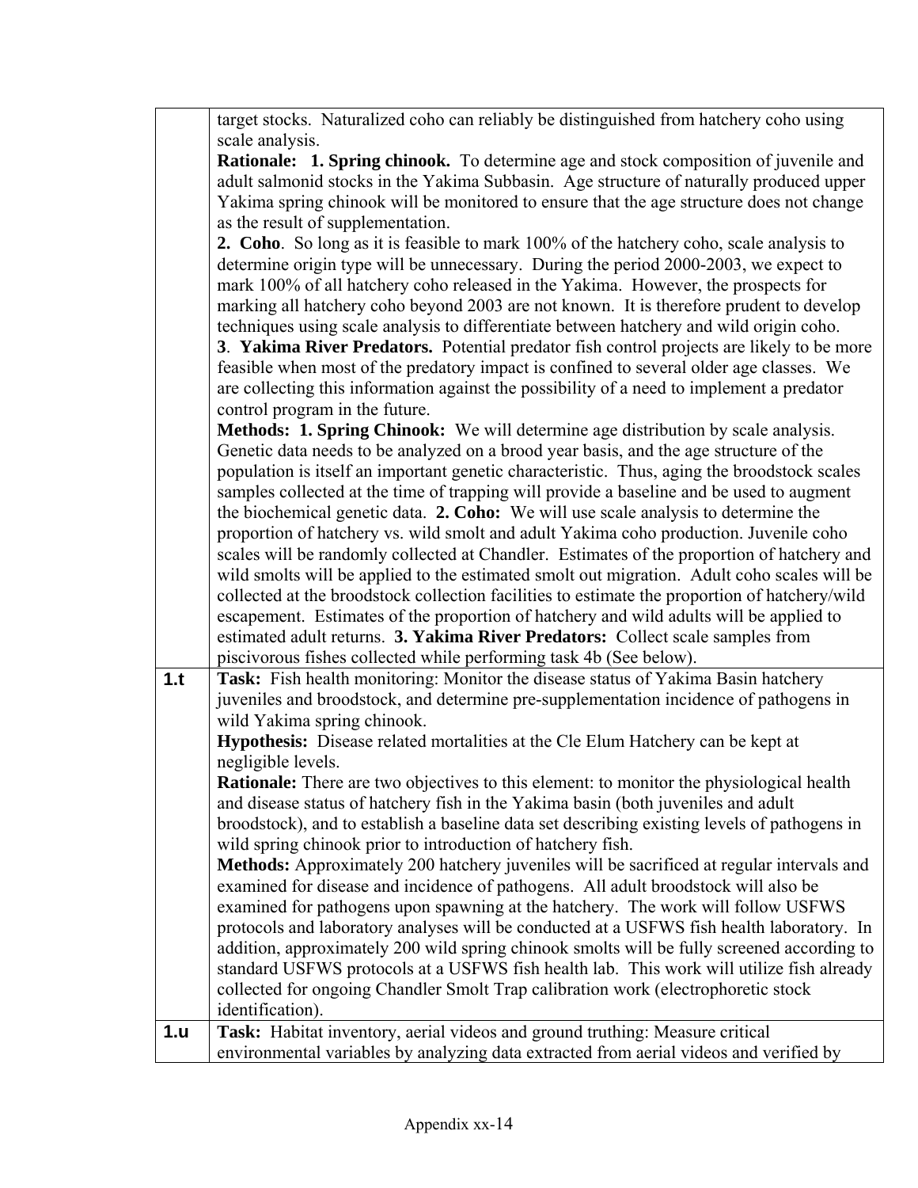|  |  |
| --- | --- |
|  | target stocks. Naturalized coho can reliably be distinguished from hatchery coho using scale analysis.<br>**Rationale: 1. Spring chinook.** To determine age and stock composition of juvenile and adult salmonid stocks in the Yakima Subbasin. Age structure of naturally produced upper Yakima spring chinook will be monitored to ensure that the age structure does not change as the result of supplementation.<br>**2. Coho**. So long as it is feasible to mark 100% of the hatchery coho, scale analysis to determine origin type will be unnecessary. During the period 2000-2003, we expect to mark 100% of all hatchery coho released in the Yakima. However, the prospects for marking all hatchery coho beyond 2003 are not known. It is therefore prudent to develop techniques using scale analysis to differentiate between hatchery and wild origin coho.<br>**3**. **Yakima River Predators.** Potential predator fish control projects are likely to be more feasible when most of the predatory impact is confined to several older age classes. We are collecting this information against the possibility of a need to implement a predator control program in the future.<br>**Methods: 1. Spring Chinook:** We will determine age distribution by scale analysis. Genetic data needs to be analyzed on a brood year basis, and the age structure of the population is itself an important genetic characteristic. Thus, aging the broodstock scales samples collected at the time of trapping will provide a baseline and be used to augment the biochemical genetic data. **2. Coho:** We will use scale analysis to determine the proportion of hatchery vs. wild smolt and adult Yakima coho production. Juvenile coho scales will be randomly collected at Chandler. Estimates of the proportion of hatchery and wild smolts will be applied to the estimated smolt out migration. Adult coho scales will be collected at the broodstock collection facilities to estimate the proportion of hatchery/wild escapement. Estimates of the proportion of hatchery and wild adults will be applied to estimated adult returns. **3. Yakima River Predators:** Collect scale samples from piscivorous fishes collected while performing task 4b (See below). |
| **1.t** | **Task:** Fish health monitoring: Monitor the disease status of Yakima Basin hatchery juveniles and broodstock, and determine pre-supplementation incidence of pathogens in wild Yakima spring chinook.<br>**Hypothesis:** Disease related mortalities at the Cle Elum Hatchery can be kept at negligible levels.<br>**Rationale:** There are two objectives to this element: to monitor the physiological health and disease status of hatchery fish in the Yakima basin (both juveniles and adult broodstock), and to establish a baseline data set describing existing levels of pathogens in wild spring chinook prior to introduction of hatchery fish.<br>**Methods:** Approximately 200 hatchery juveniles will be sacrificed at regular intervals and examined for disease and incidence of pathogens. All adult broodstock will also be examined for pathogens upon spawning at the hatchery. The work will follow USFWS protocols and laboratory analyses will be conducted at a USFWS fish health laboratory. In addition, approximately 200 wild spring chinook smolts will be fully screened according to standard USFWS protocols at a USFWS fish health lab. This work will utilize fish already collected for ongoing Chandler Smolt Trap calibration work (electrophoretic stock identification). |
| **1.u** | **Task:** Habitat inventory, aerial videos and ground truthing: Measure critical environmental variables by analyzing data extracted from aerial videos and verified by |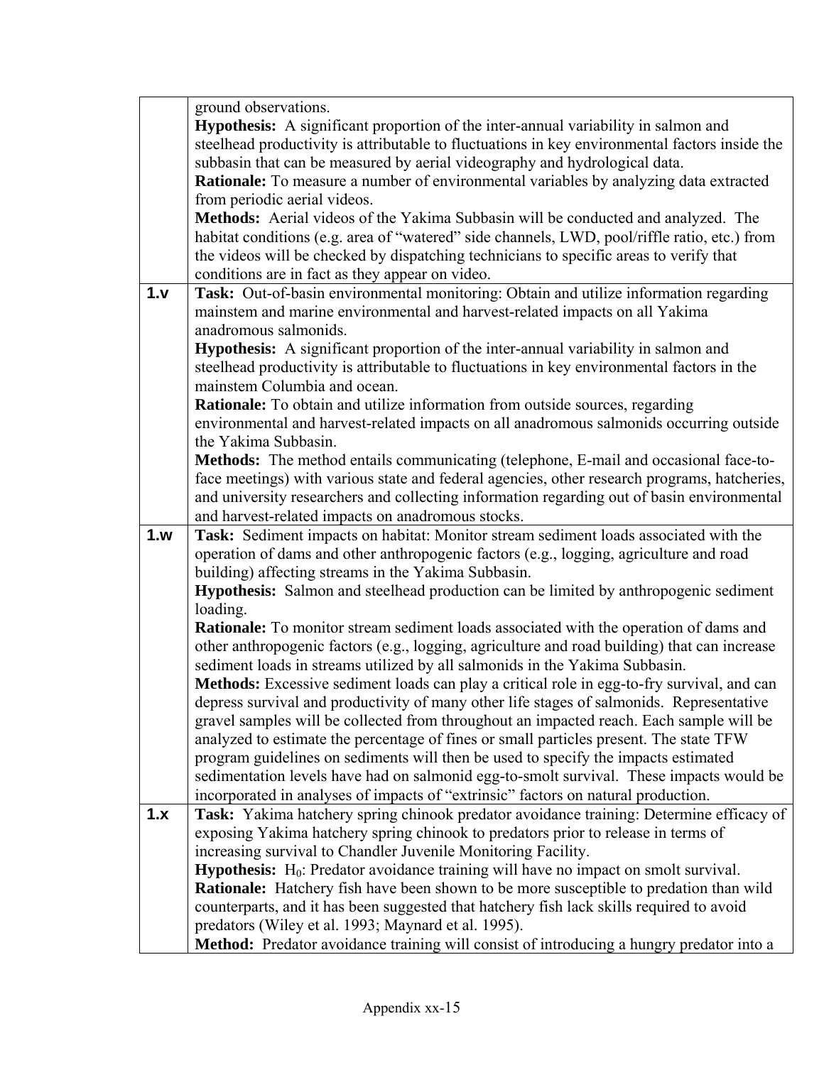| | |
|---|---|
| | ground observations.<br>**Hypothesis:** A significant proportion of the inter-annual variability in salmon and steelhead productivity is attributable to fluctuations in key environmental factors inside the subbasin that can be measured by aerial videography and hydrological data.<br>**Rationale:** To measure a number of environmental variables by analyzing data extracted from periodic aerial videos.<br>**Methods:** Aerial videos of the Yakima Subbasin will be conducted and analyzed. The habitat conditions (e.g. area of "watered" side channels, LWD, pool/riffle ratio, etc.) from the videos will be checked by dispatching technicians to specific areas to verify that conditions are in fact as they appear on video. |
| **1.v** | **Task:** Out-of-basin environmental monitoring: Obtain and utilize information regarding mainstem and marine environmental and harvest-related impacts on all Yakima anadromous salmonids.<br>**Hypothesis:** A significant proportion of the inter-annual variability in salmon and steelhead productivity is attributable to fluctuations in key environmental factors in the mainstem Columbia and ocean.<br>**Rationale:** To obtain and utilize information from outside sources, regarding environmental and harvest-related impacts on all anadromous salmonids occurring outside the Yakima Subbasin.<br>**Methods:** The method entails communicating (telephone, E-mail and occasional face-to-face meetings) with various state and federal agencies, other research programs, hatcheries, and university researchers and collecting information regarding out of basin environmental and harvest-related impacts on anadromous stocks. |
| **1.w** | **Task:** Sediment impacts on habitat: Monitor stream sediment loads associated with the operation of dams and other anthropogenic factors (e.g., logging, agriculture and road building) affecting streams in the Yakima Subbasin.<br>**Hypothesis:** Salmon and steelhead production can be limited by anthropogenic sediment loading.<br>**Rationale:** To monitor stream sediment loads associated with the operation of dams and other anthropogenic factors (e.g., logging, agriculture and road building) that can increase sediment loads in streams utilized by all salmonids in the Yakima Subbasin.<br>**Methods:** Excessive sediment loads can play a critical role in egg-to-fry survival, and can depress survival and productivity of many other life stages of salmonids. Representative gravel samples will be collected from throughout an impacted reach. Each sample will be analyzed to estimate the percentage of fines or small particles present. The state TFW program guidelines on sediments will then be used to specify the impacts estimated sedimentation levels have had on salmonid egg-to-smolt survival. These impacts would be incorporated in analyses of impacts of "extrinsic" factors on natural production. |
| **1.x** | **Task:** Yakima hatchery spring chinook predator avoidance training: Determine efficacy of exposing Yakima hatchery spring chinook to predators prior to release in terms of increasing survival to Chandler Juvenile Monitoring Facility.<br>**Hypothesis:** $H_0$: Predator avoidance training will have no impact on smolt survival.<br>**Rationale:** Hatchery fish have been shown to be more susceptible to predation than wild counterparts, and it has been suggested that hatchery fish lack skills required to avoid predators (Wiley et al. 1993; Maynard et al. 1995).<br>**Method:** Predator avoidance training will consist of introducing a hungry predator into a |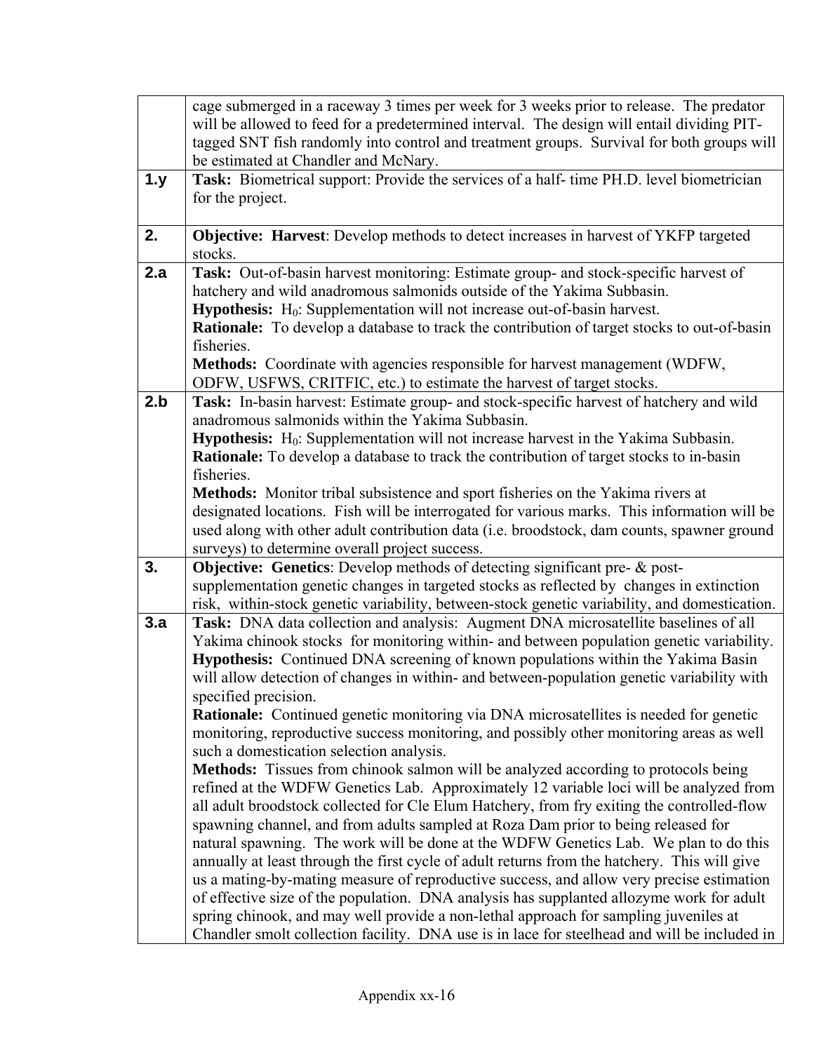| | |
|---|---|
| | cage submerged in a raceway 3 times per week for 3 weeks prior to release. The predator will be allowed to feed for a predetermined interval. The design will entail dividing PIT-tagged SNT fish randomly into control and treatment groups. Survival for both groups will be estimated at Chandler and McNary. |
| **1.y** | **Task:** Biometrical support: Provide the services of a half- time PH.D. level biometrician for the project. |
| **2.** | **Objective: Harvest**: Develop methods to detect increases in harvest of YKFP targeted stocks. |
| **2.a** | **Task:** Out-of-basin harvest monitoring: Estimate group- and stock-specific harvest of hatchery and wild anadromous salmonids outside of the Yakima Subbasin.<br>**Hypothesis:** $H_0$: Supplementation will not increase out-of-basin harvest.<br>**Rationale:** To develop a database to track the contribution of target stocks to out-of-basin fisheries.<br>**Methods:** Coordinate with agencies responsible for harvest management (WDFW, ODFW, USFWS, CRITFIC, etc.) to estimate the harvest of target stocks. |
| **2.b** | **Task:** In-basin harvest: Estimate group- and stock-specific harvest of hatchery and wild anadromous salmonids within the Yakima Subbasin.<br>**Hypothesis:** $H_0$: Supplementation will not increase harvest in the Yakima Subbasin.<br>**Rationale:** To develop a database to track the contribution of target stocks to in-basin fisheries.<br>**Methods:** Monitor tribal subsistence and sport fisheries on the Yakima rivers at designated locations. Fish will be interrogated for various marks. This information will be used along with other adult contribution data (i.e. broodstock, dam counts, spawner ground surveys) to determine overall project success. |
| **3.** | **Objective: Genetics**: Develop methods of detecting significant pre- & post-supplementation genetic changes in targeted stocks as reflected by changes in extinction risk, within-stock genetic variability, between-stock genetic variability, and domestication. |
| **3.a** | **Task:** DNA data collection and analysis: Augment DNA microsatellite baselines of all Yakima chinook stocks for monitoring within- and between population genetic variability.<br>**Hypothesis:** Continued DNA screening of known populations within the Yakima Basin will allow detection of changes in within- and between-population genetic variability with specified precision.<br>**Rationale:** Continued genetic monitoring via DNA microsatellites is needed for genetic monitoring, reproductive success monitoring, and possibly other monitoring areas as well such a domestication selection analysis.<br>**Methods:** Tissues from chinook salmon will be analyzed according to protocols being refined at the WDFW Genetics Lab. Approximately 12 variable loci will be analyzed from all adult broodstock collected for Cle Elum Hatchery, from fry exiting the controlled-flow spawning channel, and from adults sampled at Roza Dam prior to being released for natural spawning. The work will be done at the WDFW Genetics Lab. We plan to do this annually at least through the first cycle of adult returns from the hatchery. This will give us a mating-by-mating measure of reproductive success, and allow very precise estimation of effective size of the population. DNA analysis has supplanted allozyme work for adult spring chinook, and may well provide a non-lethal approach for sampling juveniles at Chandler smolt collection facility. DNA use is in lace for steelhead and will be included in |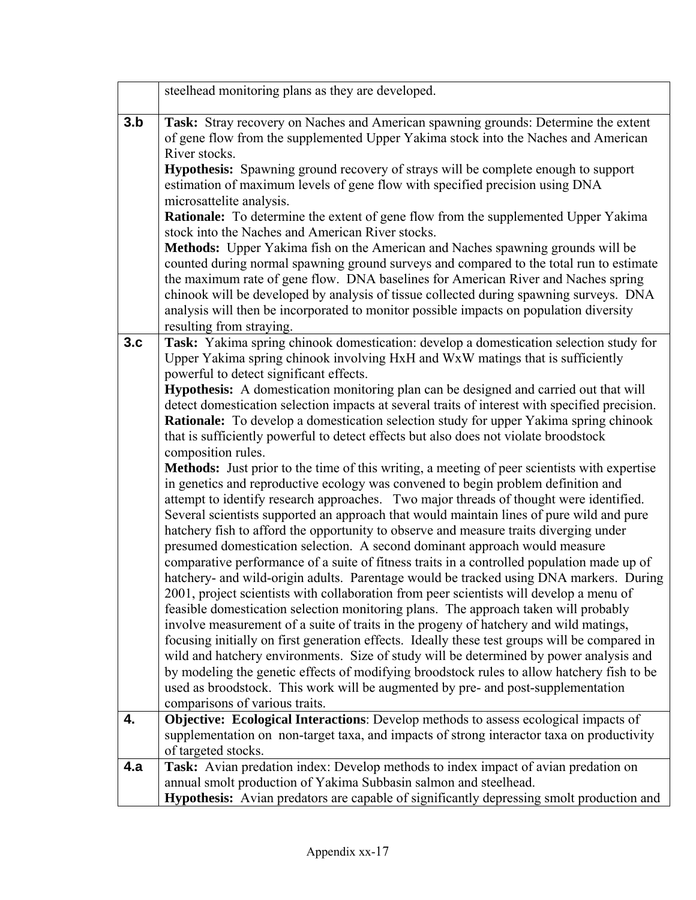| | |
|---|---|
| | steelhead monitoring plans as they are developed. |
| **3.b** | **Task:** Stray recovery on Naches and American spawning grounds: Determine the extent of gene flow from the supplemented Upper Yakima stock into the Naches and American River stocks.<br>**Hypothesis:** Spawning ground recovery of strays will be complete enough to support estimation of maximum levels of gene flow with specified precision using DNA microsattelite analysis.<br>**Rationale:** To determine the extent of gene flow from the supplemented Upper Yakima stock into the Naches and American River stocks.<br>**Methods:** Upper Yakima fish on the American and Naches spawning grounds will be counted during normal spawning ground surveys and compared to the total run to estimate the maximum rate of gene flow. DNA baselines for American River and Naches spring chinook will be developed by analysis of tissue collected during spawning surveys. DNA analysis will then be incorporated to monitor possible impacts on population diversity resulting from straying. |
| **3.c** | **Task:** Yakima spring chinook domestication: develop a domestication selection study for Upper Yakima spring chinook involving HxH and WxW matings that is sufficiently powerful to detect significant effects.<br>**Hypothesis:** A domestication monitoring plan can be designed and carried out that will detect domestication selection impacts at several traits of interest with specified precision.<br>**Rationale:** To develop a domestication selection study for upper Yakima spring chinook that is sufficiently powerful to detect effects but also does not violate broodstock composition rules.<br>**Methods:** Just prior to the time of this writing, a meeting of peer scientists with expertise in genetics and reproductive ecology was convened to begin problem definition and attempt to identify research approaches. Two major threads of thought were identified. Several scientists supported an approach that would maintain lines of pure wild and pure hatchery fish to afford the opportunity to observe and measure traits diverging under presumed domestication selection. A second dominant approach would measure comparative performance of a suite of fitness traits in a controlled population made up of hatchery- and wild-origin adults. Parentage would be tracked using DNA markers. During 2001, project scientists with collaboration from peer scientists will develop a menu of feasible domestication selection monitoring plans. The approach taken will probably involve measurement of a suite of traits in the progeny of hatchery and wild matings, focusing initially on first generation effects. Ideally these test groups will be compared in wild and hatchery environments. Size of study will be determined by power analysis and by modeling the genetic effects of modifying broodstock rules to allow hatchery fish to be used as broodstock. This work will be augmented by pre- and post-supplementation comparisons of various traits. |
| **4.** | **Objective: Ecological Interactions**: Develop methods to assess ecological impacts of supplementation on non-target taxa, and impacts of strong interactor taxa on productivity of targeted stocks. |
| **4.a** | **Task:** Avian predation index: Develop methods to index impact of avian predation on annual smolt production of Yakima Subbasin salmon and steelhead.<br>**Hypothesis:** Avian predators are capable of significantly depressing smolt production and |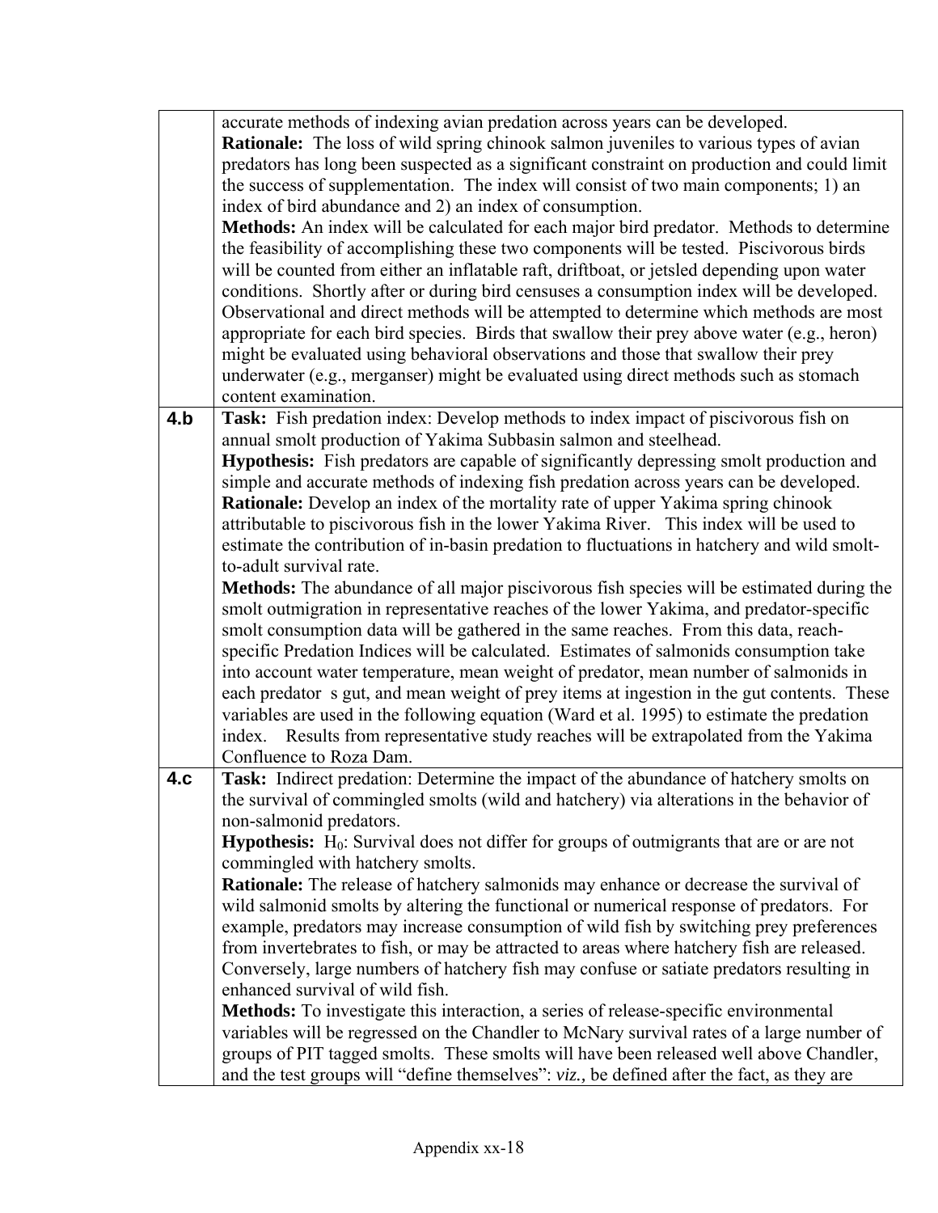| | |
|---|---|
| | accurate methods of indexing avian predation across years can be developed.<br>**Rationale:** The loss of wild spring chinook salmon juveniles to various types of avian predators has long been suspected as a significant constraint on production and could limit the success of supplementation. The index will consist of two main components; 1) an index of bird abundance and 2) an index of consumption.<br>**Methods:** An index will be calculated for each major bird predator. Methods to determine the feasibility of accomplishing these two components will be tested. Piscivorous birds will be counted from either an inflatable raft, driftboat, or jetsled depending upon water conditions. Shortly after or during bird censuses a consumption index will be developed. Observational and direct methods will be attempted to determine which methods are most appropriate for each bird species. Birds that swallow their prey above water (e.g., heron) might be evaluated using behavioral observations and those that swallow their prey underwater (e.g., merganser) might be evaluated using direct methods such as stomach content examination. |
| **4.b** | **Task:** Fish predation index: Develop methods to index impact of piscivorous fish on annual smolt production of Yakima Subbasin salmon and steelhead.<br>**Hypothesis:** Fish predators are capable of significantly depressing smolt production and simple and accurate methods of indexing fish predation across years can be developed.<br>**Rationale:** Develop an index of the mortality rate of upper Yakima spring chinook attributable to piscivorous fish in the lower Yakima River. This index will be used to estimate the contribution of in-basin predation to fluctuations in hatchery and wild smolt-to-adult survival rate.<br>**Methods:** The abundance of all major piscivorous fish species will be estimated during the smolt outmigration in representative reaches of the lower Yakima, and predator-specific smolt consumption data will be gathered in the same reaches. From this data, reach-specific Predation Indices will be calculated. Estimates of salmonids consumption take into account water temperature, mean weight of predator, mean number of salmonids in each predator s gut, and mean weight of prey items at ingestion in the gut contents. These variables are used in the following equation (Ward et al. 1995) to estimate the predation index. Results from representative study reaches will be extrapolated from the Yakima Confluence to Roza Dam. |
| **4.c** | **Task:** Indirect predation: Determine the impact of the abundance of hatchery smolts on the survival of commingled smolts (wild and hatchery) via alterations in the behavior of non-salmonid predators.<br>**Hypothesis:** $H_0$: Survival does not differ for groups of outmigrants that are or are not commingled with hatchery smolts.<br>**Rationale:** The release of hatchery salmonids may enhance or decrease the survival of wild salmonid smolts by altering the functional or numerical response of predators. For example, predators may increase consumption of wild fish by switching prey preferences from invertebrates to fish, or may be attracted to areas where hatchery fish are released. Conversely, large numbers of hatchery fish may confuse or satiate predators resulting in enhanced survival of wild fish.<br>**Methods:** To investigate this interaction, a series of release-specific environmental variables will be regressed on the Chandler to McNary survival rates of a large number of groups of PIT tagged smolts. These smolts will have been released well above Chandler, and the test groups will "define themselves": *viz.,* be defined after the fact, as they are |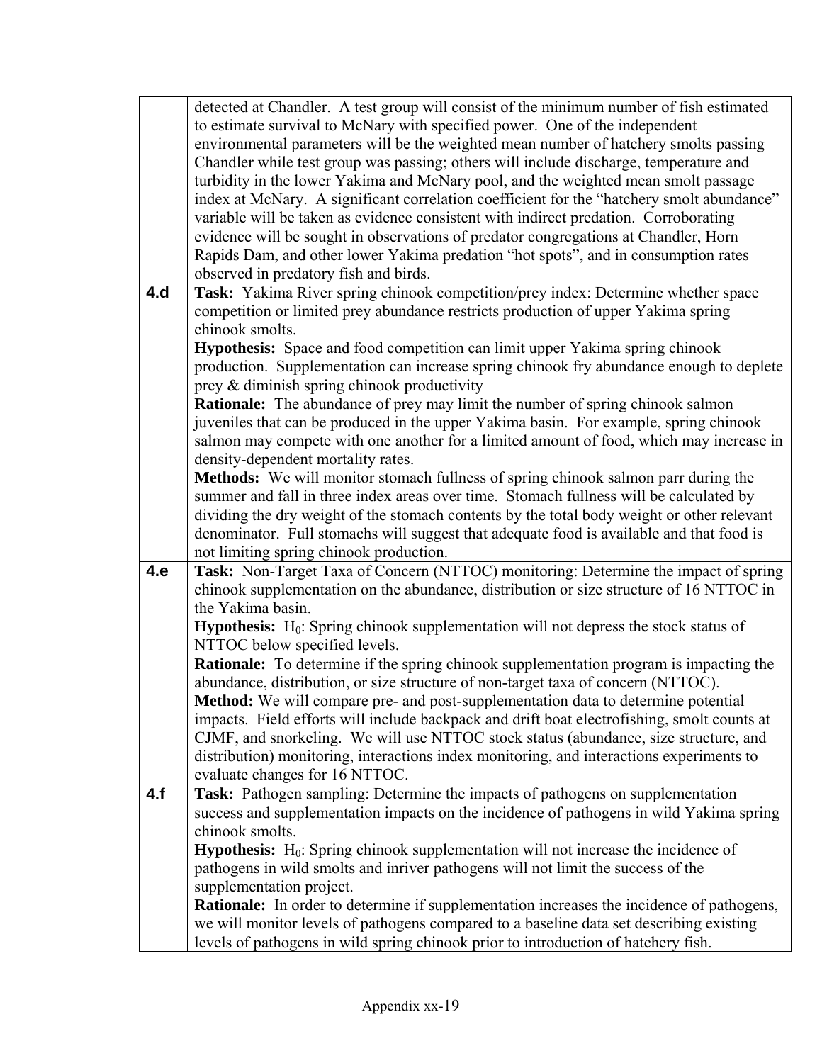| | |
|---|---|
| | detected at Chandler. A test group will consist of the minimum number of fish estimated to estimate survival to McNary with specified power. One of the independent environmental parameters will be the weighted mean number of hatchery smolts passing Chandler while test group was passing; others will include discharge, temperature and turbidity in the lower Yakima and McNary pool, and the weighted mean smolt passage index at McNary. A significant correlation coefficient for the "hatchery smolt abundance" variable will be taken as evidence consistent with indirect predation. Corroborating evidence will be sought in observations of predator congregations at Chandler, Horn Rapids Dam, and other lower Yakima predation "hot spots", and in consumption rates observed in predatory fish and birds. |
| **4.d** | **Task:** Yakima River spring chinook competition/prey index: Determine whether space competition or limited prey abundance restricts production of upper Yakima spring chinook smolts.<br>**Hypothesis:** Space and food competition can limit upper Yakima spring chinook production. Supplementation can increase spring chinook fry abundance enough to deplete prey & diminish spring chinook productivity<br>**Rationale:** The abundance of prey may limit the number of spring chinook salmon juveniles that can be produced in the upper Yakima basin. For example, spring chinook salmon may compete with one another for a limited amount of food, which may increase in density-dependent mortality rates.<br>**Methods:** We will monitor stomach fullness of spring chinook salmon parr during the summer and fall in three index areas over time. Stomach fullness will be calculated by dividing the dry weight of the stomach contents by the total body weight or other relevant denominator. Full stomachs will suggest that adequate food is available and that food is not limiting spring chinook production. |
| **4.e** | **Task:** Non-Target Taxa of Concern (NTTOC) monitoring: Determine the impact of spring chinook supplementation on the abundance, distribution or size structure of 16 NTTOC in the Yakima basin.<br>**Hypothesis:** $H_0$: Spring chinook supplementation will not depress the stock status of NTTOC below specified levels.<br>**Rationale:** To determine if the spring chinook supplementation program is impacting the abundance, distribution, or size structure of non-target taxa of concern (NTTOC).<br>**Method:** We will compare pre- and post-supplementation data to determine potential impacts. Field efforts will include backpack and drift boat electrofishing, smolt counts at CJMF, and snorkeling. We will use NTTOC stock status (abundance, size structure, and distribution) monitoring, interactions index monitoring, and interactions experiments to evaluate changes for 16 NTTOC. |
| **4.f** | **Task:** Pathogen sampling: Determine the impacts of pathogens on supplementation success and supplementation impacts on the incidence of pathogens in wild Yakima spring chinook smolts.<br>**Hypothesis:** $H_0$: Spring chinook supplementation will not increase the incidence of pathogens in wild smolts and inriver pathogens will not limit the success of the supplementation project.<br>**Rationale:** In order to determine if supplementation increases the incidence of pathogens, we will monitor levels of pathogens compared to a baseline data set describing existing levels of pathogens in wild spring chinook prior to introduction of hatchery fish. |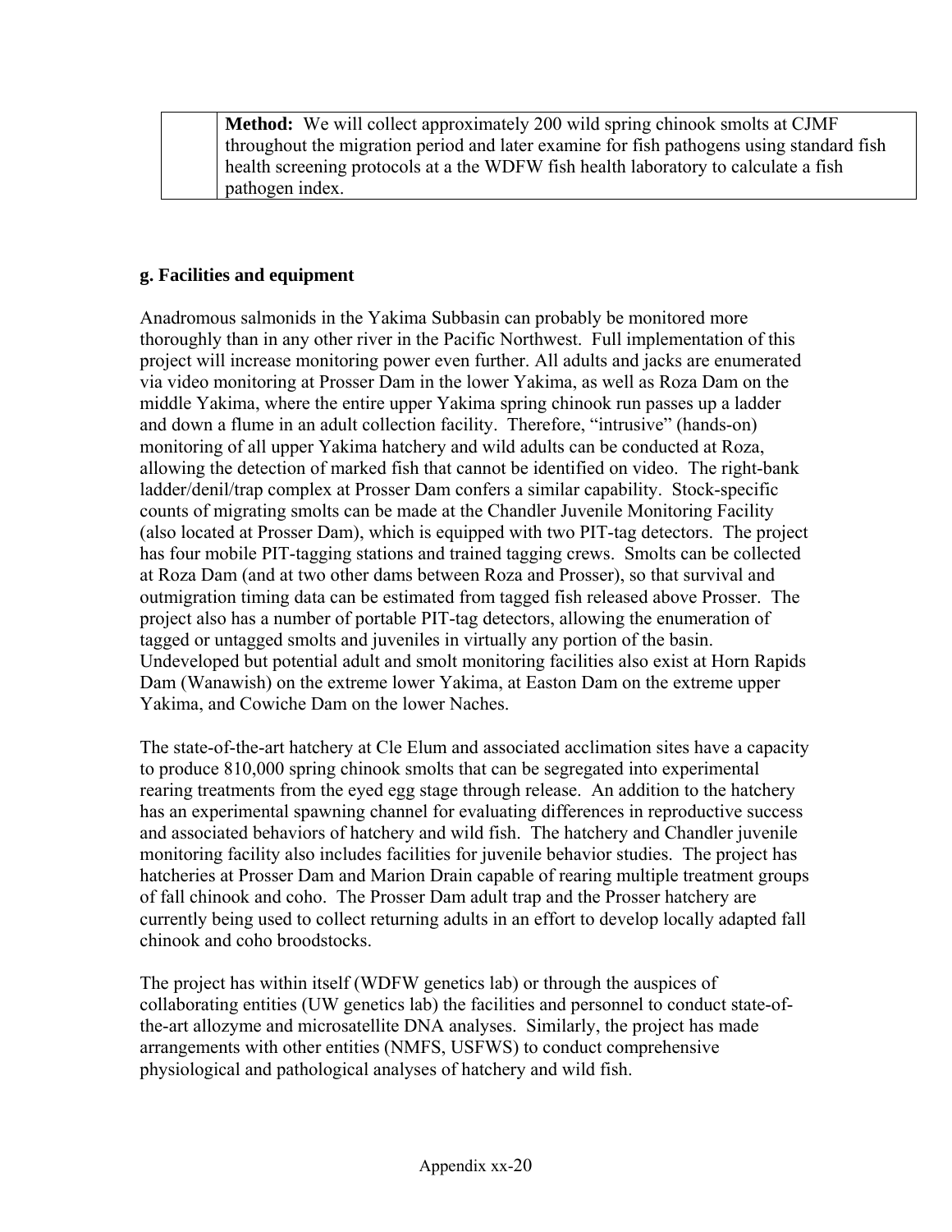|  | **Method:** We will collect approximately 200 wild spring chinook smolts at CJMF throughout the migration period and later examine for fish pathogens using standard fish health screening protocols at a the WDFW fish health laboratory to calculate a fish pathogen index. |
|---|---|

## g. Facilities and equipment

Anadromous salmonids in the Yakima Subbasin can probably be monitored more thoroughly than in any other river in the Pacific Northwest. Full implementation of this project will increase monitoring power even further. All adults and jacks are enumerated via video monitoring at Prosser Dam in the lower Yakima, as well as Roza Dam on the middle Yakima, where the entire upper Yakima spring chinook run passes up a ladder and down a flume in an adult collection facility. Therefore, "intrusive" (hands-on) monitoring of all upper Yakima hatchery and wild adults can be conducted at Roza, allowing the detection of marked fish that cannot be identified on video. The right-bank ladder/denil/trap complex at Prosser Dam confers a similar capability. Stock-specific counts of migrating smolts can be made at the Chandler Juvenile Monitoring Facility (also located at Prosser Dam), which is equipped with two PIT-tag detectors. The project has four mobile PIT-tagging stations and trained tagging crews. Smolts can be collected at Roza Dam (and at two other dams between Roza and Prosser), so that survival and outmigration timing data can be estimated from tagged fish released above Prosser. The project also has a number of portable PIT-tag detectors, allowing the enumeration of tagged or untagged smolts and juveniles in virtually any portion of the basin. Undeveloped but potential adult and smolt monitoring facilities also exist at Horn Rapids Dam (Wanawish) on the extreme lower Yakima, at Easton Dam on the extreme upper Yakima, and Cowiche Dam on the lower Naches.

The state-of-the-art hatchery at Cle Elum and associated acclimation sites have a capacity to produce 810,000 spring chinook smolts that can be segregated into experimental rearing treatments from the eyed egg stage through release. An addition to the hatchery has an experimental spawning channel for evaluating differences in reproductive success and associated behaviors of hatchery and wild fish. The hatchery and Chandler juvenile monitoring facility also includes facilities for juvenile behavior studies. The project has hatcheries at Prosser Dam and Marion Drain capable of rearing multiple treatment groups of fall chinook and coho. The Prosser Dam adult trap and the Prosser hatchery are currently being used to collect returning adults in an effort to develop locally adapted fall chinook and coho broodstocks.

The project has within itself (WDFW genetics lab) or through the auspices of collaborating entities (UW genetics lab) the facilities and personnel to conduct state-of-the-art allozyme and microsatellite DNA analyses. Similarly, the project has made arrangements with other entities (NMFS, USFWS) to conduct comprehensive physiological and pathological analyses of hatchery and wild fish.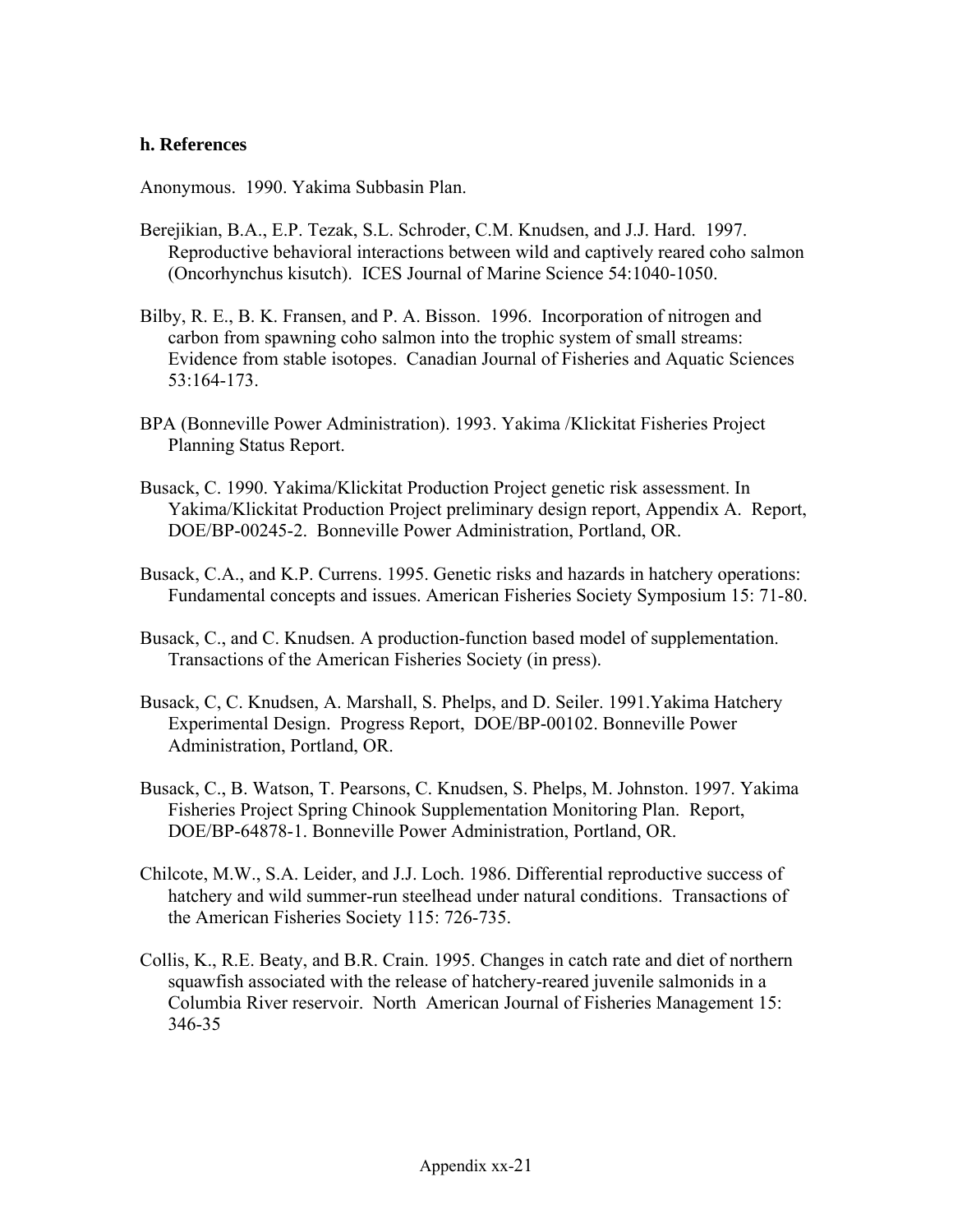### h. References

Anonymous. 1990. Yakima Subbasin Plan.

Berejikian, B.A., E.P. Tezak, S.L. Schroder, C.M. Knudsen, and J.J. Hard. 1997. Reproductive behavioral interactions between wild and captively reared coho salmon (Oncorhynchus kisutch). ICES Journal of Marine Science 54:1040-1050.

Bilby, R. E., B. K. Fransen, and P. A. Bisson. 1996. Incorporation of nitrogen and carbon from spawning coho salmon into the trophic system of small streams: Evidence from stable isotopes. Canadian Journal of Fisheries and Aquatic Sciences 53:164-173.

BPA (Bonneville Power Administration). 1993. Yakima /Klickitat Fisheries Project Planning Status Report.

Busack, C. 1990. Yakima/Klickitat Production Project genetic risk assessment. In Yakima/Klickitat Production Project preliminary design report, Appendix A. Report, DOE/BP-00245-2. Bonneville Power Administration, Portland, OR.

Busack, C.A., and K.P. Currens. 1995. Genetic risks and hazards in hatchery operations: Fundamental concepts and issues. American Fisheries Society Symposium 15: 71-80.

Busack, C., and C. Knudsen. A production-function based model of supplementation. Transactions of the American Fisheries Society (in press).

Busack, C, C. Knudsen, A. Marshall, S. Phelps, and D. Seiler. 1991.Yakima Hatchery Experimental Design. Progress Report, DOE/BP-00102. Bonneville Power Administration, Portland, OR.

Busack, C., B. Watson, T. Pearsons, C. Knudsen, S. Phelps, M. Johnston. 1997. Yakima Fisheries Project Spring Chinook Supplementation Monitoring Plan. Report, DOE/BP-64878-1. Bonneville Power Administration, Portland, OR.

Chilcote, M.W., S.A. Leider, and J.J. Loch. 1986. Differential reproductive success of hatchery and wild summer-run steelhead under natural conditions. Transactions of the American Fisheries Society 115: 726-735.

Collis, K., R.E. Beaty, and B.R. Crain. 1995. Changes in catch rate and diet of northern squawfish associated with the release of hatchery-reared juvenile salmonids in a Columbia River reservoir. North American Journal of Fisheries Management 15: 346-35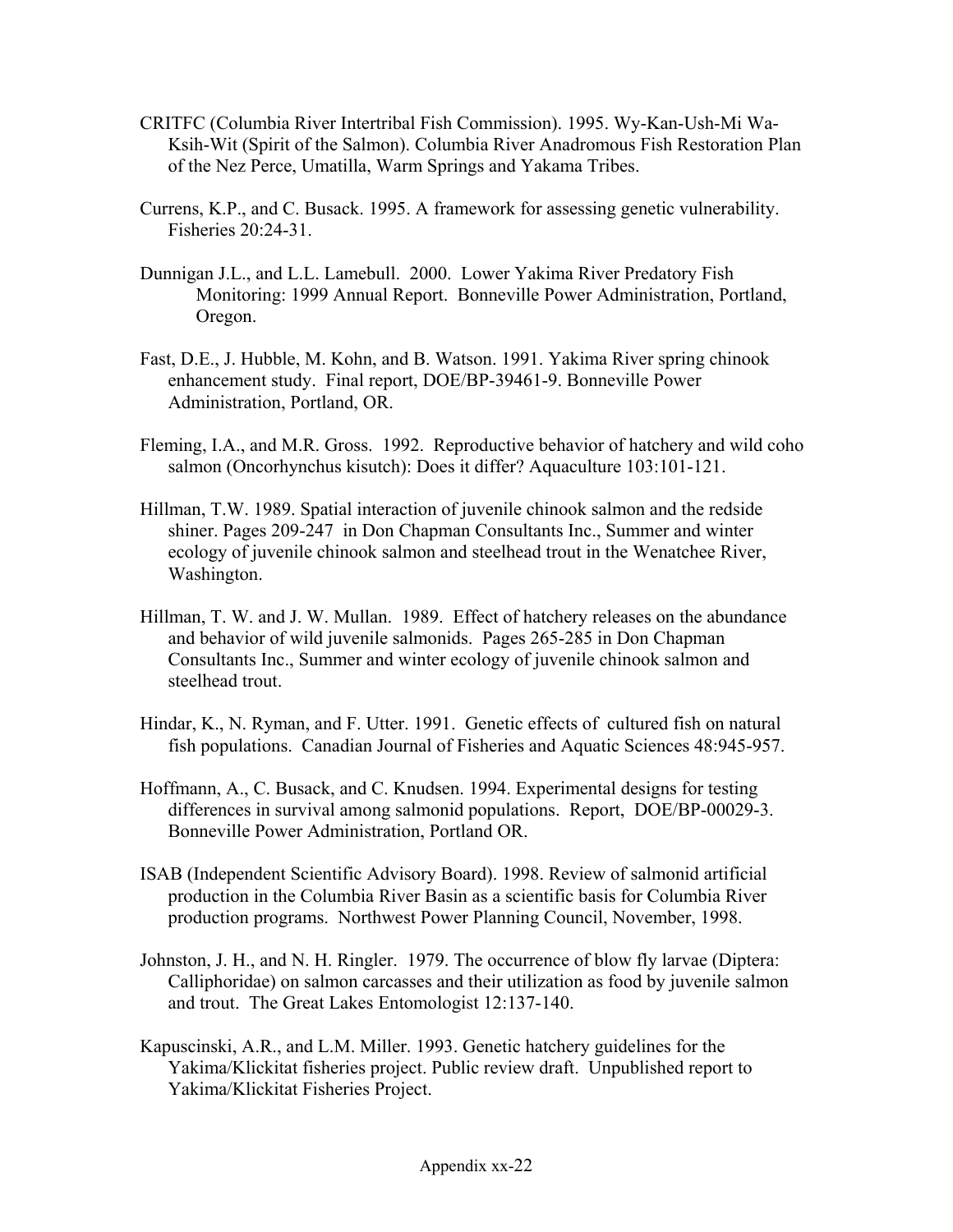CRITFC (Columbia River Intertribal Fish Commission). 1995. Wy-Kan-Ush-Mi Wa-Ksih-Wit (Spirit of the Salmon). Columbia River Anadromous Fish Restoration Plan of the Nez Perce, Umatilla, Warm Springs and Yakama Tribes.

Currens, K.P., and C. Busack. 1995. A framework for assessing genetic vulnerability. Fisheries 20:24-31.

Dunnigan J.L., and L.L. Lamebull. 2000. Lower Yakima River Predatory Fish Monitoring: 1999 Annual Report. Bonneville Power Administration, Portland, Oregon.

Fast, D.E., J. Hubble, M. Kohn, and B. Watson. 1991. Yakima River spring chinook enhancement study. Final report, DOE/BP-39461-9. Bonneville Power Administration, Portland, OR.

Fleming, I.A., and M.R. Gross. 1992. Reproductive behavior of hatchery and wild coho salmon (Oncorhynchus kisutch): Does it differ? Aquaculture 103:101-121.

Hillman, T.W. 1989. Spatial interaction of juvenile chinook salmon and the redside shiner. Pages 209-247 in Don Chapman Consultants Inc., Summer and winter ecology of juvenile chinook salmon and steelhead trout in the Wenatchee River, Washington.

Hillman, T. W. and J. W. Mullan. 1989. Effect of hatchery releases on the abundance and behavior of wild juvenile salmonids. Pages 265-285 in Don Chapman Consultants Inc., Summer and winter ecology of juvenile chinook salmon and steelhead trout.

Hindar, K., N. Ryman, and F. Utter. 1991. Genetic effects of cultured fish on natural fish populations. Canadian Journal of Fisheries and Aquatic Sciences 48:945-957.

Hoffmann, A., C. Busack, and C. Knudsen. 1994. Experimental designs for testing differences in survival among salmonid populations. Report, DOE/BP-00029-3. Bonneville Power Administration, Portland OR.

ISAB (Independent Scientific Advisory Board). 1998. Review of salmonid artificial production in the Columbia River Basin as a scientific basis for Columbia River production programs. Northwest Power Planning Council, November, 1998.

Johnston, J. H., and N. H. Ringler. 1979. The occurrence of blow fly larvae (Diptera: Calliphoridae) on salmon carcasses and their utilization as food by juvenile salmon and trout. The Great Lakes Entomologist 12:137-140.

Kapuscinski, A.R., and L.M. Miller. 1993. Genetic hatchery guidelines for the Yakima/Klickitat fisheries project. Public review draft. Unpublished report to Yakima/Klickitat Fisheries Project.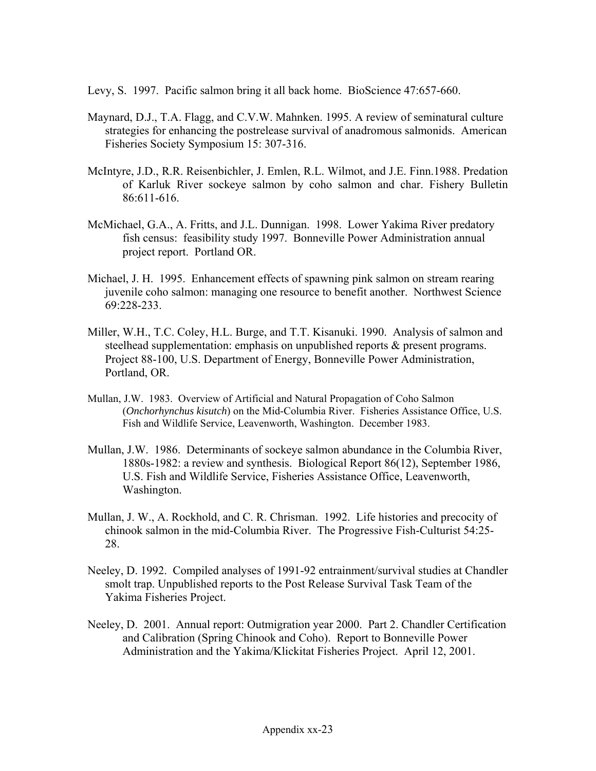Levy, S. 1997. Pacific salmon bring it all back home. BioScience 47:657-660.

Maynard, D.J., T.A. Flagg, and C.V.W. Mahnken. 1995. A review of seminatural culture strategies for enhancing the postrelease survival of anadromous salmonids. American Fisheries Society Symposium 15: 307-316.

McIntyre, J.D., R.R. Reisenbichler, J. Emlen, R.L. Wilmot, and J.E. Finn.1988. Predation of Karluk River sockeye salmon by coho salmon and char. Fishery Bulletin 86:611-616.

McMichael, G.A., A. Fritts, and J.L. Dunnigan. 1998. Lower Yakima River predatory fish census: feasibility study 1997. Bonneville Power Administration annual project report. Portland OR.

Michael, J. H. 1995. Enhancement effects of spawning pink salmon on stream rearing juvenile coho salmon: managing one resource to benefit another. Northwest Science 69:228-233.

Miller, W.H., T.C. Coley, H.L. Burge, and T.T. Kisanuki. 1990. Analysis of salmon and steelhead supplementation: emphasis on unpublished reports & present programs. Project 88-100, U.S. Department of Energy, Bonneville Power Administration, Portland, OR.

Mullan, J.W. 1983. Overview of Artificial and Natural Propagation of Coho Salmon (*Onchorhynchus kisutch*) on the Mid-Columbia River. Fisheries Assistance Office, U.S. Fish and Wildlife Service, Leavenworth, Washington. December 1983.

Mullan, J.W. 1986. Determinants of sockeye salmon abundance in the Columbia River, 1880s-1982: a review and synthesis. Biological Report 86(12), September 1986, U.S. Fish and Wildlife Service, Fisheries Assistance Office, Leavenworth, Washington.

Mullan, J. W., A. Rockhold, and C. R. Chrisman. 1992. Life histories and precocity of chinook salmon in the mid-Columbia River. The Progressive Fish-Culturist 54:25-28.

Neeley, D. 1992. Compiled analyses of 1991-92 entrainment/survival studies at Chandler smolt trap. Unpublished reports to the Post Release Survival Task Team of the Yakima Fisheries Project.

Neeley, D. 2001. Annual report: Outmigration year 2000. Part 2. Chandler Certification and Calibration (Spring Chinook and Coho). Report to Bonneville Power Administration and the Yakima/Klickitat Fisheries Project. April 12, 2001.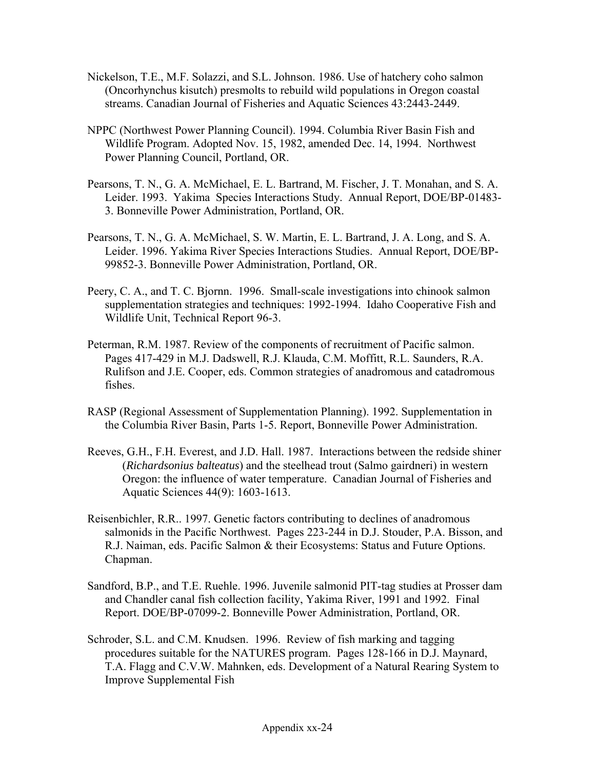Nickelson, T.E., M.F. Solazzi, and S.L. Johnson. 1986. Use of hatchery coho salmon (Oncorhynchus kisutch) presmolts to rebuild wild populations in Oregon coastal streams. Canadian Journal of Fisheries and Aquatic Sciences 43:2443-2449.

NPPC (Northwest Power Planning Council). 1994. Columbia River Basin Fish and Wildlife Program. Adopted Nov. 15, 1982, amended Dec. 14, 1994. Northwest Power Planning Council, Portland, OR.

Pearsons, T. N., G. A. McMichael, E. L. Bartrand, M. Fischer, J. T. Monahan, and S. A. Leider. 1993. Yakima Species Interactions Study. Annual Report, DOE/BP-01483-3. Bonneville Power Administration, Portland, OR.

Pearsons, T. N., G. A. McMichael, S. W. Martin, E. L. Bartrand, J. A. Long, and S. A. Leider. 1996. Yakima River Species Interactions Studies. Annual Report, DOE/BP-99852-3. Bonneville Power Administration, Portland, OR.

Peery, C. A., and T. C. Bjornn. 1996. Small-scale investigations into chinook salmon supplementation strategies and techniques: 1992-1994. Idaho Cooperative Fish and Wildlife Unit, Technical Report 96-3.

Peterman, R.M. 1987. Review of the components of recruitment of Pacific salmon. Pages 417-429 in M.J. Dadswell, R.J. Klauda, C.M. Moffitt, R.L. Saunders, R.A. Rulifson and J.E. Cooper, eds. Common strategies of anadromous and catadromous fishes.

RASP (Regional Assessment of Supplementation Planning). 1992. Supplementation in the Columbia River Basin, Parts 1-5. Report, Bonneville Power Administration.

Reeves, G.H., F.H. Everest, and J.D. Hall. 1987. Interactions between the redside shiner (*Richardsonius balteatus*) and the steelhead trout (Salmo gairdneri) in western Oregon: the influence of water temperature. Canadian Journal of Fisheries and Aquatic Sciences 44(9): 1603-1613.

Reisenbichler, R.R.. 1997. Genetic factors contributing to declines of anadromous salmonids in the Pacific Northwest. Pages 223-244 in D.J. Stouder, P.A. Bisson, and R.J. Naiman, eds. Pacific Salmon & their Ecosystems: Status and Future Options. Chapman.

Sandford, B.P., and T.E. Ruehle. 1996. Juvenile salmonid PIT-tag studies at Prosser dam and Chandler canal fish collection facility, Yakima River, 1991 and 1992. Final Report. DOE/BP-07099-2. Bonneville Power Administration, Portland, OR.

Schroder, S.L. and C.M. Knudsen. 1996. Review of fish marking and tagging procedures suitable for the NATURES program. Pages 128-166 in D.J. Maynard, T.A. Flagg and C.V.W. Mahnken, eds. Development of a Natural Rearing System to Improve Supplemental Fish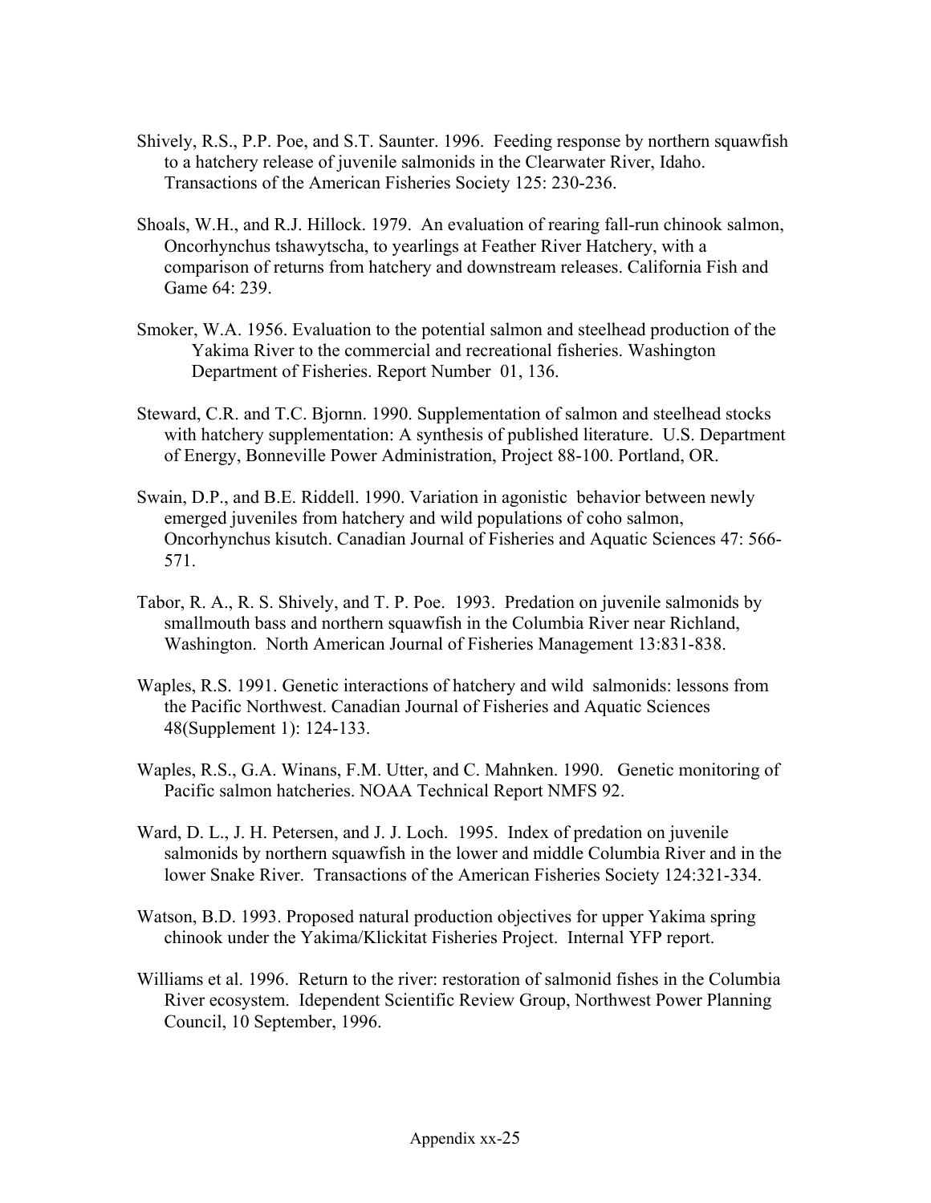Shively, R.S., P.P. Poe, and S.T. Saunter. 1996. Feeding response by northern squawfish to a hatchery release of juvenile salmonids in the Clearwater River, Idaho. Transactions of the American Fisheries Society 125: 230-236.

Shoals, W.H., and R.J. Hillock. 1979. An evaluation of rearing fall-run chinook salmon, Oncorhynchus tshawytscha, to yearlings at Feather River Hatchery, with a comparison of returns from hatchery and downstream releases. California Fish and Game 64: 239.

Smoker, W.A. 1956. Evaluation to the potential salmon and steelhead production of the Yakima River to the commercial and recreational fisheries. Washington Department of Fisheries. Report Number 01, 136.

Steward, C.R. and T.C. Bjornn. 1990. Supplementation of salmon and steelhead stocks with hatchery supplementation: A synthesis of published literature. U.S. Department of Energy, Bonneville Power Administration, Project 88-100. Portland, OR.

Swain, D.P., and B.E. Riddell. 1990. Variation in agonistic behavior between newly emerged juveniles from hatchery and wild populations of coho salmon, Oncorhynchus kisutch. Canadian Journal of Fisheries and Aquatic Sciences 47: 566-571.

Tabor, R. A., R. S. Shively, and T. P. Poe. 1993. Predation on juvenile salmonids by smallmouth bass and northern squawfish in the Columbia River near Richland, Washington. North American Journal of Fisheries Management 13:831-838.

Waples, R.S. 1991. Genetic interactions of hatchery and wild salmonids: lessons from the Pacific Northwest. Canadian Journal of Fisheries and Aquatic Sciences 48(Supplement 1): 124-133.

Waples, R.S., G.A. Winans, F.M. Utter, and C. Mahnken. 1990. Genetic monitoring of Pacific salmon hatcheries. NOAA Technical Report NMFS 92.

Ward, D. L., J. H. Petersen, and J. J. Loch. 1995. Index of predation on juvenile salmonids by northern squawfish in the lower and middle Columbia River and in the lower Snake River. Transactions of the American Fisheries Society 124:321-334.

Watson, B.D. 1993. Proposed natural production objectives for upper Yakima spring chinook under the Yakima/Klickitat Fisheries Project. Internal YFP report.

Williams et al. 1996. Return to the river: restoration of salmonid fishes in the Columbia River ecosystem. Idependent Scientific Review Group, Northwest Power Planning Council, 10 September, 1996.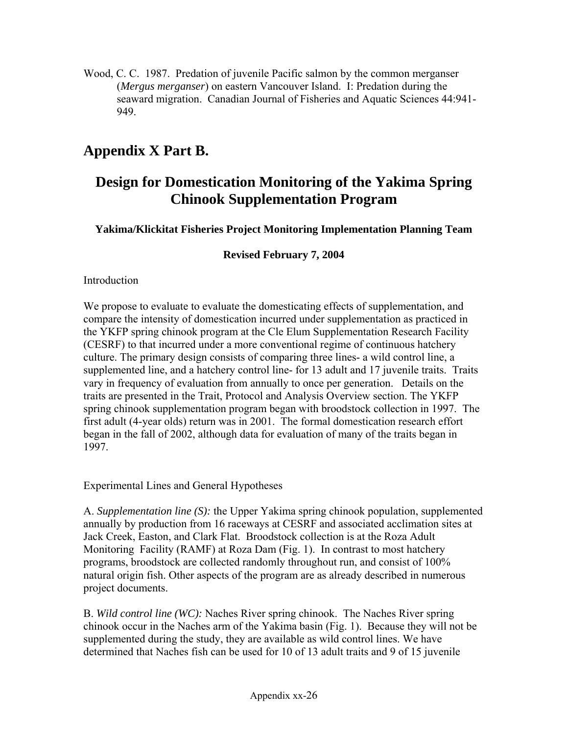Wood, C. C. 1987. Predation of juvenile Pacific salmon by the common merganser (*Mergus merganser*) on eastern Vancouver Island. I: Predation during the seaward migration. Canadian Journal of Fisheries and Aquatic Sciences 44:941-949.

## Appendix X Part B.

# Design for Domestication Monitoring of the Yakima Spring Chinook Supplementation Program

**Yakima/Klickitat Fisheries Project Monitoring Implementation Planning Team**

**Revised February 7, 2004**

Introduction

We propose to evaluate to evaluate the domesticating effects of supplementation, and compare the intensity of domestication incurred under supplementation as practiced in the YKFP spring chinook program at the Cle Elum Supplementation Research Facility (CESRF) to that incurred under a more conventional regime of continuous hatchery culture. The primary design consists of comparing three lines- a wild control line, a supplemented line, and a hatchery control line- for 13 adult and 17 juvenile traits. Traits vary in frequency of evaluation from annually to once per generation. Details on the traits are presented in the Trait, Protocol and Analysis Overview section. The YKFP spring chinook supplementation program began with broodstock collection in 1997. The first adult (4-year olds) return was in 2001. The formal domestication research effort began in the fall of 2002, although data for evaluation of many of the traits began in 1997.

Experimental Lines and General Hypotheses

A. *Supplementation line (S):* the Upper Yakima spring chinook population, supplemented annually by production from 16 raceways at CESRF and associated acclimation sites at Jack Creek, Easton, and Clark Flat. Broodstock collection is at the Roza Adult Monitoring Facility (RAMF) at Roza Dam (Fig. 1). In contrast to most hatchery programs, broodstock are collected randomly throughout run, and consist of 100% natural origin fish. Other aspects of the program are as already described in numerous project documents.

B. *Wild control line (WC):* Naches River spring chinook. The Naches River spring chinook occur in the Naches arm of the Yakima basin (Fig. 1). Because they will not be supplemented during the study, they are available as wild control lines. We have determined that Naches fish can be used for 10 of 13 adult traits and 9 of 15 juvenile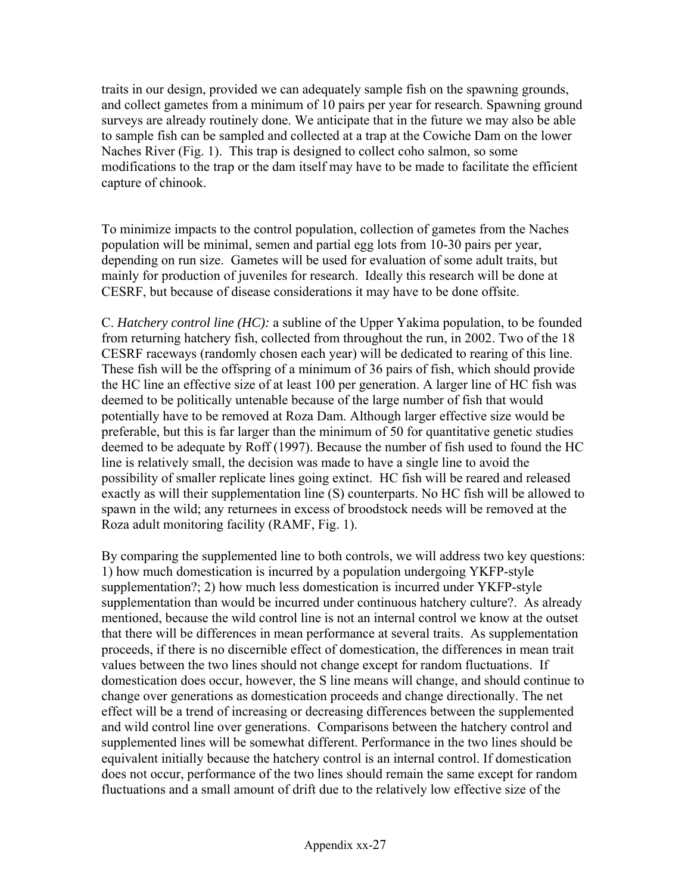traits in our design, provided we can adequately sample fish on the spawning grounds, and collect gametes from a minimum of 10 pairs per year for research. Spawning ground surveys are already routinely done. We anticipate that in the future we may also be able to sample fish can be sampled and collected at a trap at the Cowiche Dam on the lower Naches River (Fig. 1). This trap is designed to collect coho salmon, so some modifications to the trap or the dam itself may have to be made to facilitate the efficient capture of chinook.

To minimize impacts to the control population, collection of gametes from the Naches population will be minimal, semen and partial egg lots from 10-30 pairs per year, depending on run size. Gametes will be used for evaluation of some adult traits, but mainly for production of juveniles for research. Ideally this research will be done at CESRF, but because of disease considerations it may have to be done offsite.

C. *Hatchery control line (HC):* a subline of the Upper Yakima population, to be founded from returning hatchery fish, collected from throughout the run, in 2002. Two of the 18 CESRF raceways (randomly chosen each year) will be dedicated to rearing of this line. These fish will be the offspring of a minimum of 36 pairs of fish, which should provide the HC line an effective size of at least 100 per generation. A larger line of HC fish was deemed to be politically untenable because of the large number of fish that would potentially have to be removed at Roza Dam. Although larger effective size would be preferable, but this is far larger than the minimum of 50 for quantitative genetic studies deemed to be adequate by Roff (1997). Because the number of fish used to found the HC line is relatively small, the decision was made to have a single line to avoid the possibility of smaller replicate lines going extinct. HC fish will be reared and released exactly as will their supplementation line (S) counterparts. No HC fish will be allowed to spawn in the wild; any returnees in excess of broodstock needs will be removed at the Roza adult monitoring facility (RAMF, Fig. 1).

By comparing the supplemented line to both controls, we will address two key questions: 1) how much domestication is incurred by a population undergoing YKFP-style supplementation?; 2) how much less domestication is incurred under YKFP-style supplementation than would be incurred under continuous hatchery culture?. As already mentioned, because the wild control line is not an internal control we know at the outset that there will be differences in mean performance at several traits. As supplementation proceeds, if there is no discernible effect of domestication, the differences in mean trait values between the two lines should not change except for random fluctuations. If domestication does occur, however, the S line means will change, and should continue to change over generations as domestication proceeds and change directionally. The net effect will be a trend of increasing or decreasing differences between the supplemented and wild control line over generations. Comparisons between the hatchery control and supplemented lines will be somewhat different. Performance in the two lines should be equivalent initially because the hatchery control is an internal control. If domestication does not occur, performance of the two lines should remain the same except for random fluctuations and a small amount of drift due to the relatively low effective size of the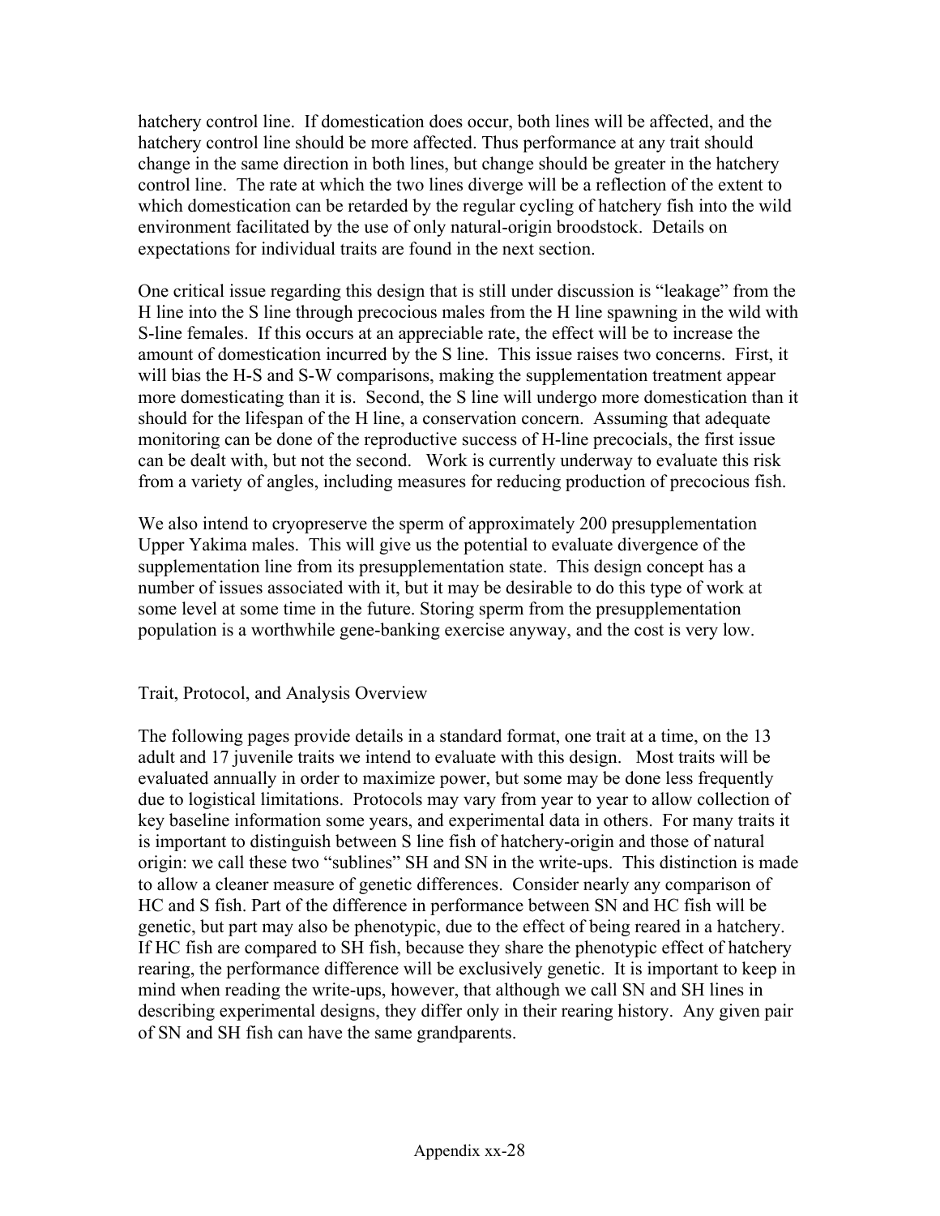hatchery control line. If domestication does occur, both lines will be affected, and the hatchery control line should be more affected. Thus performance at any trait should change in the same direction in both lines, but change should be greater in the hatchery control line. The rate at which the two lines diverge will be a reflection of the extent to which domestication can be retarded by the regular cycling of hatchery fish into the wild environment facilitated by the use of only natural-origin broodstock. Details on expectations for individual traits are found in the next section.

One critical issue regarding this design that is still under discussion is "leakage" from the H line into the S line through precocious males from the H line spawning in the wild with S-line females. If this occurs at an appreciable rate, the effect will be to increase the amount of domestication incurred by the S line. This issue raises two concerns. First, it will bias the H-S and S-W comparisons, making the supplementation treatment appear more domesticating than it is. Second, the S line will undergo more domestication than it should for the lifespan of the H line, a conservation concern. Assuming that adequate monitoring can be done of the reproductive success of H-line precocials, the first issue can be dealt with, but not the second. Work is currently underway to evaluate this risk from a variety of angles, including measures for reducing production of precocious fish.

We also intend to cryopreserve the sperm of approximately 200 presupplementation Upper Yakima males. This will give us the potential to evaluate divergence of the supplementation line from its presupplementation state. This design concept has a number of issues associated with it, but it may be desirable to do this type of work at some level at some time in the future. Storing sperm from the presupplementation population is a worthwhile gene-banking exercise anyway, and the cost is very low.

## Trait, Protocol, and Analysis Overview

The following pages provide details in a standard format, one trait at a time, on the 13 adult and 17 juvenile traits we intend to evaluate with this design. Most traits will be evaluated annually in order to maximize power, but some may be done less frequently due to logistical limitations. Protocols may vary from year to year to allow collection of key baseline information some years, and experimental data in others. For many traits it is important to distinguish between S line fish of hatchery-origin and those of natural origin: we call these two "sublines" SH and SN in the write-ups. This distinction is made to allow a cleaner measure of genetic differences. Consider nearly any comparison of HC and S fish. Part of the difference in performance between SN and HC fish will be genetic, but part may also be phenotypic, due to the effect of being reared in a hatchery. If HC fish are compared to SH fish, because they share the phenotypic effect of hatchery rearing, the performance difference will be exclusively genetic. It is important to keep in mind when reading the write-ups, however, that although we call SN and SH lines in describing experimental designs, they differ only in their rearing history. Any given pair of SN and SH fish can have the same grandparents.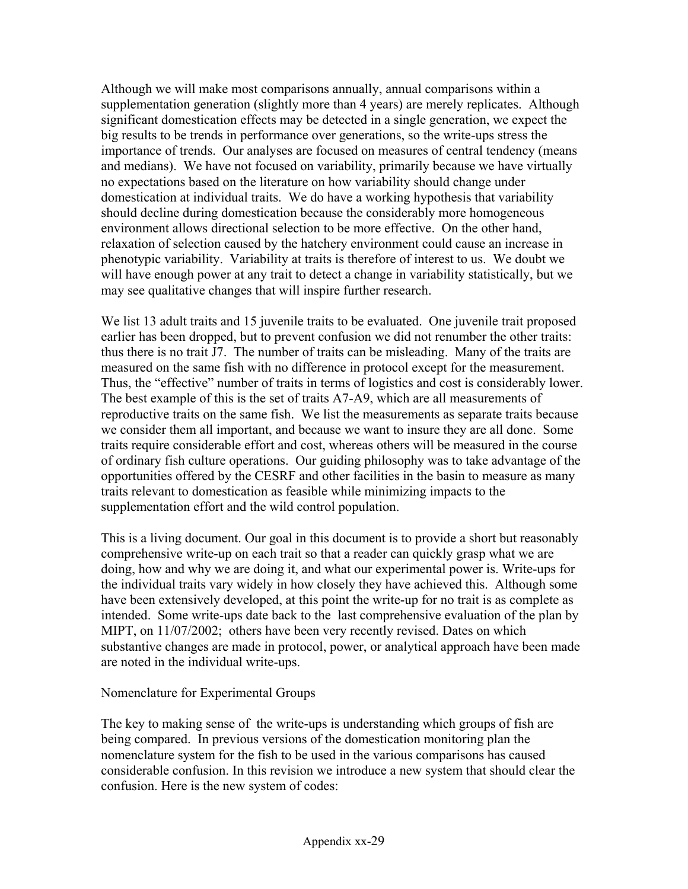Although we will make most comparisons annually, annual comparisons within a supplementation generation (slightly more than 4 years) are merely replicates. Although significant domestication effects may be detected in a single generation, we expect the big results to be trends in performance over generations, so the write-ups stress the importance of trends. Our analyses are focused on measures of central tendency (means and medians). We have not focused on variability, primarily because we have virtually no expectations based on the literature on how variability should change under domestication at individual traits. We do have a working hypothesis that variability should decline during domestication because the considerably more homogeneous environment allows directional selection to be more effective. On the other hand, relaxation of selection caused by the hatchery environment could cause an increase in phenotypic variability. Variability at traits is therefore of interest to us. We doubt we will have enough power at any trait to detect a change in variability statistically, but we may see qualitative changes that will inspire further research.

We list 13 adult traits and 15 juvenile traits to be evaluated. One juvenile trait proposed earlier has been dropped, but to prevent confusion we did not renumber the other traits: thus there is no trait J7. The number of traits can be misleading. Many of the traits are measured on the same fish with no difference in protocol except for the measurement. Thus, the "effective" number of traits in terms of logistics and cost is considerably lower. The best example of this is the set of traits A7-A9, which are all measurements of reproductive traits on the same fish. We list the measurements as separate traits because we consider them all important, and because we want to insure they are all done. Some traits require considerable effort and cost, whereas others will be measured in the course of ordinary fish culture operations. Our guiding philosophy was to take advantage of the opportunities offered by the CESRF and other facilities in the basin to measure as many traits relevant to domestication as feasible while minimizing impacts to the supplementation effort and the wild control population.

This is a living document. Our goal in this document is to provide a short but reasonably comprehensive write-up on each trait so that a reader can quickly grasp what we are doing, how and why we are doing it, and what our experimental power is. Write-ups for the individual traits vary widely in how closely they have achieved this. Although some have been extensively developed, at this point the write-up for no trait is as complete as intended. Some write-ups date back to the last comprehensive evaluation of the plan by MIPT, on 11/07/2002; others have been very recently revised. Dates on which substantive changes are made in protocol, power, or analytical approach have been made are noted in the individual write-ups.

## Nomenclature for Experimental Groups

The key to making sense of the write-ups is understanding which groups of fish are being compared. In previous versions of the domestication monitoring plan the nomenclature system for the fish to be used in the various comparisons has caused considerable confusion. In this revision we introduce a new system that should clear the confusion. Here is the new system of codes: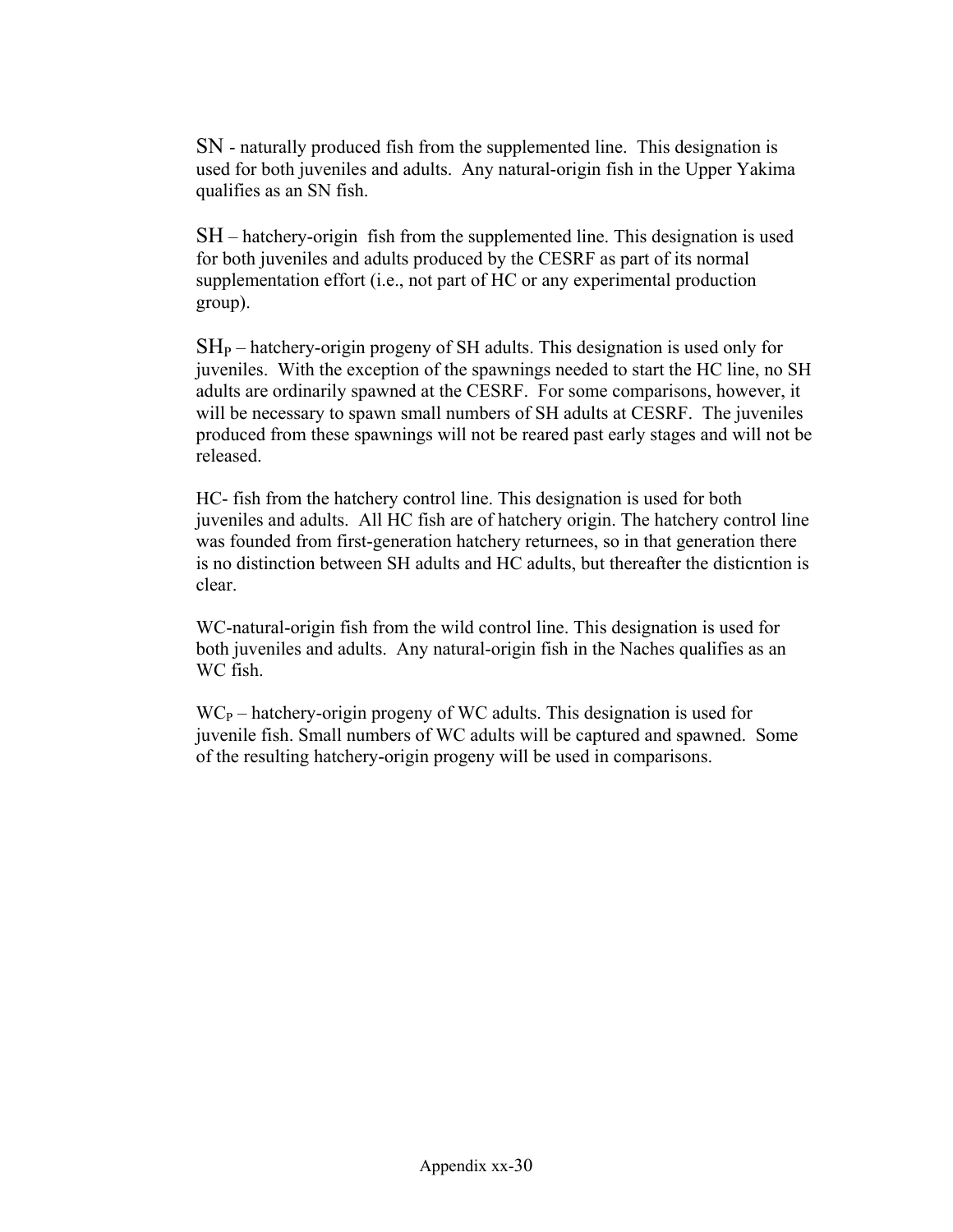SN - naturally produced fish from the supplemented line. This designation is used for both juveniles and adults. Any natural-origin fish in the Upper Yakima qualifies as an SN fish.

SH – hatchery-origin fish from the supplemented line. This designation is used for both juveniles and adults produced by the CESRF as part of its normal supplementation effort (i.e., not part of HC or any experimental production group).

$SH_P$ – hatchery-origin progeny of SH adults. This designation is used only for juveniles. With the exception of the spawnings needed to start the HC line, no SH adults are ordinarily spawned at the CESRF. For some comparisons, however, it will be necessary to spawn small numbers of SH adults at CESRF. The juveniles produced from these spawnings will not be reared past early stages and will not be released.

HC- fish from the hatchery control line. This designation is used for both juveniles and adults. All HC fish are of hatchery origin. The hatchery control line was founded from first-generation hatchery returnees, so in that generation there is no distinction between SH adults and HC adults, but thereafter the disticntion is clear.

WC-natural-origin fish from the wild control line. This designation is used for both juveniles and adults. Any natural-origin fish in the Naches qualifies as an WC fish.

$WC_P$ – hatchery-origin progeny of WC adults. This designation is used for juvenile fish. Small numbers of WC adults will be captured and spawned. Some of the resulting hatchery-origin progeny will be used in comparisons.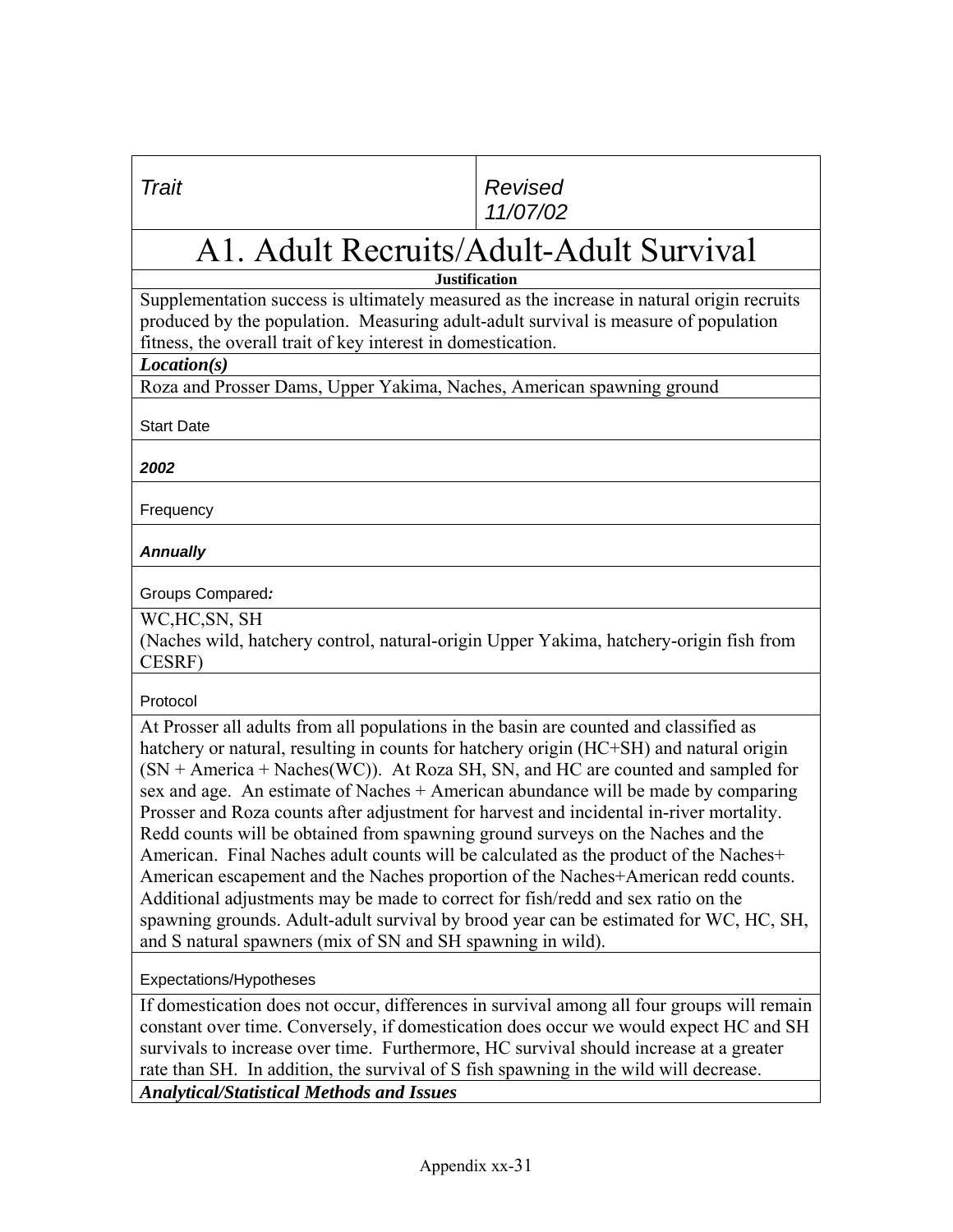| *Trait* | *Revised 11/07/02* |
|---|---|

# A1. Adult Recruits/Adult-Adult Survival

**Justification**

Supplementation success is ultimately measured as the increase in natural origin recruits produced by the population. Measuring adult-adult survival is measure of population fitness, the overall trait of key interest in domestication.

***Location(s)***

Roza and Prosser Dams, Upper Yakima, Naches, American spawning ground

Start Date

***2002***

Frequency

***Annually***

Groups Compared***:***

WC,HC,SN, SH
(Naches wild, hatchery control, natural-origin Upper Yakima, hatchery-origin fish from CESRF)

Protocol

At Prosser all adults from all populations in the basin are counted and classified as hatchery or natural, resulting in counts for hatchery origin (HC+SH) and natural origin (SN + America + Naches(WC)). At Roza SH, SN, and HC are counted and sampled for sex and age. An estimate of Naches + American abundance will be made by comparing Prosser and Roza counts after adjustment for harvest and incidental in-river mortality. Redd counts will be obtained from spawning ground surveys on the Naches and the American. Final Naches adult counts will be calculated as the product of the Naches+ American escapement and the Naches proportion of the Naches+American redd counts. Additional adjustments may be made to correct for fish/redd and sex ratio on the spawning grounds. Adult-adult survival by brood year can be estimated for WC, HC, SH, and S natural spawners (mix of SN and SH spawning in wild).

Expectations/Hypotheses

If domestication does not occur, differences in survival among all four groups will remain constant over time. Conversely, if domestication does occur we would expect HC and SH survivals to increase over time. Furthermore, HC survival should increase at a greater rate than SH. In addition, the survival of S fish spawning in the wild will decrease.

***Analytical/Statistical Methods and Issues***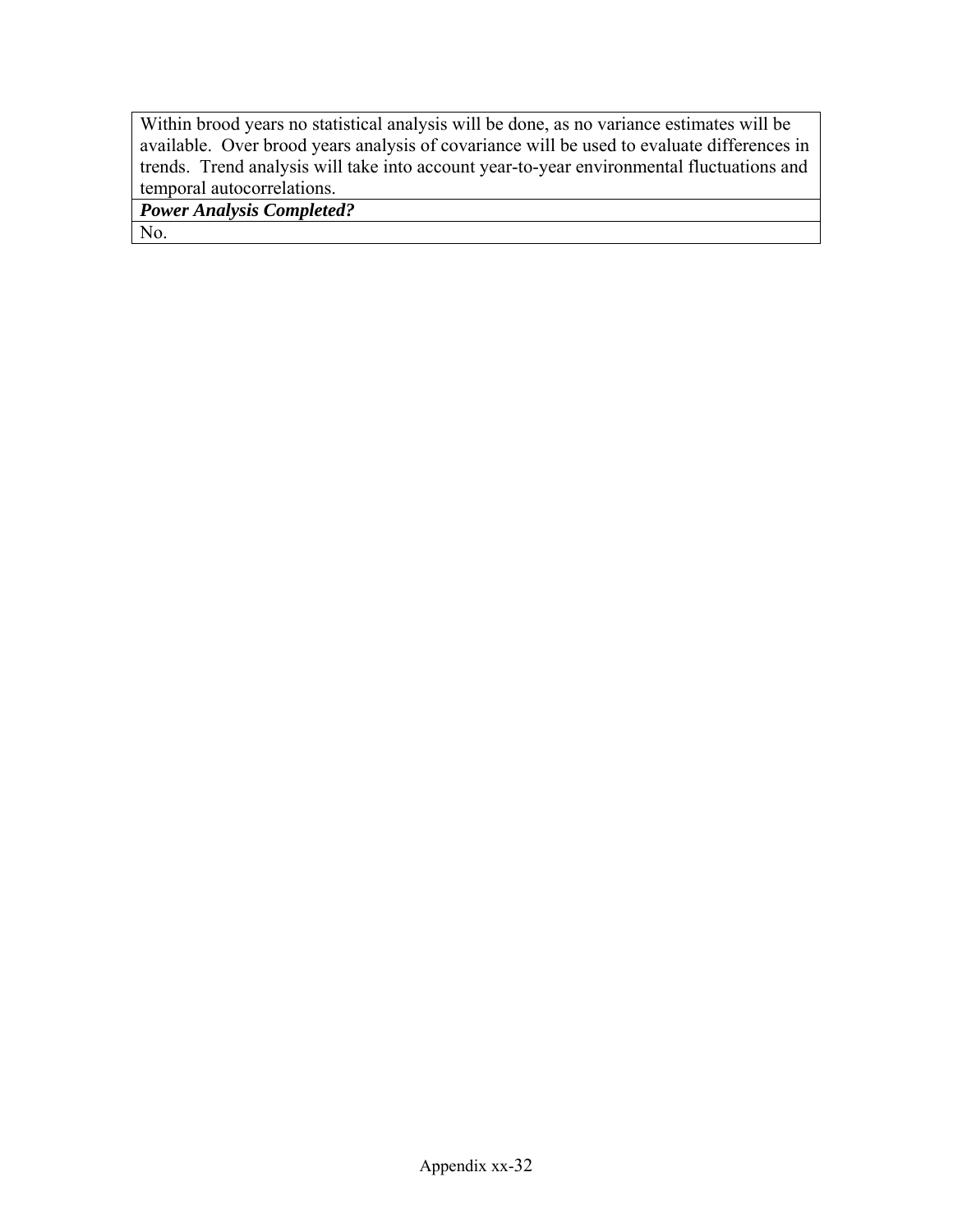Within brood years no statistical analysis will be done, as no variance estimates will be available. Over brood years analysis of covariance will be used to evaluate differences in trends. Trend analysis will take into account year-to-year environmental fluctuations and temporal autocorrelations.

***Power Analysis Completed?***

No.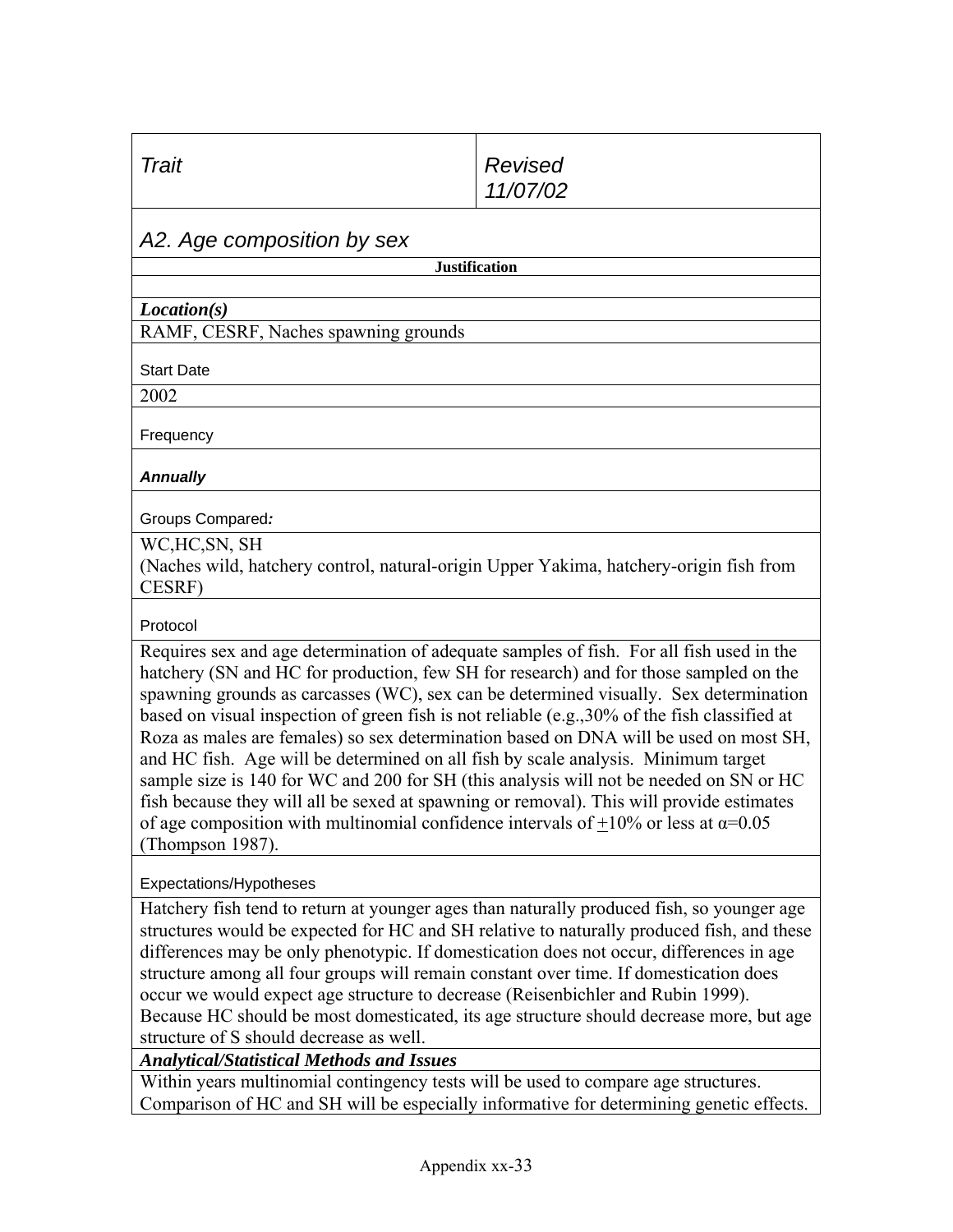| *Trait* | *Revised 11/07/02* |
|---|---|

## *A2. Age composition by sex*

**Justification**

***Location(s)***

RAMF, CESRF, Naches spawning grounds

Start Date

2002

Frequency

***Annually***

Groups Compared*:*

WC,HC,SN, SH
(Naches wild, hatchery control, natural-origin Upper Yakima, hatchery-origin fish from CESRF)

Protocol

Requires sex and age determination of adequate samples of fish. For all fish used in the hatchery (SN and HC for production, few SH for research) and for those sampled on the spawning grounds as carcasses (WC), sex can be determined visually. Sex determination based on visual inspection of green fish is not reliable (e.g.,30% of the fish classified at Roza as males are females) so sex determination based on DNA will be used on most SH, and HC fish. Age will be determined on all fish by scale analysis. Minimum target sample size is 140 for WC and 200 for SH (this analysis will not be needed on SN or HC fish because they will all be sexed at spawning or removal). This will provide estimates of age composition with multinomial confidence intervals of $\pm$10% or less at $\alpha$=0.05 (Thompson 1987).

Expectations/Hypotheses

Hatchery fish tend to return at younger ages than naturally produced fish, so younger age structures would be expected for HC and SH relative to naturally produced fish, and these differences may be only phenotypic. If domestication does not occur, differences in age structure among all four groups will remain constant over time. If domestication does occur we would expect age structure to decrease (Reisenbichler and Rubin 1999). Because HC should be most domesticated, its age structure should decrease more, but age structure of S should decrease as well.

***Analytical/Statistical Methods and Issues***

Within years multinomial contingency tests will be used to compare age structures. Comparison of HC and SH will be especially informative for determining genetic effects.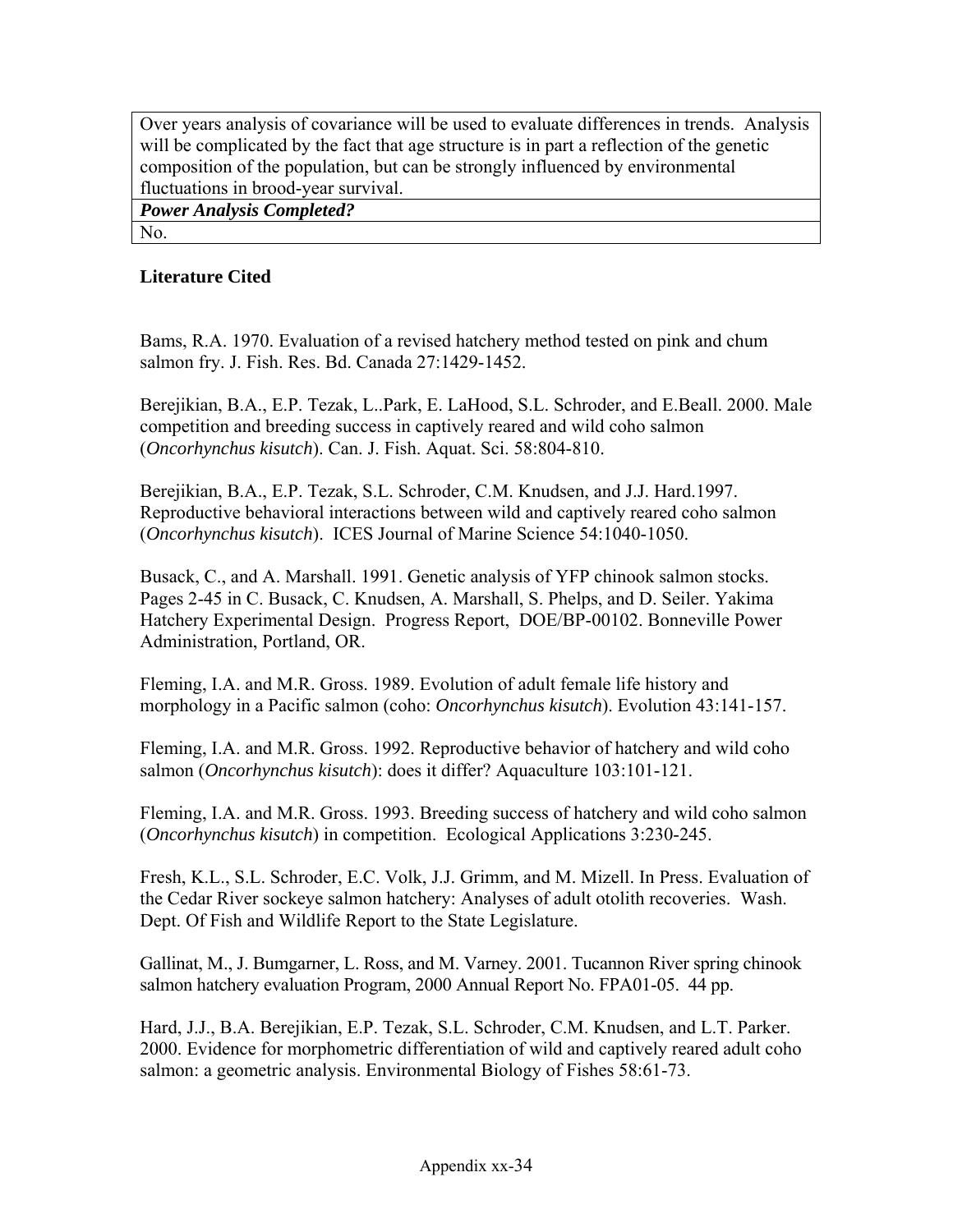| Over years analysis of covariance will be used to evaluate differences in trends. Analysis will be complicated by the fact that age structure is in part a reflection of the genetic composition of the population, but can be strongly influenced by environmental fluctuations in brood-year survival. |
| --- |
| ***Power Analysis Completed?*** |
| No. |

## Literature Cited

Bams, R.A. 1970. Evaluation of a revised hatchery method tested on pink and chum salmon fry. J. Fish. Res. Bd. Canada 27:1429-1452.

Berejikian, B.A., E.P. Tezak, L..Park, E. LaHood, S.L. Schroder, and E.Beall. 2000. Male competition and breeding success in captively reared and wild coho salmon (*Oncorhynchus kisutch*). Can. J. Fish. Aquat. Sci. 58:804-810.

Berejikian, B.A., E.P. Tezak, S.L. Schroder, C.M. Knudsen, and J.J. Hard.1997. Reproductive behavioral interactions between wild and captively reared coho salmon (*Oncorhynchus kisutch*). ICES Journal of Marine Science 54:1040-1050.

Busack, C., and A. Marshall. 1991. Genetic analysis of YFP chinook salmon stocks. Pages 2-45 in C. Busack, C. Knudsen, A. Marshall, S. Phelps, and D. Seiler. Yakima Hatchery Experimental Design. Progress Report, DOE/BP-00102. Bonneville Power Administration, Portland, OR.

Fleming, I.A. and M.R. Gross. 1989. Evolution of adult female life history and morphology in a Pacific salmon (coho: *Oncorhynchus kisutch*). Evolution 43:141-157.

Fleming, I.A. and M.R. Gross. 1992. Reproductive behavior of hatchery and wild coho salmon (*Oncorhynchus kisutch*): does it differ? Aquaculture 103:101-121.

Fleming, I.A. and M.R. Gross. 1993. Breeding success of hatchery and wild coho salmon (*Oncorhynchus kisutch*) in competition. Ecological Applications 3:230-245.

Fresh, K.L., S.L. Schroder, E.C. Volk, J.J. Grimm, and M. Mizell. In Press. Evaluation of the Cedar River sockeye salmon hatchery: Analyses of adult otolith recoveries. Wash. Dept. Of Fish and Wildlife Report to the State Legislature.

Gallinat, M., J. Bumgarner, L. Ross, and M. Varney. 2001. Tucannon River spring chinook salmon hatchery evaluation Program, 2000 Annual Report No. FPA01-05. 44 pp.

Hard, J.J., B.A. Berejikian, E.P. Tezak, S.L. Schroder, C.M. Knudsen, and L.T. Parker. 2000. Evidence for morphometric differentiation of wild and captively reared adult coho salmon: a geometric analysis. Environmental Biology of Fishes 58:61-73.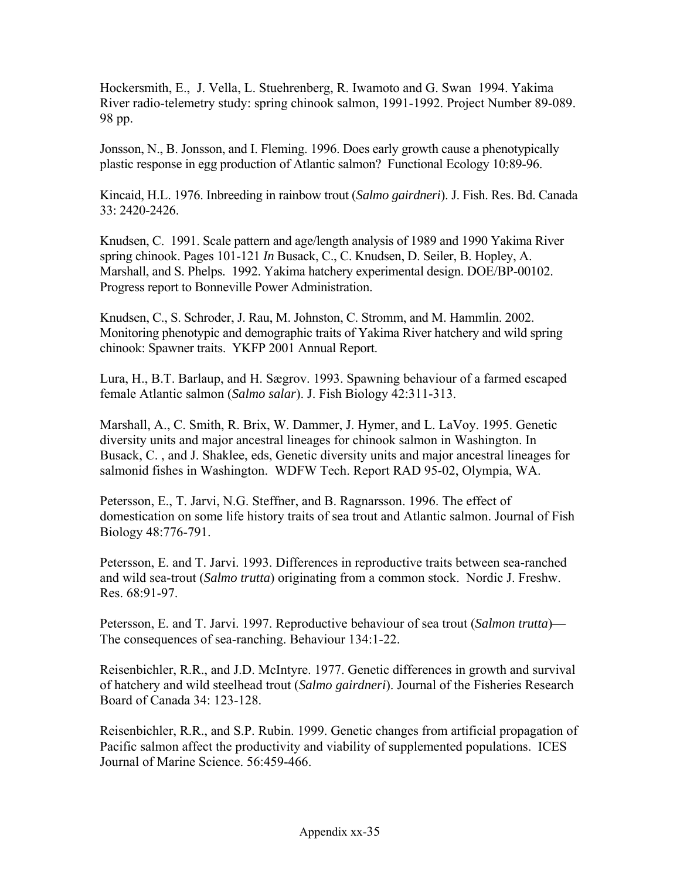Hockersmith, E., J. Vella, L. Stuehrenberg, R. Iwamoto and G. Swan 1994. Yakima River radio-telemetry study: spring chinook salmon, 1991-1992. Project Number 89-089. 98 pp.

Jonsson, N., B. Jonsson, and I. Fleming. 1996. Does early growth cause a phenotypically plastic response in egg production of Atlantic salmon? Functional Ecology 10:89-96.

Kincaid, H.L. 1976. Inbreeding in rainbow trout (*Salmo gairdneri*). J. Fish. Res. Bd. Canada 33: 2420-2426.

Knudsen, C. 1991. Scale pattern and age/length analysis of 1989 and 1990 Yakima River spring chinook. Pages 101-121 *In* Busack, C., C. Knudsen, D. Seiler, B. Hopley, A. Marshall, and S. Phelps. 1992. Yakima hatchery experimental design. DOE/BP-00102. Progress report to Bonneville Power Administration.

Knudsen, C., S. Schroder, J. Rau, M. Johnston, C. Stromm, and M. Hammlin. 2002. Monitoring phenotypic and demographic traits of Yakima River hatchery and wild spring chinook: Spawner traits. YKFP 2001 Annual Report.

Lura, H., B.T. Barlaup, and H. Sægrov. 1993. Spawning behaviour of a farmed escaped female Atlantic salmon (*Salmo salar*). J. Fish Biology 42:311-313.

Marshall, A., C. Smith, R. Brix, W. Dammer, J. Hymer, and L. LaVoy. 1995. Genetic diversity units and major ancestral lineages for chinook salmon in Washington. In Busack, C. , and J. Shaklee, eds, Genetic diversity units and major ancestral lineages for salmonid fishes in Washington. WDFW Tech. Report RAD 95-02, Olympia, WA.

Petersson, E., T. Jarvi, N.G. Steffner, and B. Ragnarsson. 1996. The effect of domestication on some life history traits of sea trout and Atlantic salmon. Journal of Fish Biology 48:776-791.

Petersson, E. and T. Jarvi. 1993. Differences in reproductive traits between sea-ranched and wild sea-trout (*Salmo trutta*) originating from a common stock. Nordic J. Freshw. Res. 68:91-97.

Petersson, E. and T. Jarvi. 1997. Reproductive behaviour of sea trout (*Salmon trutta*)—The consequences of sea-ranching. Behaviour 134:1-22.

Reisenbichler, R.R., and J.D. McIntyre. 1977. Genetic differences in growth and survival of hatchery and wild steelhead trout (*Salmo gairdneri*). Journal of the Fisheries Research Board of Canada 34: 123-128.

Reisenbichler, R.R., and S.P. Rubin. 1999. Genetic changes from artificial propagation of Pacific salmon affect the productivity and viability of supplemented populations. ICES Journal of Marine Science. 56:459-466.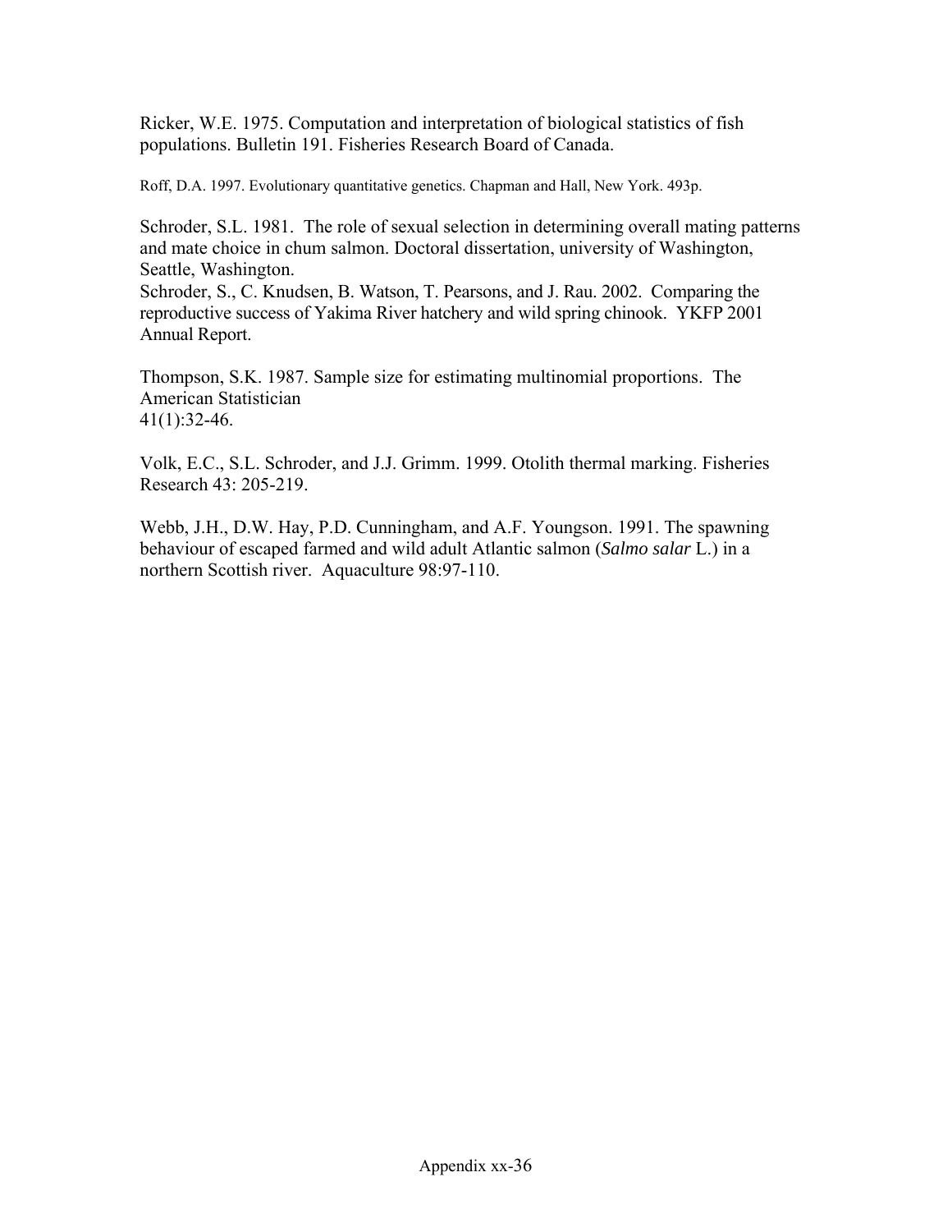Ricker, W.E. 1975. Computation and interpretation of biological statistics of fish populations. Bulletin 191. Fisheries Research Board of Canada.

Roff, D.A. 1997. Evolutionary quantitative genetics. Chapman and Hall, New York. 493p.

Schroder, S.L. 1981. The role of sexual selection in determining overall mating patterns and mate choice in chum salmon. Doctoral dissertation, university of Washington, Seattle, Washington.

Schroder, S., C. Knudsen, B. Watson, T. Pearsons, and J. Rau. 2002. Comparing the reproductive success of Yakima River hatchery and wild spring chinook. YKFP 2001 Annual Report.

Thompson, S.K. 1987. Sample size for estimating multinomial proportions. The American Statistician 41(1):32-46.

Volk, E.C., S.L. Schroder, and J.J. Grimm. 1999. Otolith thermal marking. Fisheries Research 43: 205-219.

Webb, J.H., D.W. Hay, P.D. Cunningham, and A.F. Youngson. 1991. The spawning behaviour of escaped farmed and wild adult Atlantic salmon (*Salmo salar* L.) in a northern Scottish river. Aquaculture 98:97-110.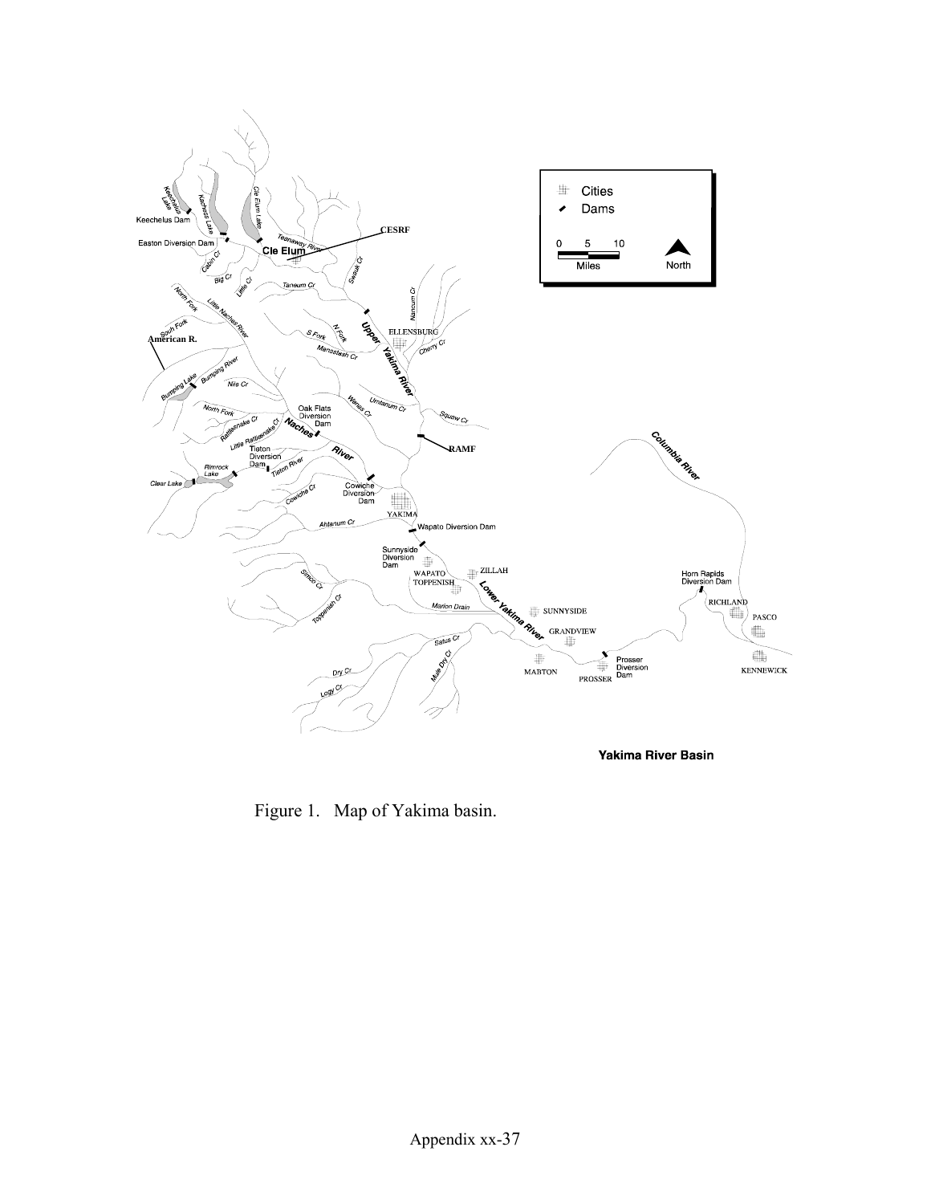Figure 1. Map of Yakima basin.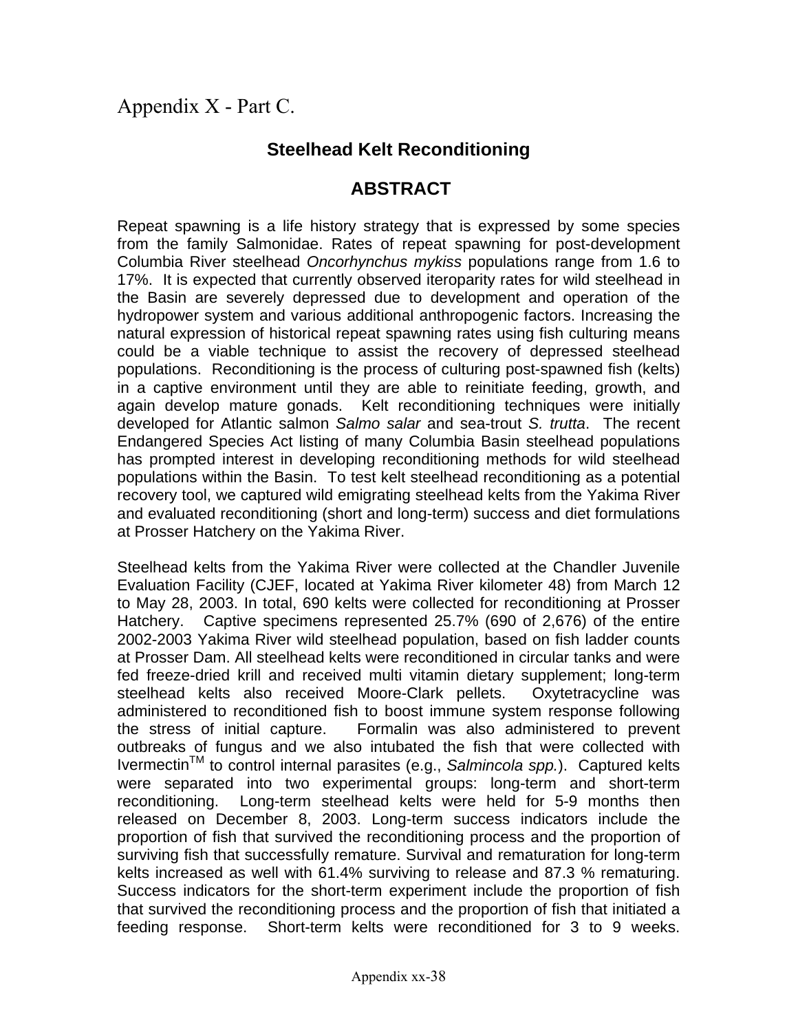# Appendix X - Part C.

## Steelhead Kelt Reconditioning

## ABSTRACT

Repeat spawning is a life history strategy that is expressed by some species from the family Salmonidae. Rates of repeat spawning for post-development Columbia River steelhead *Oncorhynchus mykiss* populations range from 1.6 to 17%. It is expected that currently observed iteroparity rates for wild steelhead in the Basin are severely depressed due to development and operation of the hydropower system and various additional anthropogenic factors. Increasing the natural expression of historical repeat spawning rates using fish culturing means could be a viable technique to assist the recovery of depressed steelhead populations. Reconditioning is the process of culturing post-spawned fish (kelts) in a captive environment until they are able to reinitiate feeding, growth, and again develop mature gonads. Kelt reconditioning techniques were initially developed for Atlantic salmon *Salmo salar* and sea-trout *S. trutta*. The recent Endangered Species Act listing of many Columbia Basin steelhead populations has prompted interest in developing reconditioning methods for wild steelhead populations within the Basin. To test kelt steelhead reconditioning as a potential recovery tool, we captured wild emigrating steelhead kelts from the Yakima River and evaluated reconditioning (short and long-term) success and diet formulations at Prosser Hatchery on the Yakima River.

Steelhead kelts from the Yakima River were collected at the Chandler Juvenile Evaluation Facility (CJEF, located at Yakima River kilometer 48) from March 12 to May 28, 2003. In total, 690 kelts were collected for reconditioning at Prosser Hatchery. Captive specimens represented 25.7% (690 of 2,676) of the entire 2002-2003 Yakima River wild steelhead population, based on fish ladder counts at Prosser Dam. All steelhead kelts were reconditioned in circular tanks and were fed freeze-dried krill and received multi vitamin dietary supplement; long-term steelhead kelts also received Moore-Clark pellets. Oxytetracycline was administered to reconditioned fish to boost immune system response following the stress of initial capture. Formalin was also administered to prevent outbreaks of fungus and we also intubated the fish that were collected with Ivermectin™ to control internal parasites (e.g., *Salmincola spp.*). Captured kelts were separated into two experimental groups: long-term and short-term reconditioning. Long-term steelhead kelts were held for 5-9 months then released on December 8, 2003. Long-term success indicators include the proportion of fish that survived the reconditioning process and the proportion of surviving fish that successfully remature. Survival and rematuration for long-term kelts increased as well with 61.4% surviving to release and 87.3 % rematuring. Success indicators for the short-term experiment include the proportion of fish that survived the reconditioning process and the proportion of fish that initiated a feeding response. Short-term kelts were reconditioned for 3 to 9 weeks.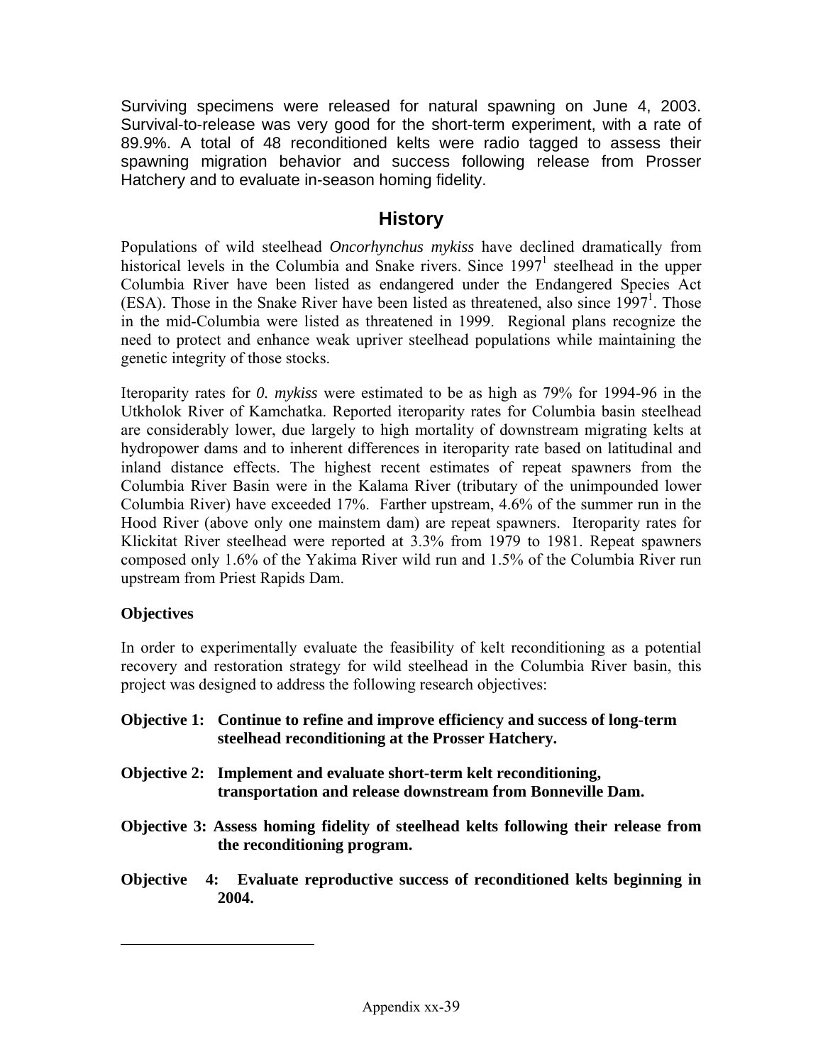Surviving specimens were released for natural spawning on June 4, 2003. Survival-to-release was very good for the short-term experiment, with a rate of 89.9%. A total of 48 reconditioned kelts were radio tagged to assess their spawning migration behavior and success following release from Prosser Hatchery and to evaluate in-season homing fidelity.

## History

Populations of wild steelhead *Oncorhynchus mykiss* have declined dramatically from historical levels in the Columbia and Snake rivers. Since 1997[1] steelhead in the upper Columbia River have been listed as endangered under the Endangered Species Act (ESA). Those in the Snake River have been listed as threatened, also since 1997[1]. Those in the mid-Columbia were listed as threatened in 1999. Regional plans recognize the need to protect and enhance weak upriver steelhead populations while maintaining the genetic integrity of those stocks.

Iteroparity rates for *0. mykiss* were estimated to be as high as 79% for 1994-96 in the Utkholok River of Kamchatka. Reported iteroparity rates for Columbia basin steelhead are considerably lower, due largely to high mortality of downstream migrating kelts at hydropower dams and to inherent differences in iteroparity rate based on latitudinal and inland distance effects. The highest recent estimates of repeat spawners from the Columbia River Basin were in the Kalama River (tributary of the unimpounded lower Columbia River) have exceeded 17%. Farther upstream, 4.6% of the summer run in the Hood River (above only one mainstem dam) are repeat spawners. Iteroparity rates for Klickitat River steelhead were reported at 3.3% from 1979 to 1981. Repeat spawners composed only 1.6% of the Yakima River wild run and 1.5% of the Columbia River run upstream from Priest Rapids Dam.

### Objectives

In order to experimentally evaluate the feasibility of kelt reconditioning as a potential recovery and restoration strategy for wild steelhead in the Columbia River basin, this project was designed to address the following research objectives:

**Objective 1: Continue to refine and improve efficiency and success of long-term steelhead reconditioning at the Prosser Hatchery.**

**Objective 2: Implement and evaluate short-term kelt reconditioning, transportation and release downstream from Bonneville Dam.**

**Objective 3: Assess homing fidelity of steelhead kelts following their release from the reconditioning program.**

**Objective 4: Evaluate reproductive success of reconditioned kelts beginning in 2004.**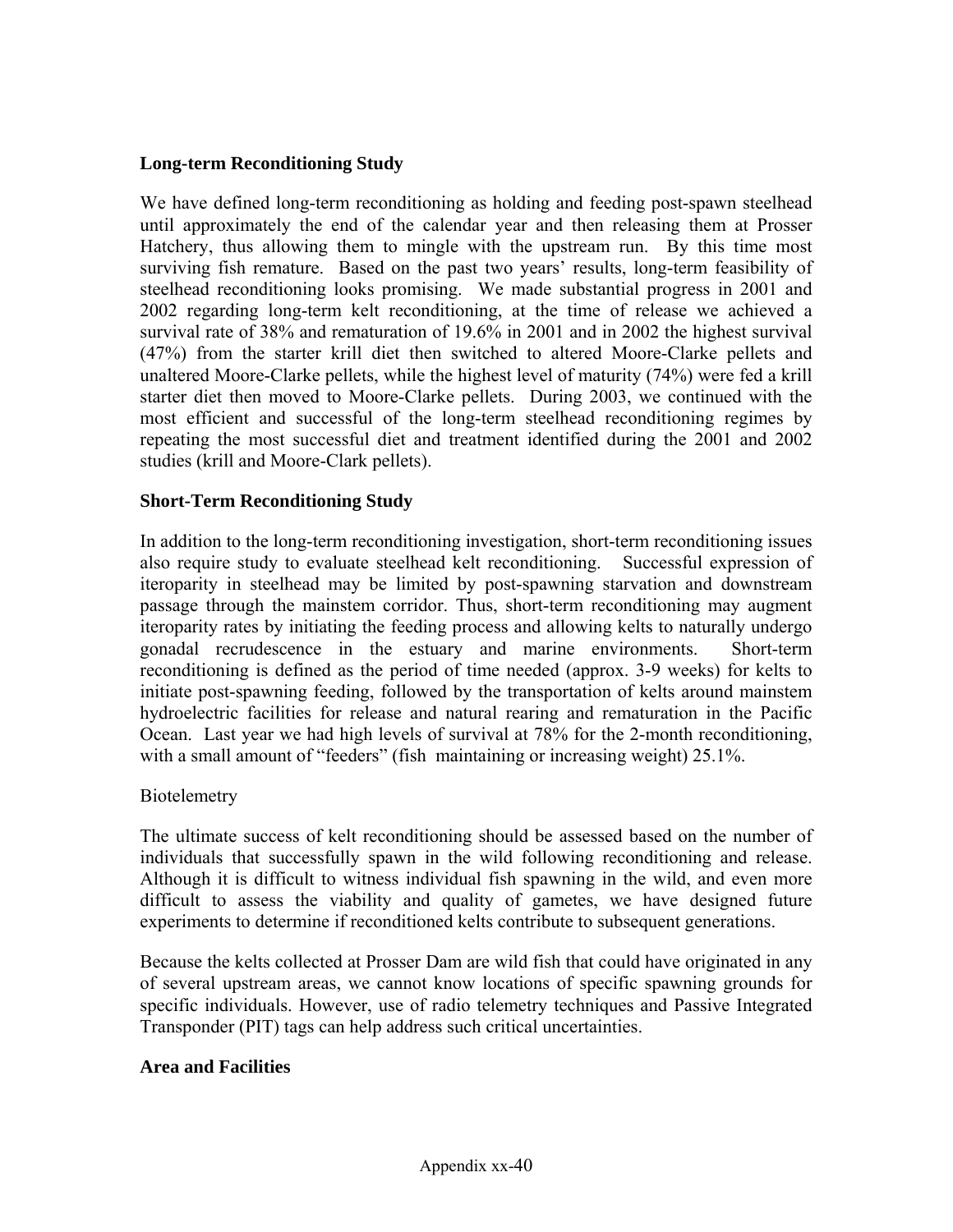## Long-term Reconditioning Study

We have defined long-term reconditioning as holding and feeding post-spawn steelhead until approximately the end of the calendar year and then releasing them at Prosser Hatchery, thus allowing them to mingle with the upstream run. By this time most surviving fish remature. Based on the past two years' results, long-term feasibility of steelhead reconditioning looks promising. We made substantial progress in 2001 and 2002 regarding long-term kelt reconditioning, at the time of release we achieved a survival rate of 38% and rematuration of 19.6% in 2001 and in 2002 the highest survival (47%) from the starter krill diet then switched to altered Moore-Clarke pellets and unaltered Moore-Clarke pellets, while the highest level of maturity (74%) were fed a krill starter diet then moved to Moore-Clarke pellets. During 2003, we continued with the most efficient and successful of the long-term steelhead reconditioning regimes by repeating the most successful diet and treatment identified during the 2001 and 2002 studies (krill and Moore-Clark pellets).

## Short-Term Reconditioning Study

In addition to the long-term reconditioning investigation, short-term reconditioning issues also require study to evaluate steelhead kelt reconditioning. Successful expression of iteroparity in steelhead may be limited by post-spawning starvation and downstream passage through the mainstem corridor. Thus, short-term reconditioning may augment iteroparity rates by initiating the feeding process and allowing kelts to naturally undergo gonadal recrudescence in the estuary and marine environments. Short-term reconditioning is defined as the period of time needed (approx. 3-9 weeks) for kelts to initiate post-spawning feeding, followed by the transportation of kelts around mainstem hydroelectric facilities for release and natural rearing and rematuration in the Pacific Ocean. Last year we had high levels of survival at 78% for the 2-month reconditioning, with a small amount of "feeders" (fish maintaining or increasing weight) 25.1%.

Biotelemetry

The ultimate success of kelt reconditioning should be assessed based on the number of individuals that successfully spawn in the wild following reconditioning and release. Although it is difficult to witness individual fish spawning in the wild, and even more difficult to assess the viability and quality of gametes, we have designed future experiments to determine if reconditioned kelts contribute to subsequent generations.

Because the kelts collected at Prosser Dam are wild fish that could have originated in any of several upstream areas, we cannot know locations of specific spawning grounds for specific individuals. However, use of radio telemetry techniques and Passive Integrated Transponder (PIT) tags can help address such critical uncertainties.

## Area and Facilities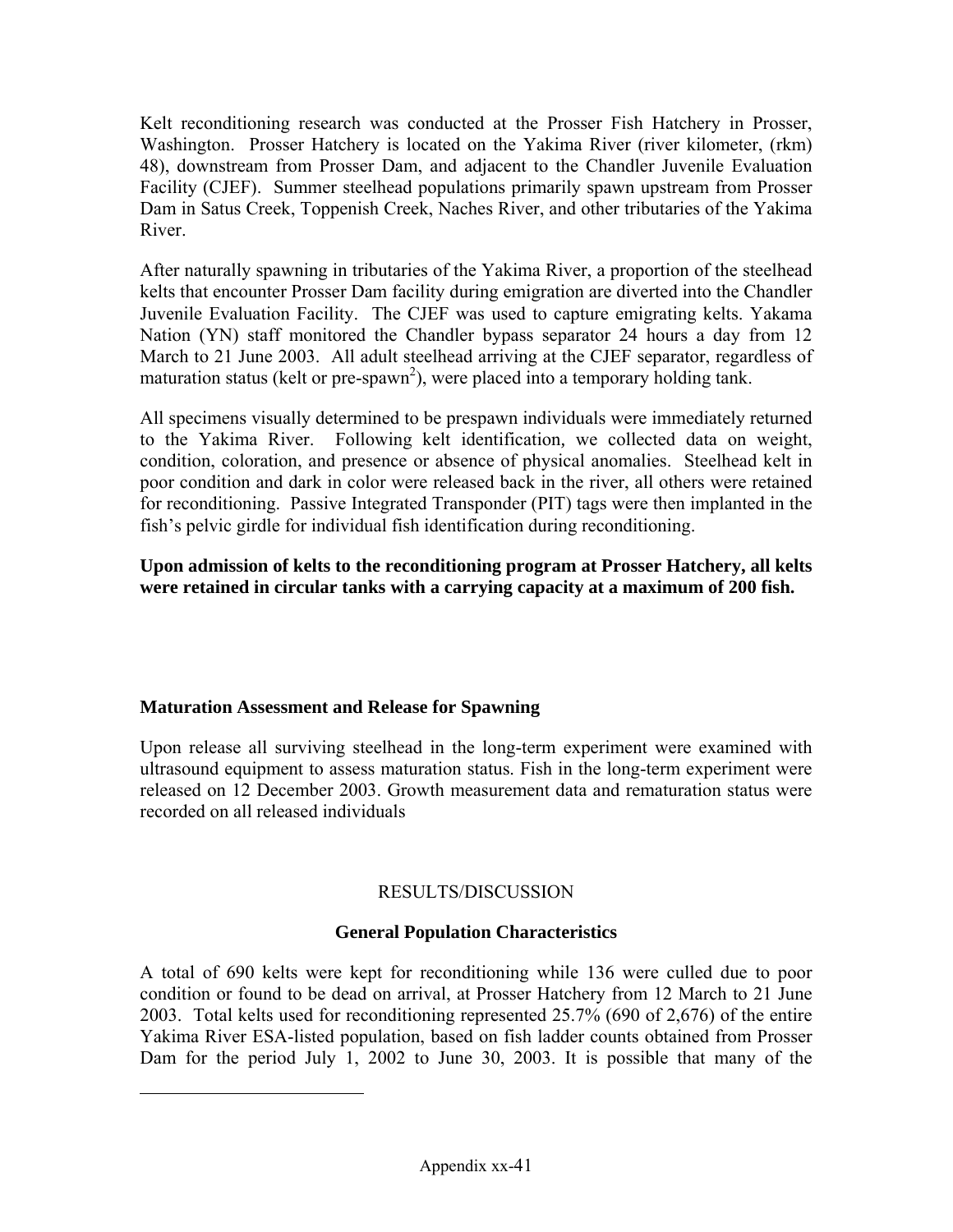Kelt reconditioning research was conducted at the Prosser Fish Hatchery in Prosser, Washington. Prosser Hatchery is located on the Yakima River (river kilometer, (rkm) 48), downstream from Prosser Dam, and adjacent to the Chandler Juvenile Evaluation Facility (CJEF). Summer steelhead populations primarily spawn upstream from Prosser Dam in Satus Creek, Toppenish Creek, Naches River, and other tributaries of the Yakima River.

After naturally spawning in tributaries of the Yakima River, a proportion of the steelhead kelts that encounter Prosser Dam facility during emigration are diverted into the Chandler Juvenile Evaluation Facility. The CJEF was used to capture emigrating kelts. Yakama Nation (YN) staff monitored the Chandler bypass separator 24 hours a day from 12 March to 21 June 2003. All adult steelhead arriving at the CJEF separator, regardless of maturation status (kelt or pre-spawn[2]), were placed into a temporary holding tank.

All specimens visually determined to be prespawn individuals were immediately returned to the Yakima River. Following kelt identification, we collected data on weight, condition, coloration, and presence or absence of physical anomalies. Steelhead kelt in poor condition and dark in color were released back in the river, all others were retained for reconditioning. Passive Integrated Transponder (PIT) tags were then implanted in the fish's pelvic girdle for individual fish identification during reconditioning.

**Upon admission of kelts to the reconditioning program at Prosser Hatchery, all kelts were retained in circular tanks with a carrying capacity at a maximum of 200 fish.**

### Maturation Assessment and Release for Spawning

Upon release all surviving steelhead in the long-term experiment were examined with ultrasound equipment to assess maturation status. Fish in the long-term experiment were released on 12 December 2003. Growth measurement data and rematuration status were recorded on all released individuals

## RESULTS/DISCUSSION

### General Population Characteristics

A total of 690 kelts were kept for reconditioning while 136 were culled due to poor condition or found to be dead on arrival, at Prosser Hatchery from 12 March to 21 June 2003. Total kelts used for reconditioning represented 25.7% (690 of 2,676) of the entire Yakima River ESA-listed population, based on fish ladder counts obtained from Prosser Dam for the period July 1, 2002 to June 30, 2003. It is possible that many of the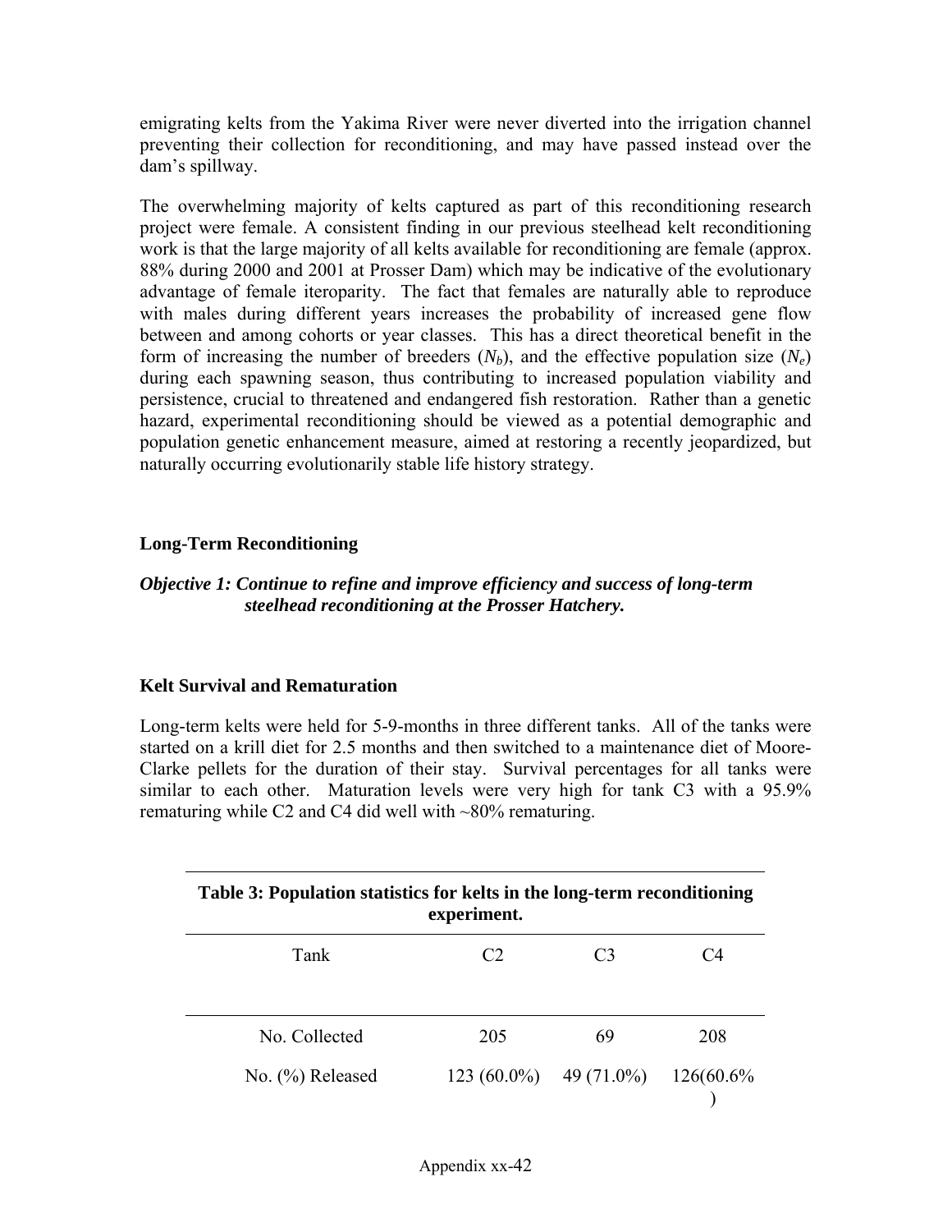emigrating kelts from the Yakima River were never diverted into the irrigation channel preventing their collection for reconditioning, and may have passed instead over the dam's spillway.

The overwhelming majority of kelts captured as part of this reconditioning research project were female. A consistent finding in our previous steelhead kelt reconditioning work is that the large majority of all kelts available for reconditioning are female (approx. 88% during 2000 and 2001 at Prosser Dam) which may be indicative of the evolutionary advantage of female iteroparity. The fact that females are naturally able to reproduce with males during different years increases the probability of increased gene flow between and among cohorts or year classes. This has a direct theoretical benefit in the form of increasing the number of breeders ($N_b$), and the effective population size ($N_e$) during each spawning season, thus contributing to increased population viability and persistence, crucial to threatened and endangered fish restoration. Rather than a genetic hazard, experimental reconditioning should be viewed as a potential demographic and population genetic enhancement measure, aimed at restoring a recently jeopardized, but naturally occurring evolutionarily stable life history strategy.

## Long-Term Reconditioning

***Objective 1: Continue to refine and improve efficiency and success of long-term steelhead reconditioning at the Prosser Hatchery.***

### Kelt Survival and Rematuration

Long-term kelts were held for 5-9-months in three different tanks. All of the tanks were started on a krill diet for 2.5 months and then switched to a maintenance diet of Moore-Clarke pellets for the duration of their stay. Survival percentages for all tanks were similar to each other. Maturation levels were very high for tank C3 with a 95.9% rematuring while C2 and C4 did well with ~80% rematuring.

**Table 3: Population statistics for kelts in the long-term reconditioning experiment.**

| Tank | C2 | C3 | C4 |
|---|---|---|---|
| No. Collected | 205 | 69 | 208 |
| No. (%) Released | 123 (60.0%) | 49 (71.0%) | 126(60.6%) |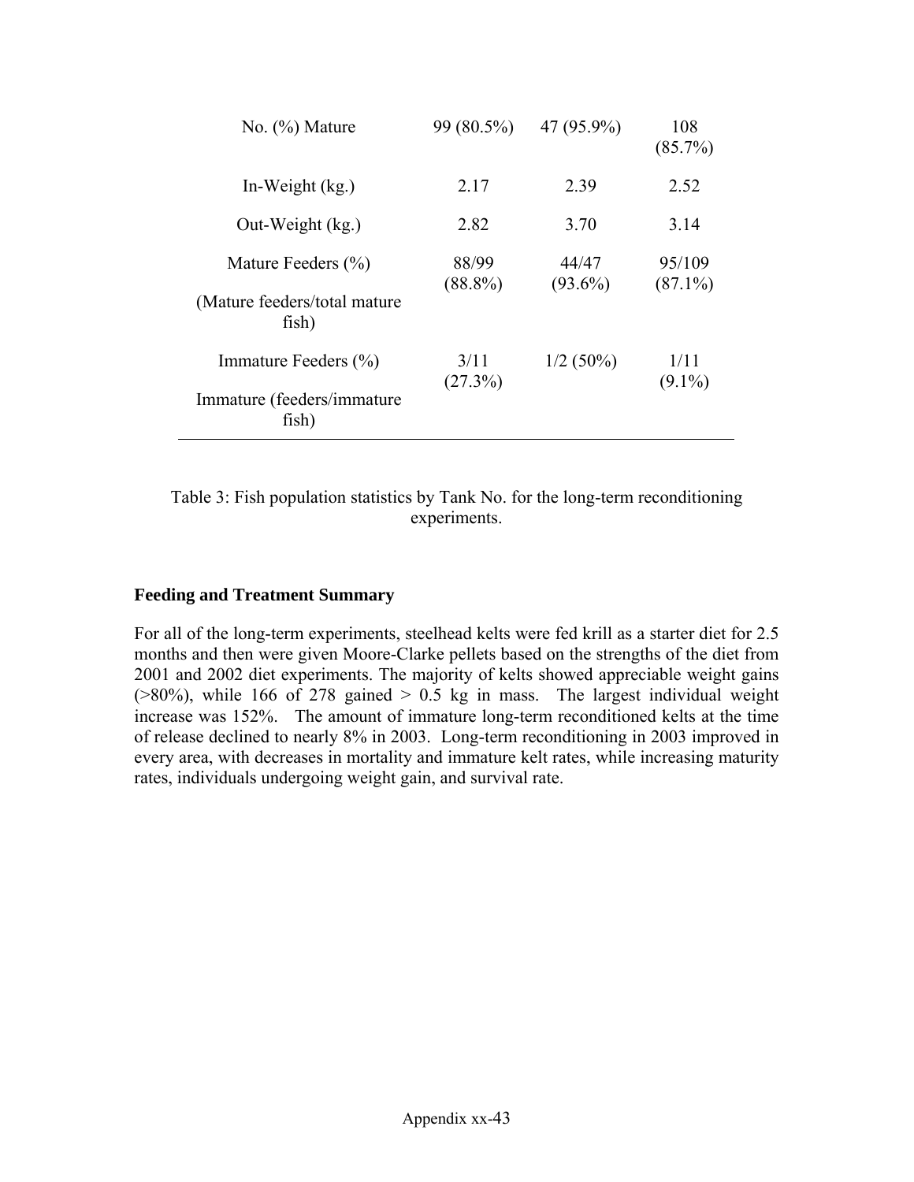| | | | |
|---|---|---|---|
| No. (%) Mature | 99 (80.5%) | 47 (95.9%) | 108 (85.7%) |
| In-Weight (kg.) | 2.17 | 2.39 | 2.52 |
| Out-Weight (kg.) | 2.82 | 3.70 | 3.14 |
| Mature Feeders (%) (Mature feeders/total mature fish) | 88/99 (88.8%) | 44/47 (93.6%) | 95/109 (87.1%) |
| Immature Feeders (%) Immature (feeders/immature fish) | 3/11 (27.3%) | 1/2 (50%) | 1/11 (9.1%) |

Table 3: Fish population statistics by Tank No. for the long-term reconditioning experiments.

### Feeding and Treatment Summary

For all of the long-term experiments, steelhead kelts were fed krill as a starter diet for 2.5 months and then were given Moore-Clarke pellets based on the strengths of the diet from 2001 and 2002 diet experiments. The majority of kelts showed appreciable weight gains (>80%), while 166 of 278 gained > 0.5 kg in mass. The largest individual weight increase was 152%. The amount of immature long-term reconditioned kelts at the time of release declined to nearly 8% in 2003. Long-term reconditioning in 2003 improved in every area, with decreases in mortality and immature kelt rates, while increasing maturity rates, individuals undergoing weight gain, and survival rate.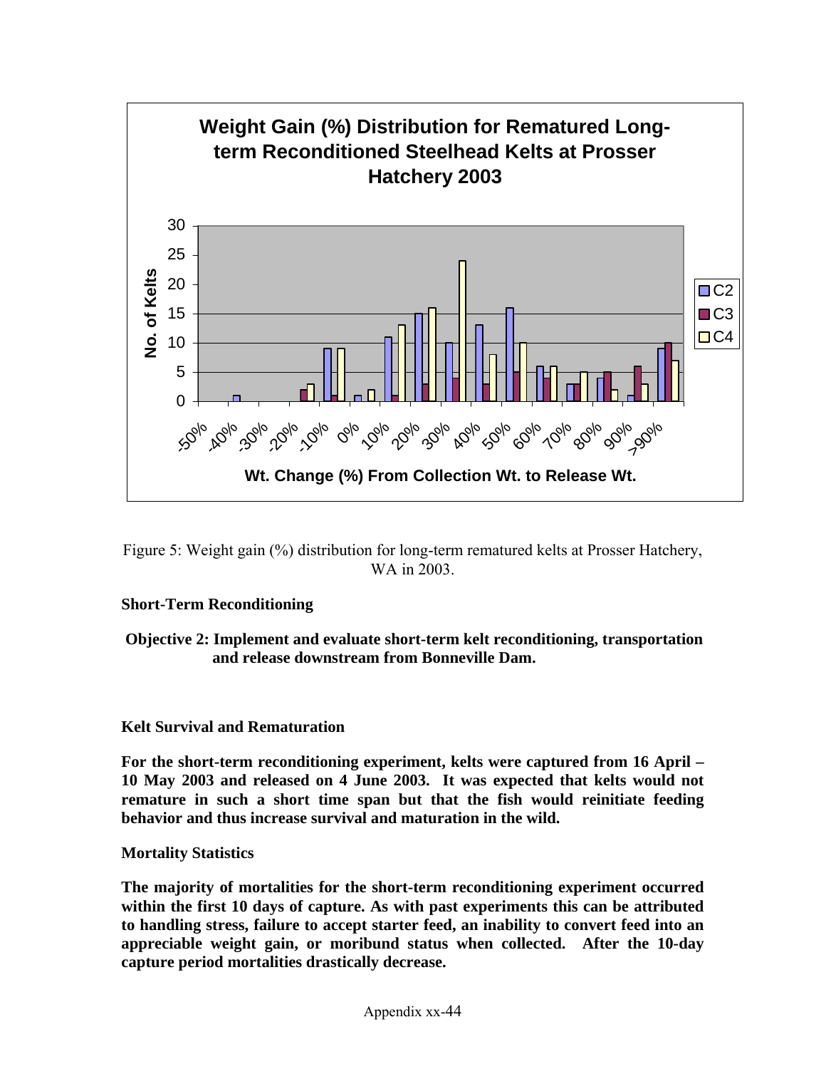Figure 5: Weight gain (%) distribution for long-term rematured kelts at Prosser Hatchery, WA in 2003.

**Short-Term Reconditioning**

**Objective 2: Implement and evaluate short-term kelt reconditioning, transportation and release downstream from Bonneville Dam.**

**Kelt Survival and Rematuration**

**For the short-term reconditioning experiment, kelts were captured from 16 April – 10 May 2003 and released on 4 June 2003. It was expected that kelts would not remature in such a short time span but that the fish would reinitiate feeding behavior and thus increase survival and maturation in the wild.**

**Mortality Statistics**

**The majority of mortalities for the short-term reconditioning experiment occurred within the first 10 days of capture. As with past experiments this can be attributed to handling stress, failure to accept starter feed, an inability to convert feed into an appreciable weight gain, or moribund status when collected. After the 10-day capture period mortalities drastically decrease.**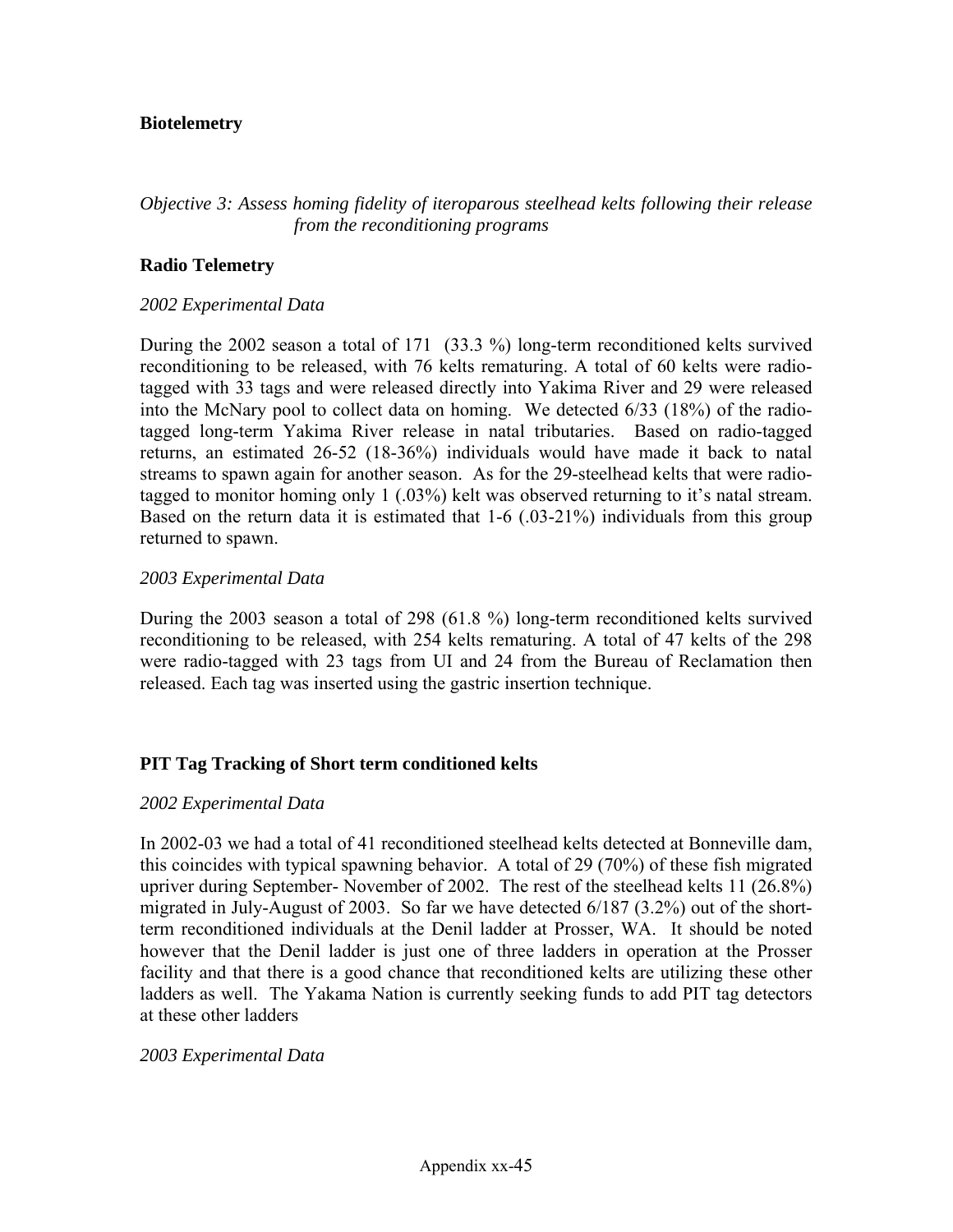**Biotelemetry**

*Objective 3: Assess homing fidelity of iteroparous steelhead kelts following their release from the reconditioning programs*

**Radio Telemetry**

*2002 Experimental Data*

During the 2002 season a total of 171 (33.3 %) long-term reconditioned kelts survived reconditioning to be released, with 76 kelts rematuring. A total of 60 kelts were radio-tagged with 33 tags and were released directly into Yakima River and 29 were released into the McNary pool to collect data on homing. We detected 6/33 (18%) of the radio-tagged long-term Yakima River release in natal tributaries. Based on radio-tagged returns, an estimated 26-52 (18-36%) individuals would have made it back to natal streams to spawn again for another season. As for the 29-steelhead kelts that were radio-tagged to monitor homing only 1 (.03%) kelt was observed returning to it's natal stream. Based on the return data it is estimated that 1-6 (.03-21%) individuals from this group returned to spawn.

*2003 Experimental Data*

During the 2003 season a total of 298 (61.8 %) long-term reconditioned kelts survived reconditioning to be released, with 254 kelts rematuring. A total of 47 kelts of the 298 were radio-tagged with 23 tags from UI and 24 from the Bureau of Reclamation then released. Each tag was inserted using the gastric insertion technique.

**PIT Tag Tracking of Short term conditioned kelts**

*2002 Experimental Data*

In 2002-03 we had a total of 41 reconditioned steelhead kelts detected at Bonneville dam, this coincides with typical spawning behavior. A total of 29 (70%) of these fish migrated upriver during September- November of 2002. The rest of the steelhead kelts 11 (26.8%) migrated in July-August of 2003. So far we have detected 6/187 (3.2%) out of the short-term reconditioned individuals at the Denil ladder at Prosser, WA. It should be noted however that the Denil ladder is just one of three ladders in operation at the Prosser facility and that there is a good chance that reconditioned kelts are utilizing these other ladders as well. The Yakama Nation is currently seeking funds to add PIT tag detectors at these other ladders

*2003 Experimental Data*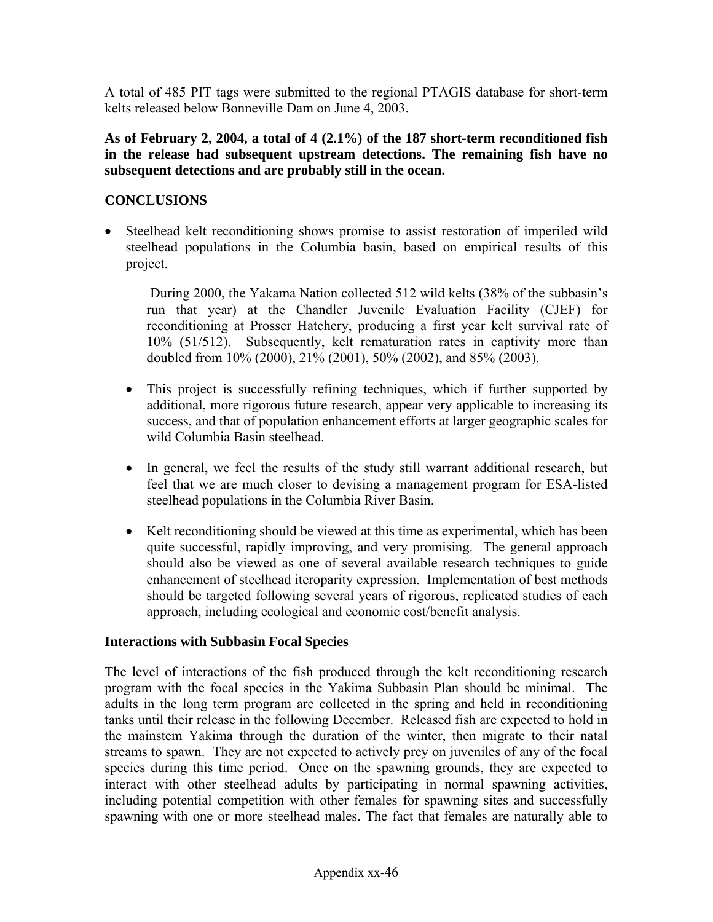A total of 485 PIT tags were submitted to the regional PTAGIS database for short-term kelts released below Bonneville Dam on June 4, 2003.

**As of February 2, 2004, a total of 4 (2.1%) of the 187 short-term reconditioned fish in the release had subsequent upstream detections. The remaining fish have no subsequent detections and are probably still in the ocean.**

## CONCLUSIONS

- Steelhead kelt reconditioning shows promise to assist restoration of imperiled wild steelhead populations in the Columbia basin, based on empirical results of this project.

  During 2000, the Yakama Nation collected 512 wild kelts (38% of the subbasin's run that year) at the Chandler Juvenile Evaluation Facility (CJEF) for reconditioning at Prosser Hatchery, producing a first year kelt survival rate of 10% (51/512). Subsequently, kelt rematuration rates in captivity more than doubled from 10% (2000), 21% (2001), 50% (2002), and 85% (2003).

  - This project is successfully refining techniques, which if further supported by additional, more rigorous future research, appear very applicable to increasing its success, and that of population enhancement efforts at larger geographic scales for wild Columbia Basin steelhead.

  - In general, we feel the results of the study still warrant additional research, but feel that we are much closer to devising a management program for ESA-listed steelhead populations in the Columbia River Basin.

  - Kelt reconditioning should be viewed at this time as experimental, which has been quite successful, rapidly improving, and very promising. The general approach should also be viewed as one of several available research techniques to guide enhancement of steelhead iteroparity expression. Implementation of best methods should be targeted following several years of rigorous, replicated studies of each approach, including ecological and economic cost/benefit analysis.

### Interactions with Subbasin Focal Species

The level of interactions of the fish produced through the kelt reconditioning research program with the focal species in the Yakima Subbasin Plan should be minimal. The adults in the long term program are collected in the spring and held in reconditioning tanks until their release in the following December. Released fish are expected to hold in the mainstem Yakima through the duration of the winter, then migrate to their natal streams to spawn. They are not expected to actively prey on juveniles of any of the focal species during this time period. Once on the spawning grounds, they are expected to interact with other steelhead adults by participating in normal spawning activities, including potential competition with other females for spawning sites and successfully spawning with one or more steelhead males. The fact that females are naturally able to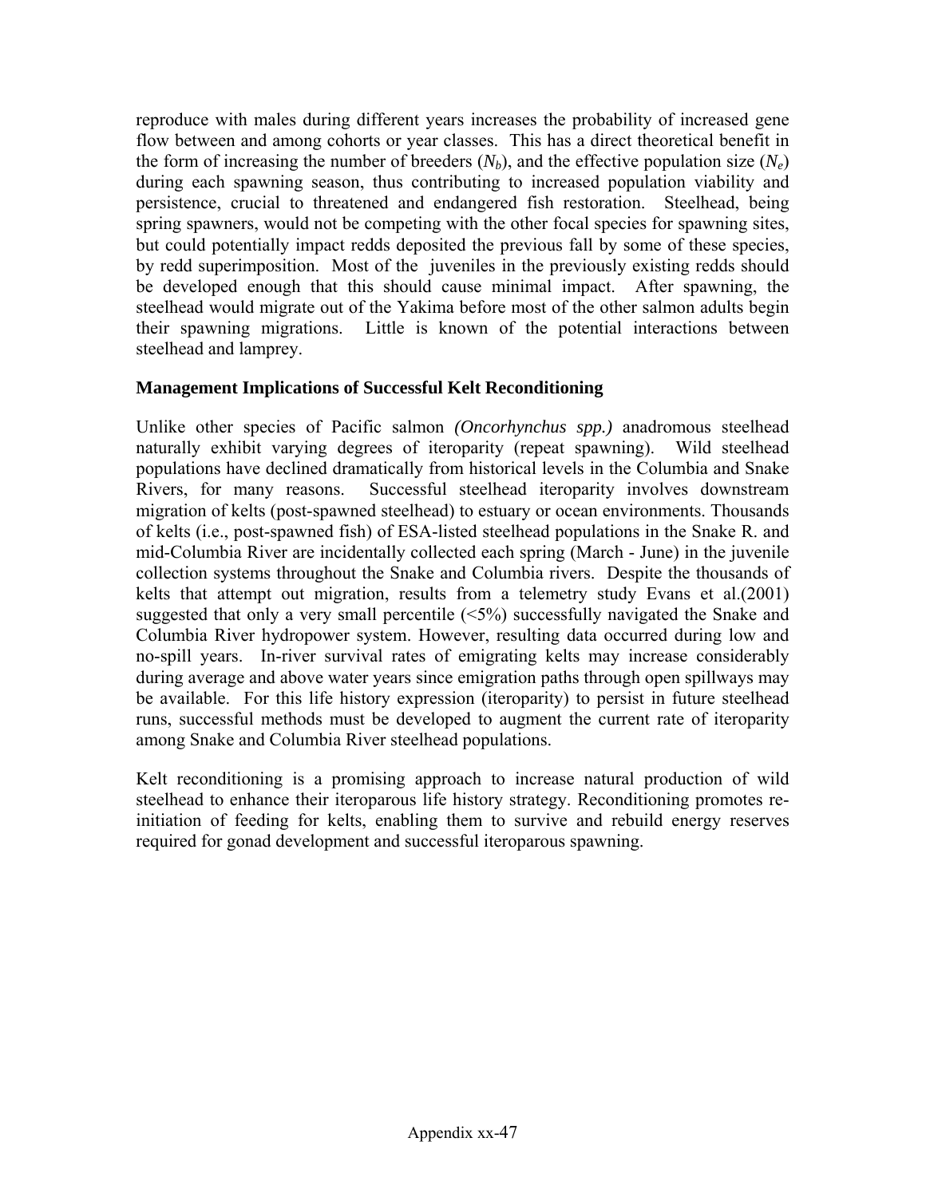reproduce with males during different years increases the probability of increased gene flow between and among cohorts or year classes. This has a direct theoretical benefit in the form of increasing the number of breeders ($N_b$), and the effective population size ($N_e$) during each spawning season, thus contributing to increased population viability and persistence, crucial to threatened and endangered fish restoration. Steelhead, being spring spawners, would not be competing with the other focal species for spawning sites, but could potentially impact redds deposited the previous fall by some of these species, by redd superimposition. Most of the juveniles in the previously existing redds should be developed enough that this should cause minimal impact. After spawning, the steelhead would migrate out of the Yakima before most of the other salmon adults begin their spawning migrations. Little is known of the potential interactions between steelhead and lamprey.

**Management Implications of Successful Kelt Reconditioning**

Unlike other species of Pacific salmon *(Oncorhynchus spp.)* anadromous steelhead naturally exhibit varying degrees of iteroparity (repeat spawning). Wild steelhead populations have declined dramatically from historical levels in the Columbia and Snake Rivers, for many reasons. Successful steelhead iteroparity involves downstream migration of kelts (post-spawned steelhead) to estuary or ocean environments. Thousands of kelts (i.e., post-spawned fish) of ESA-listed steelhead populations in the Snake R. and mid-Columbia River are incidentally collected each spring (March - June) in the juvenile collection systems throughout the Snake and Columbia rivers. Despite the thousands of kelts that attempt out migration, results from a telemetry study Evans et al.(2001) suggested that only a very small percentile (<5%) successfully navigated the Snake and Columbia River hydropower system. However, resulting data occurred during low and no-spill years. In-river survival rates of emigrating kelts may increase considerably during average and above water years since emigration paths through open spillways may be available. For this life history expression (iteroparity) to persist in future steelhead runs, successful methods must be developed to augment the current rate of iteroparity among Snake and Columbia River steelhead populations.

Kelt reconditioning is a promising approach to increase natural production of wild steelhead to enhance their iteroparous life history strategy. Reconditioning promotes re-initiation of feeding for kelts, enabling them to survive and rebuild energy reserves required for gonad development and successful iteroparous spawning.